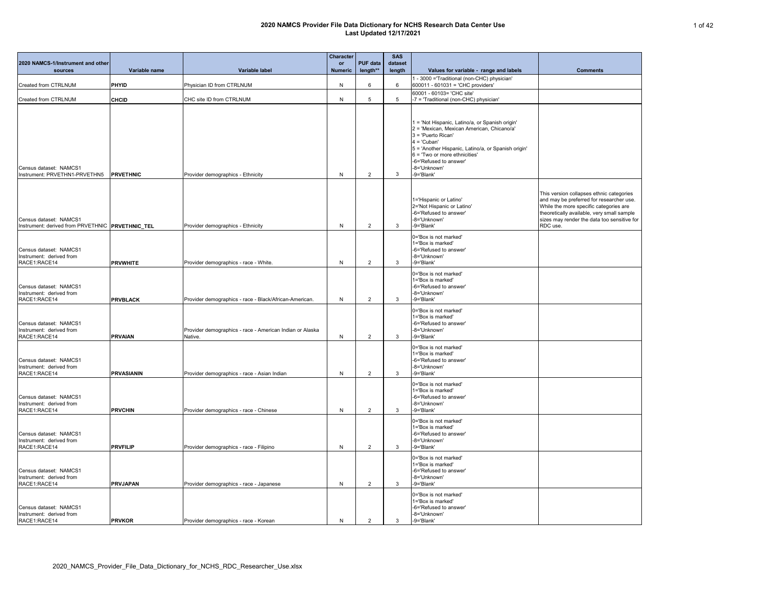# 2020 NAMCS Provider File Data Dictionary for NCHS Research Data Center Use
## Last Updated 12/17/2021

| 2020 NAMCS-1/Instrument and other sources | Variable name | Variable label | Character or Numeric | PUF data length** | SAS dataset length | Values for variable - range and labels | Comments |
|---|---|---|---|---|---|---|---|
| Created from CTRLNUM | **PHYID** | Physician ID from CTRLNUM | N | 6 | 6 | 1 - 3000 ='Traditional (non-CHC) physician'<br>600011 - 601031 = 'CHC providers' | |
| Created from CTRLNUM | **CHCID** | CHC site ID from CTRLNUM | N | 5 | 5 | 60001 - 60103= 'CHC site'<br>-7 = 'Traditional (non-CHC) physician' | |
| Census dataset: NAMCS1<br>Instrument: PRVETHN1-PRVETHN5 | **PRVETHNIC** | Provider demographics - Ethnicity | N | 2 | 3 | 1 = 'Not Hispanic, Latino/a, or Spanish origin'<br>2 = 'Mexican, Mexican American, Chicano/a'<br>3 = 'Puerto Rican'<br>4 = 'Cuban'<br>5 = 'Another Hispanic, Latino/a, or Spanish origin'<br>6 = 'Two or more ethnicities'<br>-6='Refused to answer'<br>-8='Unknown'<br>-9='Blank' | |
| Census dataset: NAMCS1<br>Instrument: derived from PRVETHNIC | **PRVETHNIC_TEL** | Provider demographics - Ethnicity | N | 2 | 3 | 1='Hispanic or Latino'<br>2='Not Hispanic or Latino'<br>-6='Refused to answer'<br>-8='Unknown'<br>-9='Blank' | This version collapses ethnic categories and may be preferred for researcher use. While the more specific categories are theoretically available, very small sample sizes may render the data too sensitive for RDC use. |
| Census dataset: NAMCS1<br>Instrument: derived from RACE1:RACE14 | **PRVWHITE** | Provider demographics - race - White. | N | 2 | 3 | 0='Box is not marked'<br>1='Box is marked'<br>-6='Refused to answer'<br>-8='Unknown'<br>-9='Blank' | |
| Census dataset: NAMCS1<br>Instrument: derived from RACE1:RACE14 | **PRVBLACK** | Provider demographics - race - Black/African-American. | N | 2 | 3 | 0='Box is not marked'<br>1='Box is marked'<br>-6='Refused to answer'<br>-8='Unknown'<br>-9='Blank' | |
| Census dataset: NAMCS1<br>Instrument: derived from RACE1:RACE14 | **PRVAIAN** | Provider demographics - race - American Indian or Alaska Native. | N | 2 | 3 | 0='Box is not marked'<br>1='Box is marked'<br>-6='Refused to answer'<br>-8='Unknown'<br>-9='Blank' | |
| Census dataset: NAMCS1<br>Instrument: derived from RACE1:RACE14 | **PRVASIANIN** | Provider demographics - race - Asian Indian | N | 2 | 3 | 0='Box is not marked'<br>1='Box is marked'<br>-6='Refused to answer'<br>-8='Unknown'<br>-9='Blank' | |
| Census dataset: NAMCS1<br>Instrument: derived from RACE1:RACE14 | **PRVCHIN** | Provider demographics - race - Chinese | N | 2 | 3 | 0='Box is not marked'<br>1='Box is marked'<br>-6='Refused to answer'<br>-8='Unknown'<br>-9='Blank' | |
| Census dataset: NAMCS1<br>Instrument: derived from RACE1:RACE14 | **PRVFILIP** | Provider demographics - race - Filipino | N | 2 | 3 | 0='Box is not marked'<br>1='Box is marked'<br>-6='Refused to answer'<br>-8='Unknown'<br>-9='Blank' | |
| Census dataset: NAMCS1<br>Instrument: derived from RACE1:RACE14 | **PRVJAPAN** | Provider demographics - race - Japanese | N | 2 | 3 | 0='Box is not marked'<br>1='Box is marked'<br>-6='Refused to answer'<br>-8='Unknown'<br>-9='Blank' | |
| Census dataset: NAMCS1<br>Instrument: derived from RACE1:RACE14 | **PRVKOR** | Provider demographics - race - Korean | N | 2 | 3 | 0='Box is not marked'<br>1='Box is marked'<br>-6='Refused to answer'<br>-8='Unknown'<br>-9='Blank' | |

2020_NAMCS_Provider_File_Data_Dictionary_for_NCHS_RDC_Researcher_Use.xlsx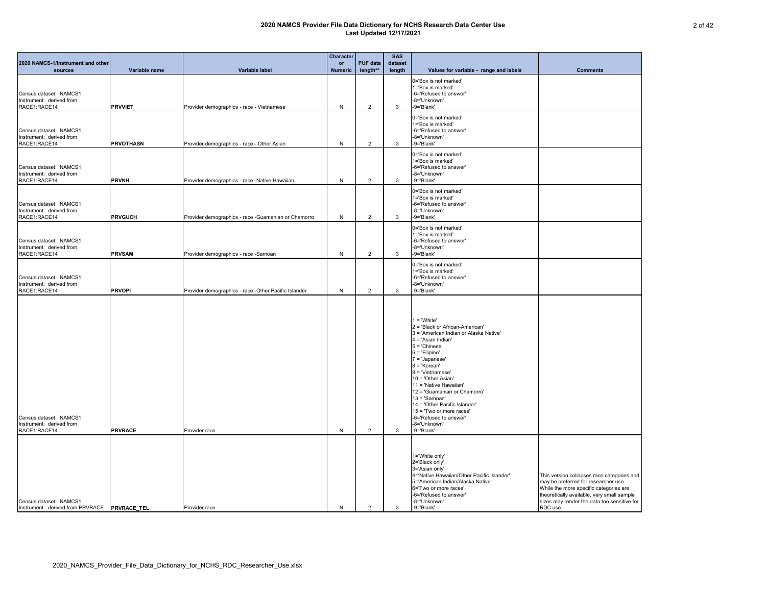| 2020 NAMCS-1/Instrument and other sources | Variable name | Variable label | Character or Numeric | PUF data length** | SAS dataset length | Values for variable - range and labels | Comments |
|---|---|---|---|---|---|---|---|
| Census dataset: NAMCS1 Instrument: derived from RACE1:RACE14 | **PRVVIET** | Provider demographics - race - Vietnamese | N | 2 | 3 | 0='Box is not marked' 1='Box is marked' -6='Refused to answer' -8='Unknown' -9='Blank' | |
| Census dataset: NAMCS1 Instrument: derived from RACE1:RACE14 | **PRVOTHASN** | Provider demographics - race - Other Asian | N | 2 | 3 | 0='Box is not marked' 1='Box is marked' -6='Refused to answer' -8='Unknown' -9='Blank' | |
| Census dataset: NAMCS1 Instrument: derived from RACE1:RACE14 | **PRVNH** | Provider demographics - race -Native Hawaiian | N | 2 | 3 | 0='Box is not marked' 1='Box is marked' -6='Refused to answer' -8='Unknown' -9='Blank' | |
| Census dataset: NAMCS1 Instrument: derived from RACE1:RACE14 | **PRVGUCH** | Provider demographics - race -Guamanian or Chamorro | N | 2 | 3 | 0='Box is not marked' 1='Box is marked' -6='Refused to answer' -8='Unknown' -9='Blank' | |
| Census dataset: NAMCS1 Instrument: derived from RACE1:RACE14 | **PRVSAM** | Provider demographics - race -Samoan | N | 2 | 3 | 0='Box is not marked' 1='Box is marked' -6='Refused to answer' -8='Unknown' -9='Blank' | |
| Census dataset: NAMCS1 Instrument: derived from RACE1:RACE14 | **PRVOPI** | Provider demographics - race -Other Pacific Islander | N | 2 | 3 | 0='Box is not marked' 1='Box is marked' -6='Refused to answer' -8='Unknown' -9='Blank' | |
| Census dataset: NAMCS1 Instrument: derived from RACE1:RACE14 | **PRVRACE** | Provider race | N | 2 | 3 | 1 = 'White' 2 = 'Black or African-American' 3 = 'American Indian or Alaska Native' 4 = 'Asian Indian' 5 = 'Chinese' 6 = 'Filipino' 7 = 'Japanese' 8 = 'Korean' 9 = 'Vietnamese' 10 = 'Other Asian' 11 = 'Native Hawaiian' 12 = 'Guamanian or Chamorro' 13 = 'Samoan' 14 = 'Other Pacific Islander' 15 = 'Two or more races' -6='Refused to answer' -8='Unknown' -9='Blank' | |
| Census dataset: NAMCS1 Instrument: derived from PRVRACE | **PRVRACE_TEL** | Provider race | N | 2 | 3 | 1='White only' 2='Black only' 3='Asian only' 4='Native Hawaiian/Other Pacific Islander' 5='American Indian/Alaska Native' 6='Two or more races' -6='Refused to answer' -8='Unknown' -9='Blank' | This version collapses race categories and may be preferred for researcher use. While the more specific categories are theoretically available, very small sample sizes may render the data too sensitive for RDC use. |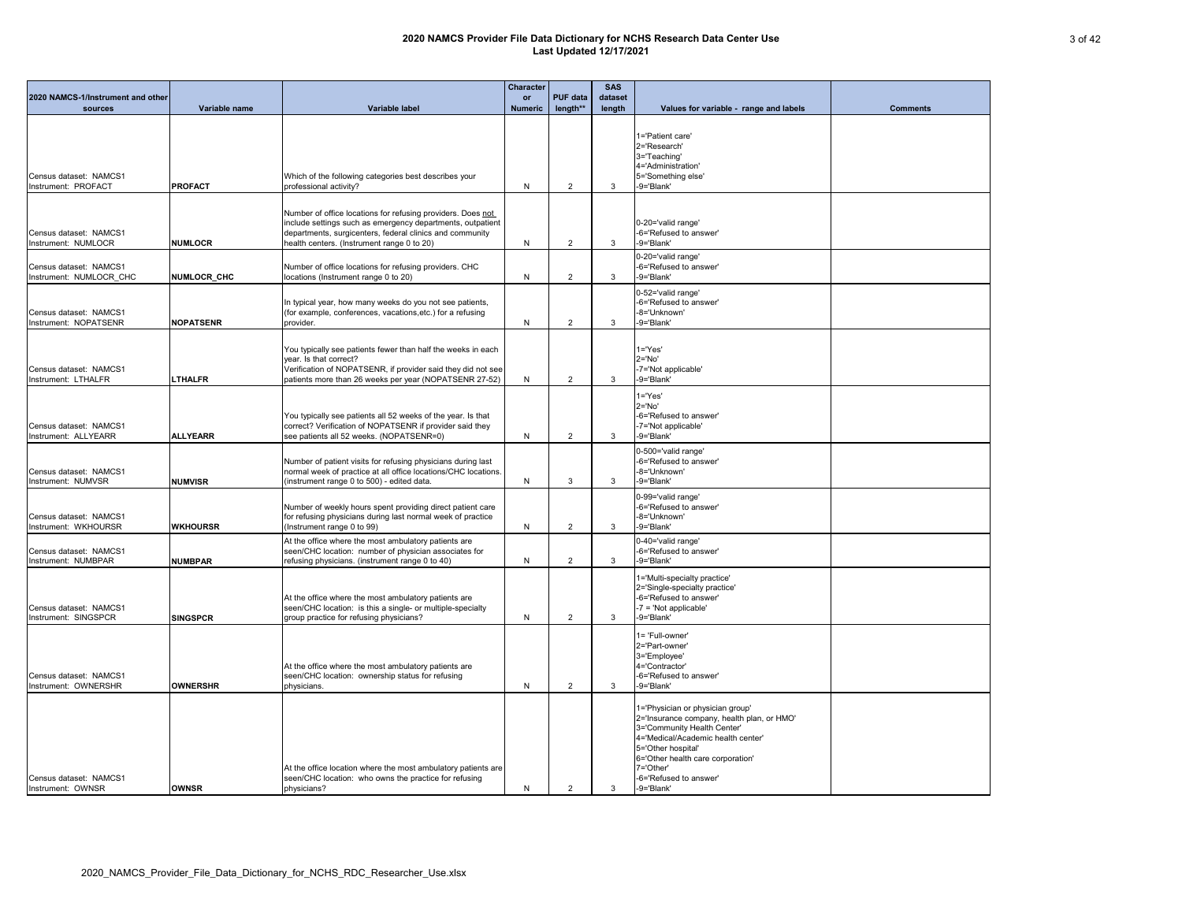| 2020 NAMCS-1/Instrument and other sources | Variable name | Variable label | Character or Numeric | PUF data length** | SAS dataset length | Values for variable - range and labels | Comments |
|---|---|---|---|---|---|---|---|
| Census dataset: NAMCS1 Instrument: PROFACT | **PROFACT** | Which of the following categories best describes your professional activity? | N | 2 | 3 | 1='Patient care'<br>2='Research'<br>3='Teaching'<br>4='Administration'<br>5='Something else'<br>-9='Blank' | |
| Census dataset: NAMCS1 Instrument: NUMLOCR | **NUMLOCR** | Number of office locations for refusing providers. Does not include settings such as emergency departments, outpatient departments, surgicenters, federal clinics and community health centers. (Instrument range 0 to 20) | N | 2 | 3 | 0-20='valid range'<br>-6='Refused to answer'<br>-9='Blank' | |
| Census dataset: NAMCS1 Instrument: NUMLOCR_CHC | **NUMLOCR_CHC** | Number of office locations for refusing providers. CHC locations (Instrument range 0 to 20) | N | 2 | 3 | 0-20='valid range'<br>-6='Refused to answer'<br>-9='Blank' | |
| Census dataset: NAMCS1 Instrument: NOPATSENR | **NOPATSENR** | In typical year, how many weeks do you not see patients, (for example, conferences, vacations,etc.) for a refusing provider. | N | 2 | 3 | 0-52='valid range'<br>-6='Refused to answer'<br>-8='Unknown'<br>-9='Blank' | |
| Census dataset: NAMCS1 Instrument: LTHALFR | **LTHALFR** | You typically see patients fewer than half the weeks in each year. Is that correct?<br>Verification of NOPATSENR, if provider said they did not see patients more than 26 weeks per year (NOPATSENR 27-52) | N | 2 | 3 | 1='Yes'<br>2='No'<br>-7='Not applicable'<br>-9='Blank' | |
| Census dataset: NAMCS1 Instrument: ALLYEARR | **ALLYEARR** | You typically see patients all 52 weeks of the year. Is that correct? Verification of NOPATSENR if provider said they see patients all 52 weeks. (NOPATSENR=0) | N | 2 | 3 | 1='Yes'<br>2='No'<br>-6='Refused to answer'<br>-7='Not applicable'<br>-9='Blank' | |
| Census dataset: NAMCS1 Instrument: NUMVSR | **NUMVISR** | Number of patient visits for refusing physicians during last normal week of practice at all office locations/CHC locations. (instrument range 0 to 500) - edited data. | N | 3 | 3 | 0-500='valid range'<br>-6='Refused to answer'<br>-8='Unknown'<br>-9='Blank' | |
| Census dataset: NAMCS1 Instrument: WKHOURSR | **WKHOURSR** | Number of weekly hours spent providing direct patient care for refusing physicians during last normal week of practice (Instrument range 0 to 99) | N | 2 | 3 | 0-99='valid range'<br>-6='Refused to answer'<br>-8='Unknown'<br>-9='Blank' | |
| Census dataset: NAMCS1 Instrument: NUMBPAR | **NUMBPAR** | At the office where the most ambulatory patients are seen/CHC location: number of physician associates for refusing physicians. (instrument range 0 to 40) | N | 2 | 3 | 0-40='valid range'<br>-6='Refused to answer'<br>-9='Blank' | |
| Census dataset: NAMCS1 Instrument: SINGSPCR | **SINGSPCR** | At the office where the most ambulatory patients are seen/CHC location: is this a single- or multiple-specialty group practice for refusing physicians? | N | 2 | 3 | 1='Multi-specialty practice'<br>2='Single-specialty practice'<br>-6='Refused to answer'<br>-7 = 'Not applicable'<br>-9='Blank' | |
| Census dataset: NAMCS1 Instrument: OWNERSHR | **OWNERSHR** | At the office where the most ambulatory patients are seen/CHC location: ownership status for refusing physicians. | N | 2 | 3 | 1= 'Full-owner'<br>2='Part-owner'<br>3='Employee'<br>4='Contractor'<br>-6='Refused to answer'<br>-9='Blank' | |
| Census dataset: NAMCS1 Instrument: OWNSR | **OWNSR** | At the office location where the most ambulatory patients are seen/CHC location: who owns the practice for refusing physicians? | N | 2 | 3 | 1='Physician or physician group'<br>2='Insurance company, health plan, or HMO'<br>3='Community Health Center'<br>4='Medical/Academic health center'<br>5='Other hospital'<br>6='Other health care corporation'<br>7='Other'<br>-6='Refused to answer'<br>-9='Blank' | |

2020_NAMCS_Provider_File_Data_Dictionary_for_NCHS_RDC_Researcher_Use.xlsx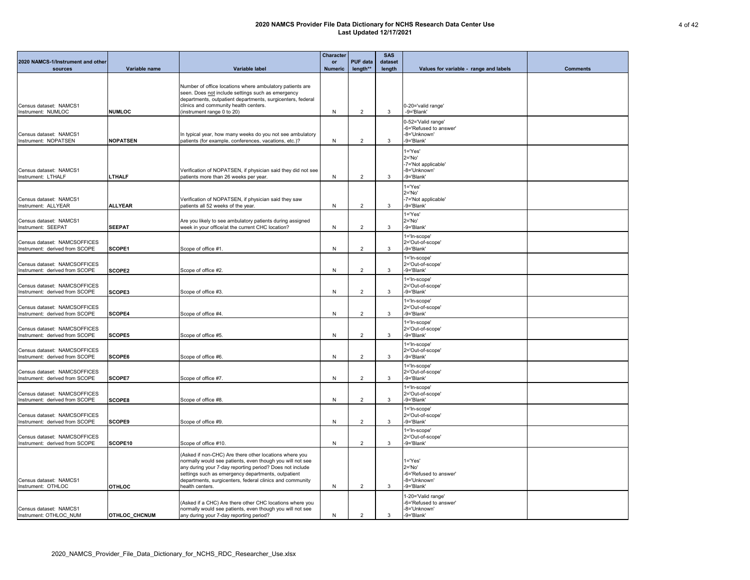| 2020 NAMCS-1/Instrument and other sources | Variable name | Variable label | Character or Numeric | PUF data length** | SAS dataset length | Values for variable - range and labels | Comments |
|---|---|---|---|---|---|---|---|
| Census dataset: NAMCS1<br>Instrument: NUMLOC | **NUMLOC** | Number of office locations where ambulatory patients are seen. Does not include settings such as emergency departments, outpatient departments, surgicenters, federal clinics and community health centers.<br>(instrument range 0 to 20) | N | 2 | 3 | 0-20='valid range'<br>-9='Blank' | |
| Census dataset: NAMCS1<br>Instrument: NOPATSEN | **NOPATSEN** | In typical year, how many weeks do you not see ambulatory patients (for example, conferences, vacations, etc.)? | N | 2 | 3 | 0-52='Valid range'<br>-6='Refused to answer'<br>-8='Unknown'<br>-9='Blank' | |
| Census dataset: NAMCS1<br>Instrument: LTHALF | **LTHALF** | Verification of NOPATSEN, if physician said they did not see patients more than 26 weeks per year. | N | 2 | 3 | 1='Yes'<br>2='No'<br>-7='Not applicable'<br>-8='Unknown'<br>-9='Blank' | |
| Census dataset: NAMCS1<br>Instrument: ALLYEAR | **ALLYEAR** | Verification of NOPATSEN, if physician said they saw patients all 52 weeks of the year. | N | 2 | 3 | 1='Yes'<br>2='No'<br>-7='Not applicable'<br>-9='Blank' | |
| Census dataset: NAMCS1<br>Instrument: SEEPAT | **SEEPAT** | Are you likely to see ambulatory patients during assigned week in your office/at the current CHC location? | N | 2 | 3 | 1='Yes'<br>2='No'<br>-9='Blank' | |
| Census dataset: NAMCSOFFICES<br>Instrument: derived from SCOPE | **SCOPE1** | Scope of office #1. | N | 2 | 3 | 1='In-scope'<br>2='Out-of-scope'<br>-9='Blank' | |
| Census dataset: NAMCSOFFICES<br>Instrument: derived from SCOPE | **SCOPE2** | Scope of office #2. | N | 2 | 3 | 1='In-scope'<br>2='Out-of-scope'<br>-9='Blank' | |
| Census dataset: NAMCSOFFICES<br>Instrument: derived from SCOPE | **SCOPE3** | Scope of office #3. | N | 2 | 3 | 1='In-scope'<br>2='Out-of-scope'<br>-9='Blank' | |
| Census dataset: NAMCSOFFICES<br>Instrument: derived from SCOPE | **SCOPE4** | Scope of office #4. | N | 2 | 3 | 1='In-scope'<br>2='Out-of-scope'<br>-9='Blank' | |
| Census dataset: NAMCSOFFICES<br>Instrument: derived from SCOPE | **SCOPE5** | Scope of office #5. | N | 2 | 3 | 1='In-scope'<br>2='Out-of-scope'<br>-9='Blank' | |
| Census dataset: NAMCSOFFICES<br>Instrument: derived from SCOPE | **SCOPE6** | Scope of office #6. | N | 2 | 3 | 1='In-scope'<br>2='Out-of-scope'<br>-9='Blank' | |
| Census dataset: NAMCSOFFICES<br>Instrument: derived from SCOPE | **SCOPE7** | Scope of office #7. | N | 2 | 3 | 1='In-scope'<br>2='Out-of-scope'<br>-9='Blank' | |
| Census dataset: NAMCSOFFICES<br>Instrument: derived from SCOPE | **SCOPE8** | Scope of office #8. | N | 2 | 3 | 1='In-scope'<br>2='Out-of-scope'<br>-9='Blank' | |
| Census dataset: NAMCSOFFICES<br>Instrument: derived from SCOPE | **SCOPE9** | Scope of office #9. | N | 2 | 3 | 1='In-scope'<br>2='Out-of-scope'<br>-9='Blank' | |
| Census dataset: NAMCSOFFICES<br>Instrument: derived from SCOPE | **SCOPE10** | Scope of office #10. | N | 2 | 3 | 1='In-scope'<br>2='Out-of-scope'<br>-9='Blank' | |
| Census dataset: NAMCS1<br>Instrument: OTHLOC | **OTHLOC** | (Asked if non-CHC) Are there other locations where you normally would see patients, even though you will not see any during your 7-day reporting period? Does not include settings such as emergency departments, outpatient departments, surgicenters, federal clinics and community health centers. | N | 2 | 3 | 1='Yes'<br>2='No'<br>-6='Refused to answer'<br>-8='Unknown'<br>-9='Blank' | |
| Census dataset: NAMCS1<br>Instrument: OTHLOC_NUM | **OTHLOC_CHCNUM** | (Asked if a CHC) Are there other CHC locations where you normally would see patients, even though you will not see any during your 7-day reporting period? | N | 2 | 3 | 1-20='Valid range'<br>-6='Refused to answer'<br>-8='Unknown'<br>-9='Blank' | |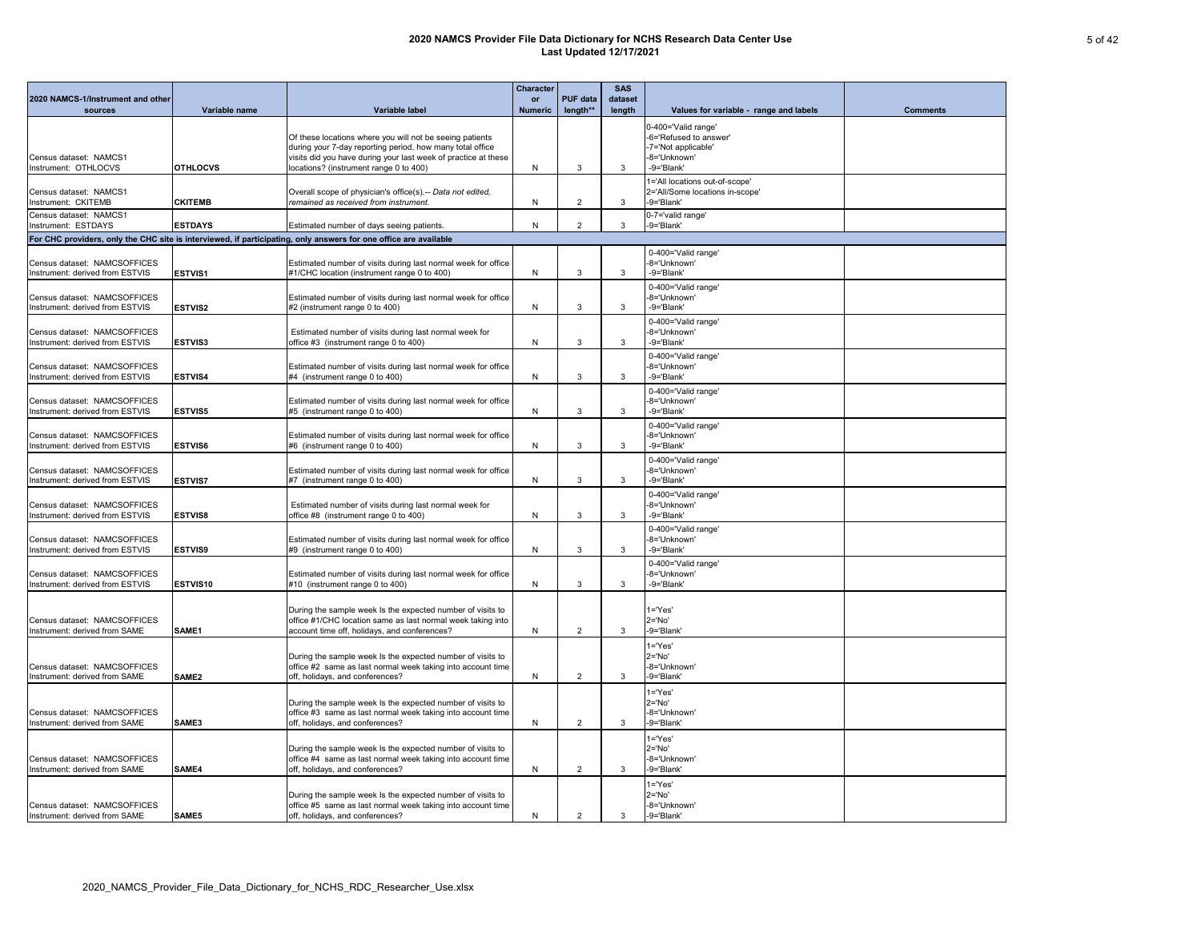| 2020 NAMCS-1/Instrument and other sources | Variable name | Variable label | Character or Numeric | PUF data length** | SAS dataset length | Values for variable - range and labels | Comments |
|---|---|---|---|---|---|---|---|
| Census dataset: NAMCS1 Instrument: OTHLOCVS | **OTHLOCVS** | Of these locations where you will not be seeing patients during your 7-day reporting period, how many total office visits did you have during your last week of practice at these locations? (instrument range 0 to 400) | N | 3 | 3 | 0-400='Valid range' -6='Refused to answer' -7='Not applicable' -8='Unknown' -9='Blank' | |
| Census dataset: NAMCS1 Instrument: CKITEMB | **CKITEMB** | Overall scope of physician's office(s).-- *Data not edited, remained as received from instrument.* | N | 2 | 3 | 1='All locations out-of-scope' 2='All/Some locations in-scope' -9='Blank' | |
| Census dataset: NAMCS1 Instrument: ESTDAYS | **ESTDAYS** | Estimated number of days seeing patients. | N | 2 | 3 | 0-7='valid range' -9='Blank' | |
| **For CHC providers, only the CHC site is interviewed, if participating, only answers for one office are available** | | | | | | | |
| Census dataset: NAMCSOFFICES Instrument: derived from ESTVIS | **ESTVIS1** | Estimated number of visits during last normal week for office #1/CHC location (instrument range 0 to 400) | N | 3 | 3 | 0-400='Valid range' -8='Unknown' -9='Blank' | |
| Census dataset: NAMCSOFFICES Instrument: derived from ESTVIS | **ESTVIS2** | Estimated number of visits during last normal week for office #2 (instrument range 0 to 400) | N | 3 | 3 | 0-400='Valid range' -8='Unknown' -9='Blank' | |
| Census dataset: NAMCSOFFICES Instrument: derived from ESTVIS | **ESTVIS3** | Estimated number of visits during last normal week for office #3 (instrument range 0 to 400) | N | 3 | 3 | 0-400='Valid range' -8='Unknown' -9='Blank' | |
| Census dataset: NAMCSOFFICES Instrument: derived from ESTVIS | **ESTVIS4** | Estimated number of visits during last normal week for office #4 (instrument range 0 to 400) | N | 3 | 3 | 0-400='Valid range' -8='Unknown' -9='Blank' | |
| Census dataset: NAMCSOFFICES Instrument: derived from ESTVIS | **ESTVIS5** | Estimated number of visits during last normal week for office #5 (instrument range 0 to 400) | N | 3 | 3 | 0-400='Valid range' -8='Unknown' -9='Blank' | |
| Census dataset: NAMCSOFFICES Instrument: derived from ESTVIS | **ESTVIS6** | Estimated number of visits during last normal week for office #6 (instrument range 0 to 400) | N | 3 | 3 | 0-400='Valid range' -8='Unknown' -9='Blank' | |
| Census dataset: NAMCSOFFICES Instrument: derived from ESTVIS | **ESTVIS7** | Estimated number of visits during last normal week for office #7 (instrument range 0 to 400) | N | 3 | 3 | 0-400='Valid range' -8='Unknown' -9='Blank' | |
| Census dataset: NAMCSOFFICES Instrument: derived from ESTVIS | **ESTVIS8** | Estimated number of visits during last normal week for office #8 (instrument range 0 to 400) | N | 3 | 3 | 0-400='Valid range' -8='Unknown' -9='Blank' | |
| Census dataset: NAMCSOFFICES Instrument: derived from ESTVIS | **ESTVIS9** | Estimated number of visits during last normal week for office #9 (instrument range 0 to 400) | N | 3 | 3 | 0-400='Valid range' -8='Unknown' -9='Blank' | |
| Census dataset: NAMCSOFFICES Instrument: derived from ESTVIS | **ESTVIS10** | Estimated number of visits during last normal week for office #10 (instrument range 0 to 400) | N | 3 | 3 | 0-400='Valid range' -8='Unknown' -9='Blank' | |
| Census dataset: NAMCSOFFICES Instrument: derived from SAME | **SAME1** | During the sample week Is the expected number of visits to office #1/CHC location same as last normal week taking into account time off, holidays, and conferences? | N | 2 | 3 | 1='Yes' 2='No' -9='Blank' | |
| Census dataset: NAMCSOFFICES Instrument: derived from SAME | **SAME2** | During the sample week Is the expected number of visits to office #2 same as last normal week taking into account time off, holidays, and conferences? | N | 2 | 3 | 1='Yes' 2='No' -8='Unknown' -9='Blank' | |
| Census dataset: NAMCSOFFICES Instrument: derived from SAME | **SAME3** | During the sample week Is the expected number of visits to office #3 same as last normal week taking into account time off, holidays, and conferences? | N | 2 | 3 | 1='Yes' 2='No' -8='Unknown' -9='Blank' | |
| Census dataset: NAMCSOFFICES Instrument: derived from SAME | **SAME4** | During the sample week Is the expected number of visits to office #4 same as last normal week taking into account time off, holidays, and conferences? | N | 2 | 3 | 1='Yes' 2='No' -8='Unknown' -9='Blank' | |
| Census dataset: NAMCSOFFICES Instrument: derived from SAME | **SAME5** | During the sample week Is the expected number of visits to office #5 same as last normal week taking into account time off, holidays, and conferences? | N | 2 | 3 | 1='Yes' 2='No' -8='Unknown' -9='Blank' | |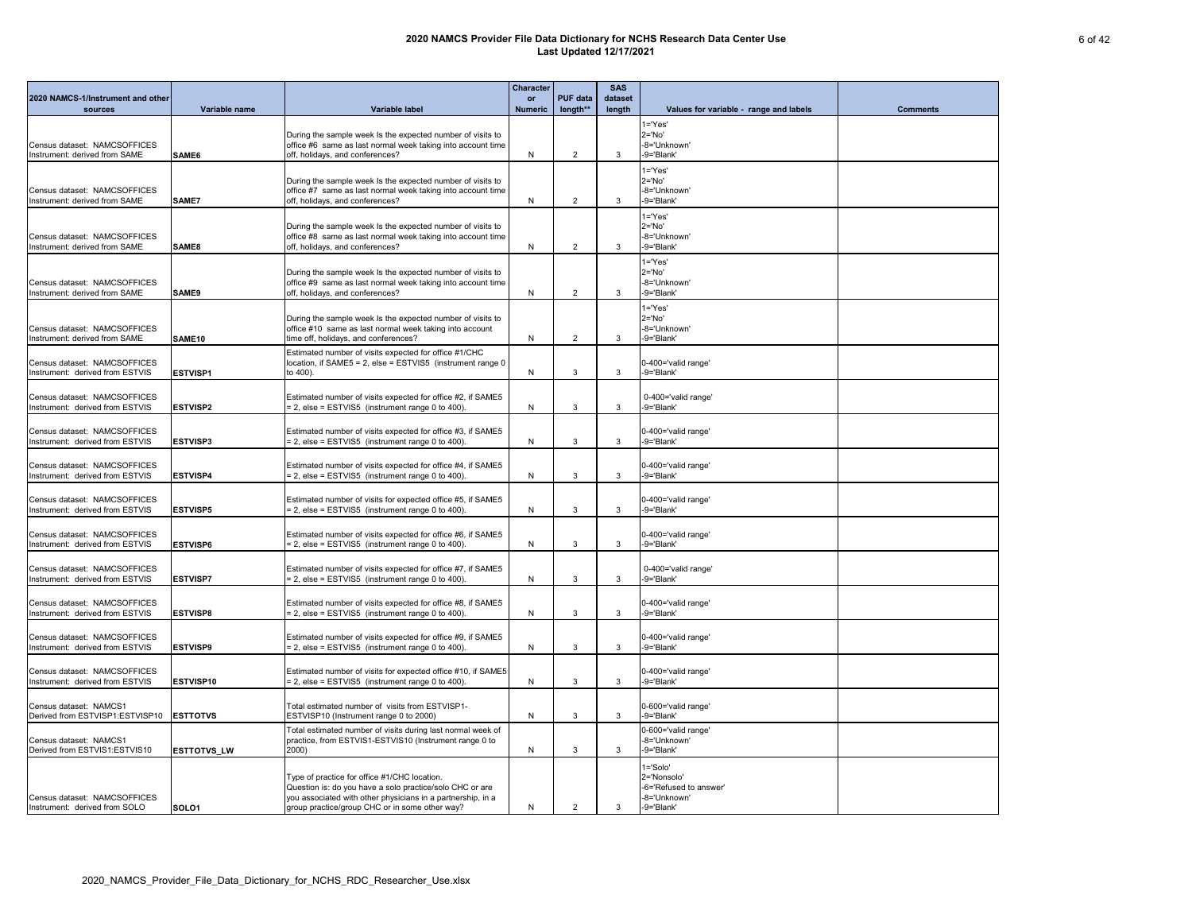| 2020 NAMCS-1/Instrument and other sources | Variable name | Variable label | Character or Numeric | PUF data length** | SAS dataset length | Values for variable - range and labels | Comments |
|---|---|---|---|---|---|---|---|
| Census dataset: NAMCSOFFICES Instrument: derived from SAME | **SAME6** | During the sample week Is the expected number of visits to office #6 same as last normal week taking into account time off, holidays, and conferences? | N | 2 | 3 | 1='Yes' 2='No' -8='Unknown' -9='Blank' | |
| Census dataset: NAMCSOFFICES Instrument: derived from SAME | **SAME7** | During the sample week Is the expected number of visits to office #7 same as last normal week taking into account time off, holidays, and conferences? | N | 2 | 3 | 1='Yes' 2='No' -8='Unknown' -9='Blank' | |
| Census dataset: NAMCSOFFICES Instrument: derived from SAME | **SAME8** | During the sample week Is the expected number of visits to office #8 same as last normal week taking into account time off, holidays, and conferences? | N | 2 | 3 | 1='Yes' 2='No' -8='Unknown' -9='Blank' | |
| Census dataset: NAMCSOFFICES Instrument: derived from SAME | **SAME9** | During the sample week Is the expected number of visits to office #9 same as last normal week taking into account time off, holidays, and conferences? | N | 2 | 3 | 1='Yes' 2='No' -8='Unknown' -9='Blank' | |
| Census dataset: NAMCSOFFICES Instrument: derived from SAME | **SAME10** | During the sample week Is the expected number of visits to office #10 same as last normal week taking into account time off, holidays, and conferences? | N | 2 | 3 | 1='Yes' 2='No' -8='Unknown' -9='Blank' | |
| Census dataset: NAMCSOFFICES Instrument: derived from ESTVIS | **ESTVISP1** | Estimated number of visits expected for office #1/CHC location, if SAME5 = 2, else = ESTVIS5 (instrument range 0 to 400). | N | 3 | 3 | 0-400='valid range' -9='Blank' | |
| Census dataset: NAMCSOFFICES Instrument: derived from ESTVIS | **ESTVISP2** | Estimated number of visits expected for office #2, if SAME5 = 2, else = ESTVIS5 (instrument range 0 to 400). | N | 3 | 3 | 0-400='valid range' -9='Blank' | |
| Census dataset: NAMCSOFFICES Instrument: derived from ESTVIS | **ESTVISP3** | Estimated number of visits expected for office #3, if SAME5 = 2, else = ESTVIS5 (instrument range 0 to 400). | N | 3 | 3 | 0-400='valid range' -9='Blank' | |
| Census dataset: NAMCSOFFICES Instrument: derived from ESTVIS | **ESTVISP4** | Estimated number of visits expected for office #4, if SAME5 = 2, else = ESTVIS5 (instrument range 0 to 400). | N | 3 | 3 | 0-400='valid range' -9='Blank' | |
| Census dataset: NAMCSOFFICES Instrument: derived from ESTVIS | **ESTVISP5** | Estimated number of visits for expected office #5, if SAME5 = 2, else = ESTVIS5 (instrument range 0 to 400). | N | 3 | 3 | 0-400='valid range' -9='Blank' | |
| Census dataset: NAMCSOFFICES Instrument: derived from ESTVIS | **ESTVISP6** | Estimated number of visits expected for office #6, if SAME5 = 2, else = ESTVIS5 (instrument range 0 to 400). | N | 3 | 3 | 0-400='valid range' -9='Blank' | |
| Census dataset: NAMCSOFFICES Instrument: derived from ESTVIS | **ESTVISP7** | Estimated number of visits expected for office #7, if SAME5 = 2, else = ESTVIS5 (instrument range 0 to 400). | N | 3 | 3 | 0-400='valid range' -9='Blank' | |
| Census dataset: NAMCSOFFICES Instrument: derived from ESTVIS | **ESTVISP8** | Estimated number of visits expected for office #8, if SAME5 = 2, else = ESTVIS5 (instrument range 0 to 400). | N | 3 | 3 | 0-400='valid range' -9='Blank' | |
| Census dataset: NAMCSOFFICES Instrument: derived from ESTVIS | **ESTVISP9** | Estimated number of visits expected for office #9, if SAME5 = 2, else = ESTVIS5 (instrument range 0 to 400). | N | 3 | 3 | 0-400='valid range' -9='Blank' | |
| Census dataset: NAMCSOFFICES Instrument: derived from ESTVIS | **ESTVISP10** | Estimated number of visits for expected office #10, if SAME5 = 2, else = ESTVIS5 (instrument range 0 to 400). | N | 3 | 3 | 0-400='valid range' -9='Blank' | |
| Census dataset: NAMCS1 Derived from ESTVISP1:ESTVISP10 | **ESTTOTVS** | Total estimated number of visits from ESTVISP1-ESTVISP10 (Instrument range 0 to 2000) | N | 3 | 3 | 0-600='valid range' -9='Blank' | |
| Census dataset: NAMCS1 Derived from ESTVIS1:ESTVIS10 | **ESTTOTVS_LW** | Total estimated number of visits during last normal week of practice, from ESTVIS1-ESTVIS10 (Instrument range 0 to 2000) | N | 3 | 3 | 0-600='valid range' -8='Unknown' -9='Blank' | |
| Census dataset: NAMCSOFFICES Instrument: derived from SOLO | **SOLO1** | Type of practice for office #1/CHC location. Question is: do you have a solo practice/solo CHC or are you associated with other physicians in a partnership, in a group practice/group CHC or in some other way? | N | 2 | 3 | 1='Solo' 2='Nonsolo' -6='Refused to answer' -8='Unknown' -9='Blank' | |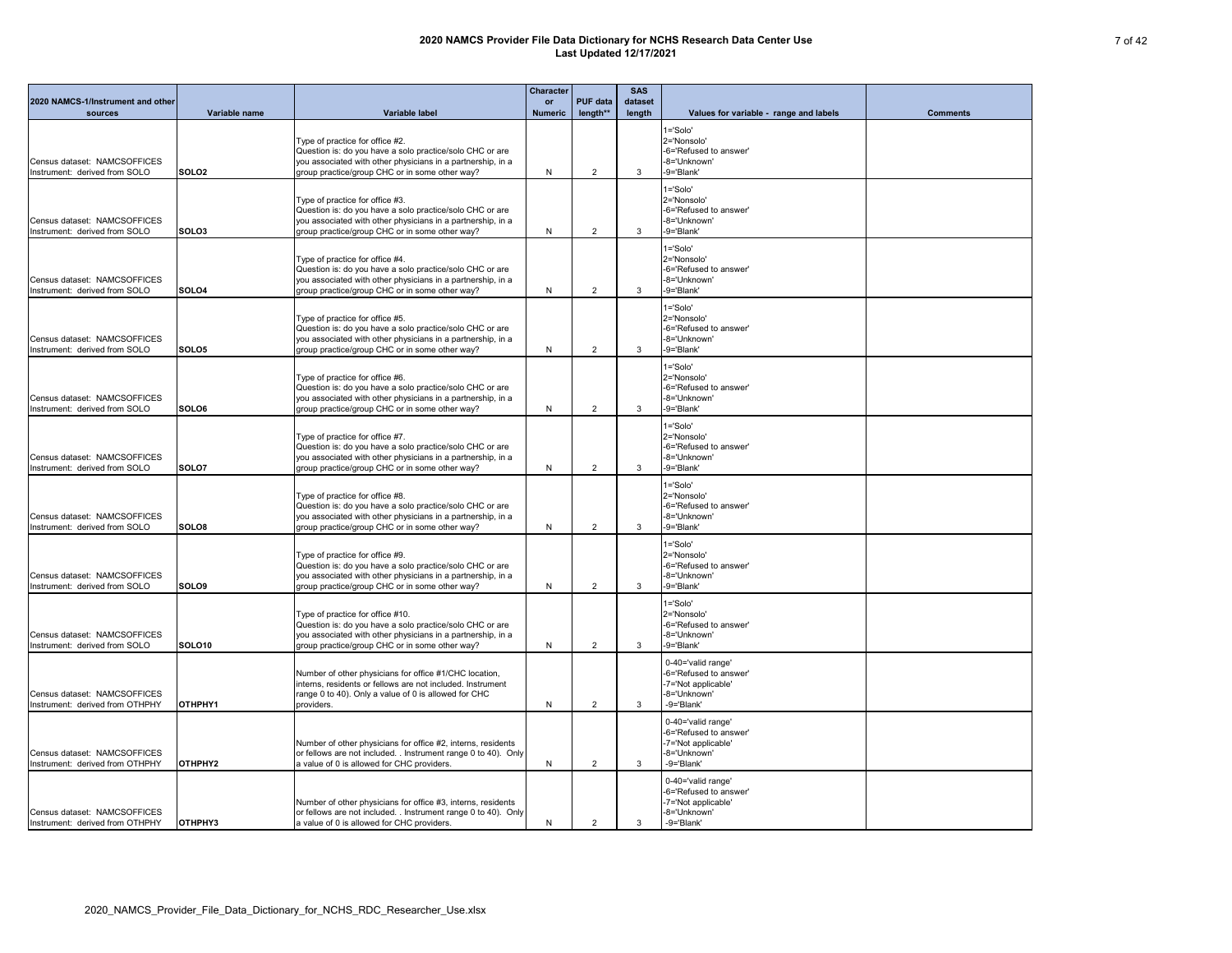| 2020 NAMCS-1/Instrument and other sources | Variable name | Variable label | Character or Numeric | PUF data length** | SAS dataset length | Values for variable - range and labels | Comments |
|---|---|---|---|---|---|---|---|
| Census dataset: NAMCSOFFICES Instrument: derived from SOLO | **SOLO2** | Type of practice for office #2. Question is: do you have a solo practice/solo CHC or are you associated with other physicians in a partnership, in a group practice/group CHC or in some other way? | N | 2 | 3 | 1='Solo' 2='Nonsolo' -6='Refused to answer' -8='Unknown' -9='Blank' | |
| Census dataset: NAMCSOFFICES Instrument: derived from SOLO | **SOLO3** | Type of practice for office #3. Question is: do you have a solo practice/solo CHC or are you associated with other physicians in a partnership, in a group practice/group CHC or in some other way? | N | 2 | 3 | 1='Solo' 2='Nonsolo' -6='Refused to answer' -8='Unknown' -9='Blank' | |
| Census dataset: NAMCSOFFICES Instrument: derived from SOLO | **SOLO4** | Type of practice for office #4. Question is: do you have a solo practice/solo CHC or are you associated with other physicians in a partnership, in a group practice/group CHC or in some other way? | N | 2 | 3 | 1='Solo' 2='Nonsolo' -6='Refused to answer' -8='Unknown' -9='Blank' | |
| Census dataset: NAMCSOFFICES Instrument: derived from SOLO | **SOLO5** | Type of practice for office #5. Question is: do you have a solo practice/solo CHC or are you associated with other physicians in a partnership, in a group practice/group CHC or in some other way? | N | 2 | 3 | 1='Solo' 2='Nonsolo' -6='Refused to answer' -8='Unknown' -9='Blank' | |
| Census dataset: NAMCSOFFICES Instrument: derived from SOLO | **SOLO6** | Type of practice for office #6. Question is: do you have a solo practice/solo CHC or are you associated with other physicians in a partnership, in a group practice/group CHC or in some other way? | N | 2 | 3 | 1='Solo' 2='Nonsolo' -6='Refused to answer' -8='Unknown' -9='Blank' | |
| Census dataset: NAMCSOFFICES Instrument: derived from SOLO | **SOLO7** | Type of practice for office #7. Question is: do you have a solo practice/solo CHC or are you associated with other physicians in a partnership, in a group practice/group CHC or in some other way? | N | 2 | 3 | 1='Solo' 2='Nonsolo' -6='Refused to answer' -8='Unknown' -9='Blank' | |
| Census dataset: NAMCSOFFICES Instrument: derived from SOLO | **SOLO8** | Type of practice for office #8. Question is: do you have a solo practice/solo CHC or are you associated with other physicians in a partnership, in a group practice/group CHC or in some other way? | N | 2 | 3 | 1='Solo' 2='Nonsolo' -6='Refused to answer' -8='Unknown' -9='Blank' | |
| Census dataset: NAMCSOFFICES Instrument: derived from SOLO | **SOLO9** | Type of practice for office #9. Question is: do you have a solo practice/solo CHC or are you associated with other physicians in a partnership, in a group practice/group CHC or in some other way? | N | 2 | 3 | 1='Solo' 2='Nonsolo' -6='Refused to answer' -8='Unknown' -9='Blank' | |
| Census dataset: NAMCSOFFICES Instrument: derived from SOLO | **SOLO10** | Type of practice for office #10. Question is: do you have a solo practice/solo CHC or are you associated with other physicians in a partnership, in a group practice/group CHC or in some other way? | N | 2 | 3 | 1='Solo' 2='Nonsolo' -6='Refused to answer' -8='Unknown' -9='Blank' | |
| Census dataset: NAMCSOFFICES Instrument: derived from OTHPHY | **OTHPHY1** | Number of other physicians for office #1/CHC location, interns, residents or fellows are not included. Instrument range 0 to 40). Only a value of 0 is allowed for CHC providers. | N | 2 | 3 | 0-40='valid range' -6='Refused to answer' -7='Not applicable' -8='Unknown' -9='Blank' | |
| Census dataset: NAMCSOFFICES Instrument: derived from OTHPHY | **OTHPHY2** | Number of other physicians for office #2, interns, residents or fellows are not included. . Instrument range 0 to 40). Only a value of 0 is allowed for CHC providers. | N | 2 | 3 | 0-40='valid range' -6='Refused to answer' -7='Not applicable' -8='Unknown' -9='Blank' | |
| Census dataset: NAMCSOFFICES Instrument: derived from OTHPHY | **OTHPHY3** | Number of other physicians for office #3, interns, residents or fellows are not included. . Instrument range 0 to 40). Only a value of 0 is allowed for CHC providers. | N | 2 | 3 | 0-40='valid range' -6='Refused to answer' -7='Not applicable' -8='Unknown' -9='Blank' | |

2020_NAMCS_Provider_File_Data_Dictionary_for_NCHS_RDC_Researcher_Use.xlsx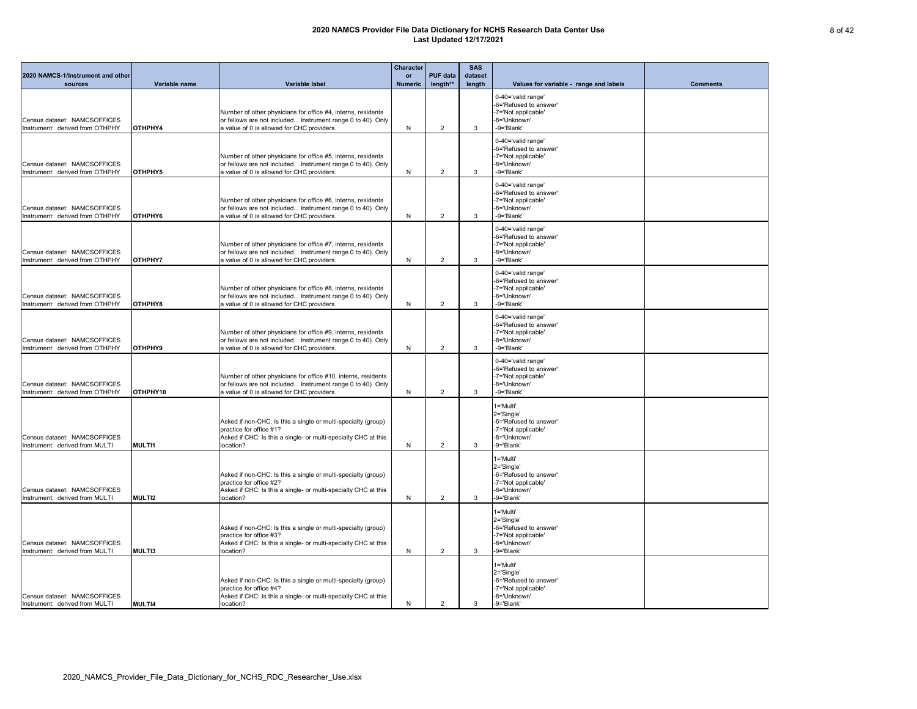| 2020 NAMCS-1/Instrument and other sources | Variable name | Variable label | Character or Numeric | PUF data length** | SAS dataset length | Values for variable - range and labels | Comments |
|---|---|---|---|---|---|---|---|
| Census dataset: NAMCSOFFICES Instrument: derived from OTHPHY | **OTHPHY4** | Number of other physicians for office #4, interns, residents or fellows are not included. . Instrument range 0 to 40). Only a value of 0 is allowed for CHC providers. | N | 2 | 3 | 0-40='valid range' -6='Refused to answer' -7='Not applicable' -8='Unknown' -9='Blank' | |
| Census dataset: NAMCSOFFICES Instrument: derived from OTHPHY | **OTHPHY5** | Number of other physicians for office #5, interns, residents or fellows are not included. . Instrument range 0 to 40). Only a value of 0 is allowed for CHC providers. | N | 2 | 3 | 0-40='valid range' -6='Refused to answer' -7='Not applicable' -8='Unknown' -9='Blank' | |
| Census dataset: NAMCSOFFICES Instrument: derived from OTHPHY | **OTHPHY6** | Number of other physicians for office #6, interns, residents or fellows are not included. . Instrument range 0 to 40). Only a value of 0 is allowed for CHC providers. | N | 2 | 3 | 0-40='valid range' -6='Refused to answer' -7='Not applicable' -8='Unknown' -9='Blank' | |
| Census dataset: NAMCSOFFICES Instrument: derived from OTHPHY | **OTHPHY7** | Number of other physicians for office #7, interns, residents or fellows are not included. . Instrument range 0 to 40). Only a value of 0 is allowed for CHC providers. | N | 2 | 3 | 0-40='valid range' -6='Refused to answer' -7='Not applicable' -8='Unknown' -9='Blank' | |
| Census dataset: NAMCSOFFICES Instrument: derived from OTHPHY | **OTHPHY8** | Number of other physicians for office #8, interns, residents or fellows are not included. . Instrument range 0 to 40). Only a value of 0 is allowed for CHC providers. | N | 2 | 3 | 0-40='valid range' -6='Refused to answer' -7='Not applicable' -8='Unknown' -9='Blank' | |
| Census dataset: NAMCSOFFICES Instrument: derived from OTHPHY | **OTHPHY9** | Number of other physicians for office #9, interns, residents or fellows are not included. . Instrument range 0 to 40). Only a value of 0 is allowed for CHC providers. | N | 2 | 3 | 0-40='valid range' -6='Refused to answer' -7='Not applicable' -8='Unknown' -9='Blank' | |
| Census dataset: NAMCSOFFICES Instrument: derived from OTHPHY | **OTHPHY10** | Number of other physicians for office #10, interns, residents or fellows are not included. . Instrument range 0 to 40). Only a value of 0 is allowed for CHC providers. | N | 2 | 3 | 0-40='valid range' -6='Refused to answer' -7='Not applicable' -8='Unknown' -9='Blank' | |
| Census dataset: NAMCSOFFICES Instrument: derived from MULTI | **MULTI1** | Asked if non-CHC: Is this a single or multi-specialty (group) practice for office #1? Asked if CHC: Is this a single- or multi-specialty CHC at this location? | N | 2 | 3 | 1='Multi' 2='Single' -6='Refused to answer' -7='Not applicable' -8='Unknown' -9='Blank' | |
| Census dataset: NAMCSOFFICES Instrument: derived from MULTI | **MULTI2** | Asked if non-CHC: Is this a single or multi-specialty (group) practice for office #2? Asked if CHC: Is this a single- or multi-specialty CHC at this location? | N | 2 | 3 | 1='Multi' 2='Single' -6='Refused to answer' -7='Not applicable' -8='Unknown' -9='Blank' | |
| Census dataset: NAMCSOFFICES Instrument: derived from MULTI | **MULTI3** | Asked if non-CHC: Is this a single or multi-specialty (group) practice for office #3? Asked if CHC: Is this a single- or multi-specialty CHC at this location? | N | 2 | 3 | 1='Multi' 2='Single' -6='Refused to answer' -7='Not applicable' -8='Unknown' -9='Blank' | |
| Census dataset: NAMCSOFFICES Instrument: derived from MULTI | **MULTI4** | Asked if non-CHC: Is this a single or multi-specialty (group) practice for office #4? Asked if CHC: Is this a single- or multi-specialty CHC at this location? | N | 2 | 3 | 1='Multi' 2='Single' -6='Refused to answer' -7='Not applicable' -8='Unknown' -9='Blank' | |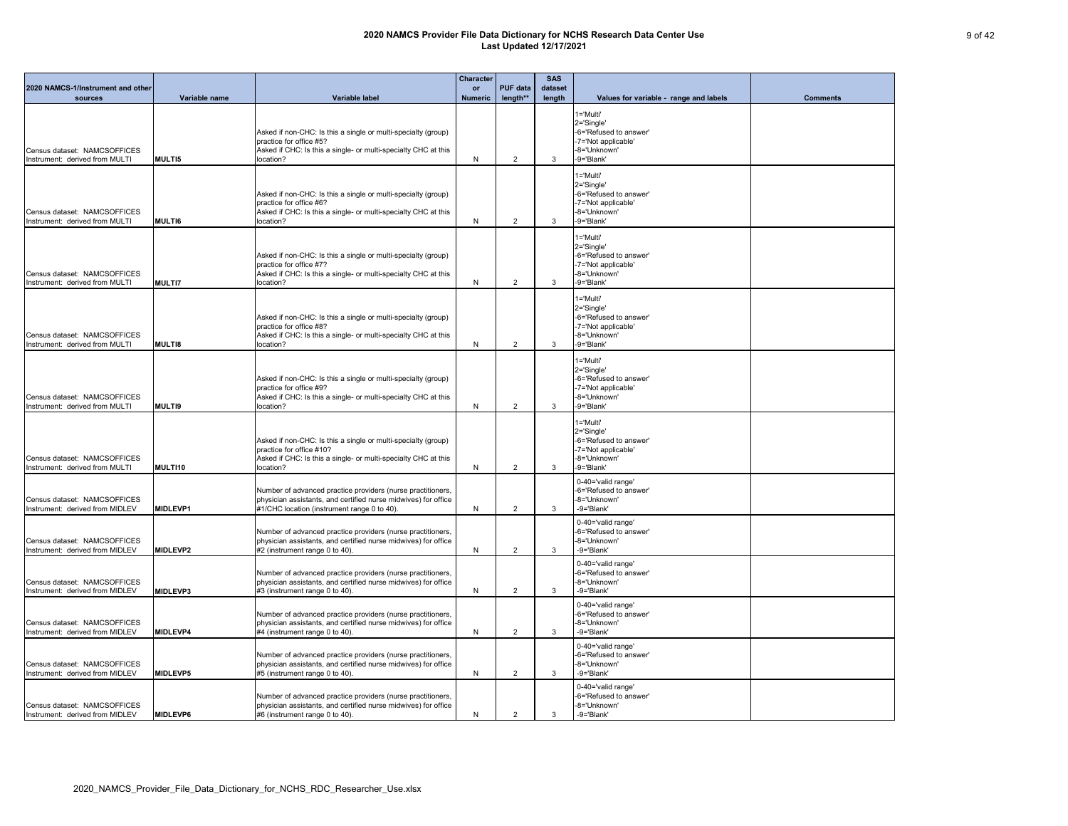| 2020 NAMCS-1/Instrument and other sources | Variable name | Variable label | Character or Numeric | PUF data length** | SAS dataset length | Values for variable - range and labels | Comments |
|---|---|---|---|---|---|---|---|
| Census dataset: NAMCSOFFICES Instrument: derived from MULTI | **MULTI5** | Asked if non-CHC: Is this a single or multi-specialty (group) practice for office #5? Asked if CHC: Is this a single- or multi-specialty CHC at this location? | N | 2 | 3 | 1='Multi' 2='Single' -6='Refused to answer' -7='Not applicable' -8='Unknown' -9='Blank' | |
| Census dataset: NAMCSOFFICES Instrument: derived from MULTI | **MULTI6** | Asked if non-CHC: Is this a single or multi-specialty (group) practice for office #6? Asked if CHC: Is this a single- or multi-specialty CHC at this location? | N | 2 | 3 | 1='Multi' 2='Single' -6='Refused to answer' -7='Not applicable' -8='Unknown' -9='Blank' | |
| Census dataset: NAMCSOFFICES Instrument: derived from MULTI | **MULTI7** | Asked if non-CHC: Is this a single or multi-specialty (group) practice for office #7? Asked if CHC: Is this a single- or multi-specialty CHC at this location? | N | 2 | 3 | 1='Multi' 2='Single' -6='Refused to answer' -7='Not applicable' -8='Unknown' -9='Blank' | |
| Census dataset: NAMCSOFFICES Instrument: derived from MULTI | **MULTI8** | Asked if non-CHC: Is this a single or multi-specialty (group) practice for office #8? Asked if CHC: Is this a single- or multi-specialty CHC at this location? | N | 2 | 3 | 1='Multi' 2='Single' -6='Refused to answer' -7='Not applicable' -8='Unknown' -9='Blank' | |
| Census dataset: NAMCSOFFICES Instrument: derived from MULTI | **MULTI9** | Asked if non-CHC: Is this a single or multi-specialty (group) practice for office #9? Asked if CHC: Is this a single- or multi-specialty CHC at this location? | N | 2 | 3 | 1='Multi' 2='Single' -6='Refused to answer' -7='Not applicable' -8='Unknown' -9='Blank' | |
| Census dataset: NAMCSOFFICES Instrument: derived from MULTI | **MULTI10** | Asked if non-CHC: Is this a single or multi-specialty (group) practice for office #10? Asked if CHC: Is this a single- or multi-specialty CHC at this location? | N | 2 | 3 | 1='Multi' 2='Single' -6='Refused to answer' -7='Not applicable' -8='Unknown' -9='Blank' | |
| Census dataset: NAMCSOFFICES Instrument: derived from MIDLEV | **MIDLEVP1** | Number of advanced practice providers (nurse practitioners, physician assistants, and certified nurse midwives) for office #1/CHC location (instrument range 0 to 40). | N | 2 | 3 | 0-40='valid range' -6='Refused to answer' -8='Unknown' -9='Blank' | |
| Census dataset: NAMCSOFFICES Instrument: derived from MIDLEV | **MIDLEVP2** | Number of advanced practice providers (nurse practitioners, physician assistants, and certified nurse midwives) for office #2 (instrument range 0 to 40). | N | 2 | 3 | 0-40='valid range' -6='Refused to answer' -8='Unknown' -9='Blank' | |
| Census dataset: NAMCSOFFICES Instrument: derived from MIDLEV | **MIDLEVP3** | Number of advanced practice providers (nurse practitioners, physician assistants, and certified nurse midwives) for office #3 (instrument range 0 to 40). | N | 2 | 3 | 0-40='valid range' -6='Refused to answer' -8='Unknown' -9='Blank' | |
| Census dataset: NAMCSOFFICES Instrument: derived from MIDLEV | **MIDLEVP4** | Number of advanced practice providers (nurse practitioners, physician assistants, and certified nurse midwives) for office #4 (instrument range 0 to 40). | N | 2 | 3 | 0-40='valid range' -6='Refused to answer' -8='Unknown' -9='Blank' | |
| Census dataset: NAMCSOFFICES Instrument: derived from MIDLEV | **MIDLEVP5** | Number of advanced practice providers (nurse practitioners, physician assistants, and certified nurse midwives) for office #5 (instrument range 0 to 40). | N | 2 | 3 | 0-40='valid range' -6='Refused to answer' -8='Unknown' -9='Blank' | |
| Census dataset: NAMCSOFFICES Instrument: derived from MIDLEV | **MIDLEVP6** | Number of advanced practice providers (nurse practitioners, physician assistants, and certified nurse midwives) for office #6 (instrument range 0 to 40). | N | 2 | 3 | 0-40='valid range' -6='Refused to answer' -8='Unknown' -9='Blank' | |

2020_NAMCS_Provider_File_Data_Dictionary_for_NCHS_RDC_Researcher_Use.xlsx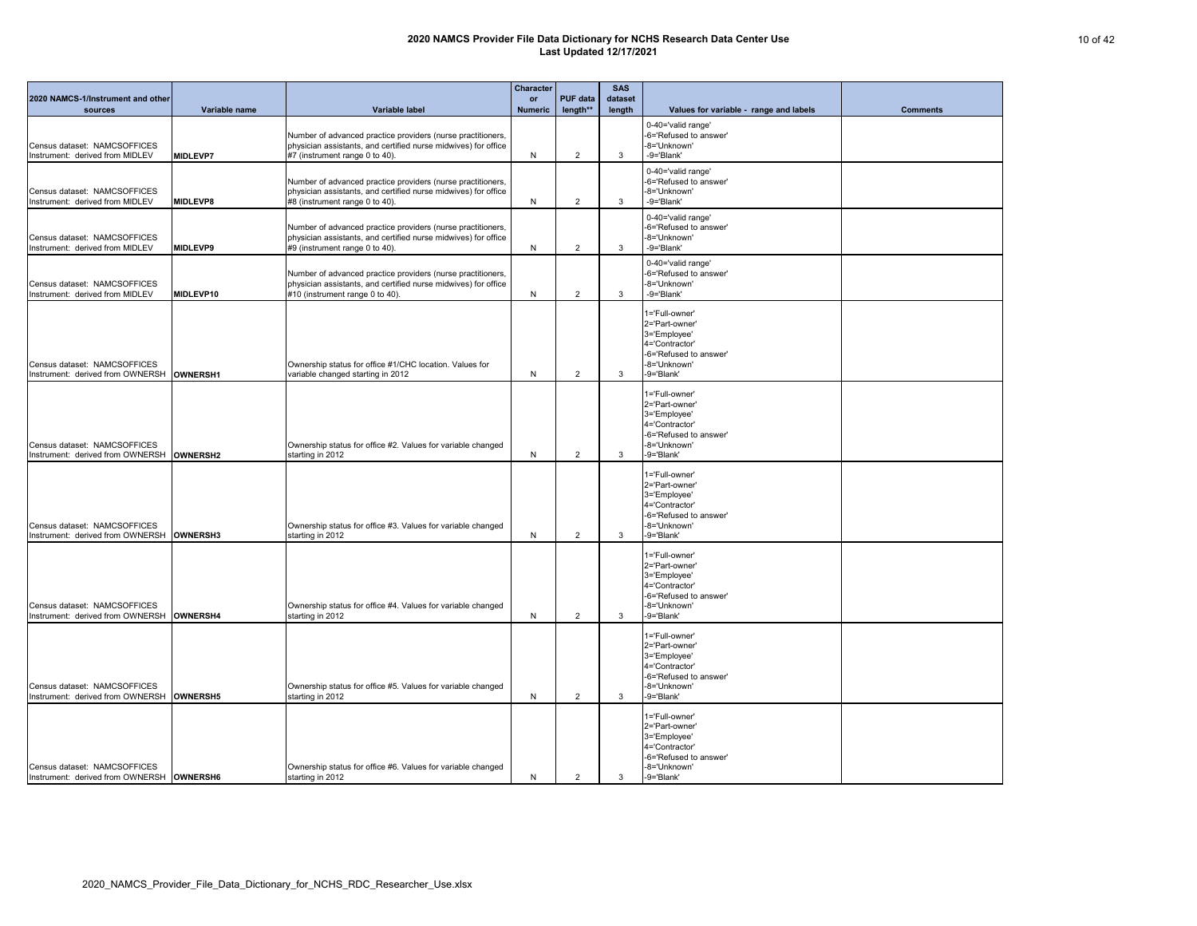| 2020 NAMCS-1/Instrument and other sources | Variable name | Variable label | Character or Numeric | PUF data length** | SAS dataset length | Values for variable - range and labels | Comments |
|---|---|---|---|---|---|---|---|
| Census dataset: NAMCSOFFICES Instrument: derived from MIDLEV | **MIDLEVP7** | Number of advanced practice providers (nurse practitioners, physician assistants, and certified nurse midwives) for office #7 (instrument range 0 to 40). | N | 2 | 3 | 0-40='valid range'<br>-6='Refused to answer'<br>-8='Unknown'<br>-9='Blank' | |
| Census dataset: NAMCSOFFICES Instrument: derived from MIDLEV | **MIDLEVP8** | Number of advanced practice providers (nurse practitioners, physician assistants, and certified nurse midwives) for office #8 (instrument range 0 to 40). | N | 2 | 3 | 0-40='valid range'<br>-6='Refused to answer'<br>-8='Unknown'<br>-9='Blank' | |
| Census dataset: NAMCSOFFICES Instrument: derived from MIDLEV | **MIDLEVP9** | Number of advanced practice providers (nurse practitioners, physician assistants, and certified nurse midwives) for office #9 (instrument range 0 to 40). | N | 2 | 3 | 0-40='valid range'<br>-6='Refused to answer'<br>-8='Unknown'<br>-9='Blank' | |
| Census dataset: NAMCSOFFICES Instrument: derived from MIDLEV | **MIDLEVP10** | Number of advanced practice providers (nurse practitioners, physician assistants, and certified nurse midwives) for office #10 (instrument range 0 to 40). | N | 2 | 3 | 0-40='valid range'<br>-6='Refused to answer'<br>-8='Unknown'<br>-9='Blank' | |
| Census dataset: NAMCSOFFICES Instrument: derived from OWNERSH | **OWNERSH1** | Ownership status for office #1/CHC location. Values for variable changed starting in 2012 | N | 2 | 3 | 1='Full-owner'<br>2='Part-owner'<br>3='Employee'<br>4='Contractor'<br>-6='Refused to answer'<br>-8='Unknown'<br>-9='Blank' | |
| Census dataset: NAMCSOFFICES Instrument: derived from OWNERSH | **OWNERSH2** | Ownership status for office #2. Values for variable changed starting in 2012 | N | 2 | 3 | 1='Full-owner'<br>2='Part-owner'<br>3='Employee'<br>4='Contractor'<br>-6='Refused to answer'<br>-8='Unknown'<br>-9='Blank' | |
| Census dataset: NAMCSOFFICES Instrument: derived from OWNERSH | **OWNERSH3** | Ownership status for office #3. Values for variable changed starting in 2012 | N | 2 | 3 | 1='Full-owner'<br>2='Part-owner'<br>3='Employee'<br>4='Contractor'<br>-6='Refused to answer'<br>-8='Unknown'<br>-9='Blank' | |
| Census dataset: NAMCSOFFICES Instrument: derived from OWNERSH | **OWNERSH4** | Ownership status for office #4. Values for variable changed starting in 2012 | N | 2 | 3 | 1='Full-owner'<br>2='Part-owner'<br>3='Employee'<br>4='Contractor'<br>-6='Refused to answer'<br>-8='Unknown'<br>-9='Blank' | |
| Census dataset: NAMCSOFFICES Instrument: derived from OWNERSH | **OWNERSH5** | Ownership status for office #5. Values for variable changed starting in 2012 | N | 2 | 3 | 1='Full-owner'<br>2='Part-owner'<br>3='Employee'<br>4='Contractor'<br>-6='Refused to answer'<br>-8='Unknown'<br>-9='Blank' | |
| Census dataset: NAMCSOFFICES Instrument: derived from OWNERSH | **OWNERSH6** | Ownership status for office #6. Values for variable changed starting in 2012 | N | 2 | 3 | 1='Full-owner'<br>2='Part-owner'<br>3='Employee'<br>4='Contractor'<br>-6='Refused to answer'<br>-8='Unknown'<br>-9='Blank' | |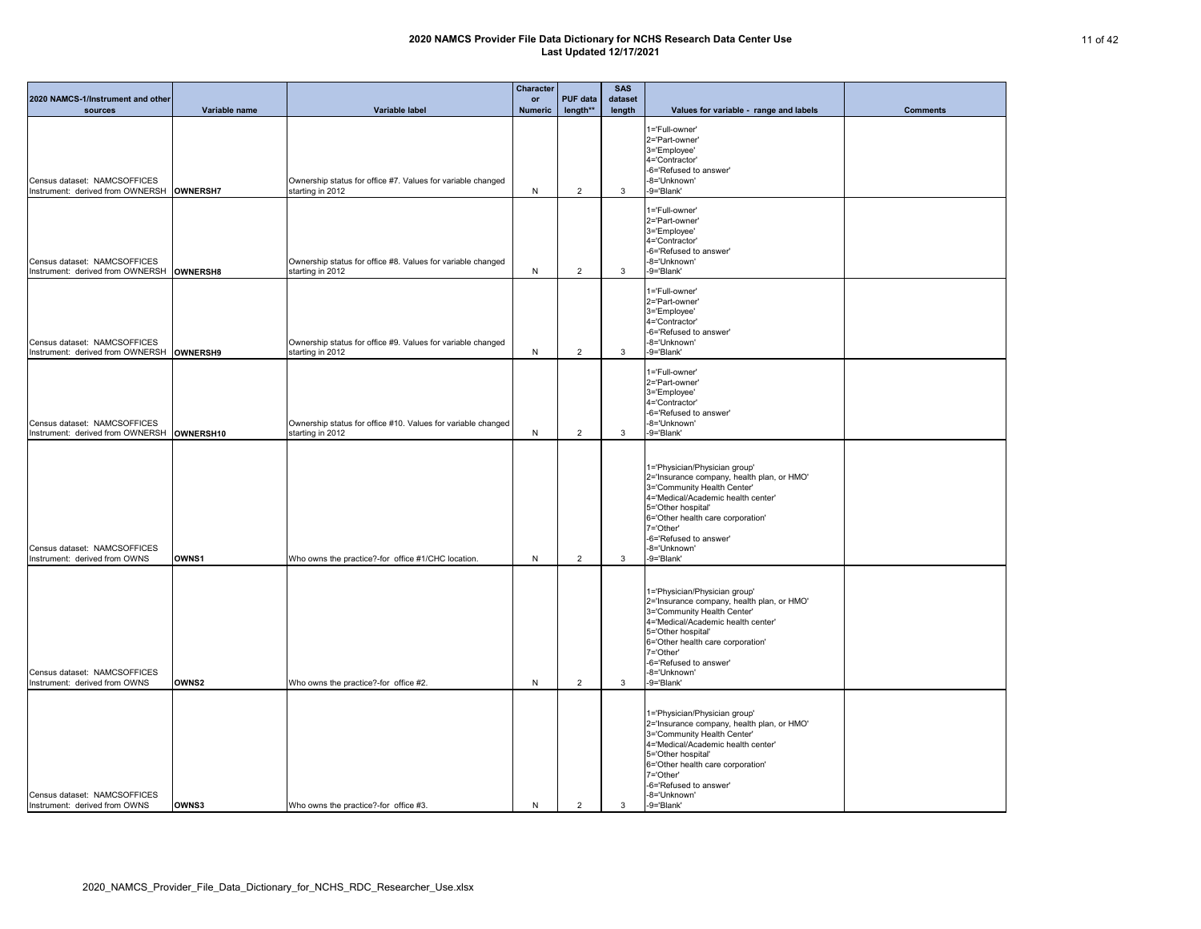| 2020 NAMCS-1/Instrument and other sources | Variable name | Variable label | Character or Numeric | PUF data length** | SAS dataset length | Values for variable - range and labels | Comments |
|---|---|---|---|---|---|---|---|
| Census dataset: NAMCSOFFICES Instrument: derived from OWNERSH | **OWNERSH7** | Ownership status for office #7. Values for variable changed starting in 2012 | N | 2 | 3 | 1='Full-owner' 2='Part-owner' 3='Employee' 4='Contractor' -6='Refused to answer' -8='Unknown' -9='Blank' | |
| Census dataset: NAMCSOFFICES Instrument: derived from OWNERSH | **OWNERSH8** | Ownership status for office #8. Values for variable changed starting in 2012 | N | 2 | 3 | 1='Full-owner' 2='Part-owner' 3='Employee' 4='Contractor' -6='Refused to answer' -8='Unknown' -9='Blank' | |
| Census dataset: NAMCSOFFICES Instrument: derived from OWNERSH | **OWNERSH9** | Ownership status for office #9. Values for variable changed starting in 2012 | N | 2 | 3 | 1='Full-owner' 2='Part-owner' 3='Employee' 4='Contractor' -6='Refused to answer' -8='Unknown' -9='Blank' | |
| Census dataset: NAMCSOFFICES Instrument: derived from OWNERSH | **OWNERSH10** | Ownership status for office #10. Values for variable changed starting in 2012 | N | 2 | 3 | 1='Full-owner' 2='Part-owner' 3='Employee' 4='Contractor' -6='Refused to answer' -8='Unknown' -9='Blank' | |
| Census dataset: NAMCSOFFICES Instrument: derived from OWNS | **OWNS1** | Who owns the practice?-for office #1/CHC location. | N | 2 | 3 | 1='Physician/Physician group' 2='Insurance company, health plan, or HMO' 3='Community Health Center' 4='Medical/Academic health center' 5='Other hospital' 6='Other health care corporation' 7='Other' -6='Refused to answer' -8='Unknown' -9='Blank' | |
| Census dataset: NAMCSOFFICES Instrument: derived from OWNS | **OWNS2** | Who owns the practice?-for office #2. | N | 2 | 3 | 1='Physician/Physician group' 2='Insurance company, health plan, or HMO' 3='Community Health Center' 4='Medical/Academic health center' 5='Other hospital' 6='Other health care corporation' 7='Other' -6='Refused to answer' -8='Unknown' -9='Blank' | |
| Census dataset: NAMCSOFFICES Instrument: derived from OWNS | **OWNS3** | Who owns the practice?-for office #3. | N | 2 | 3 | 1='Physician/Physician group' 2='Insurance company, health plan, or HMO' 3='Community Health Center' 4='Medical/Academic health center' 5='Other hospital' 6='Other health care corporation' 7='Other' -6='Refused to answer' -8='Unknown' -9='Blank' | |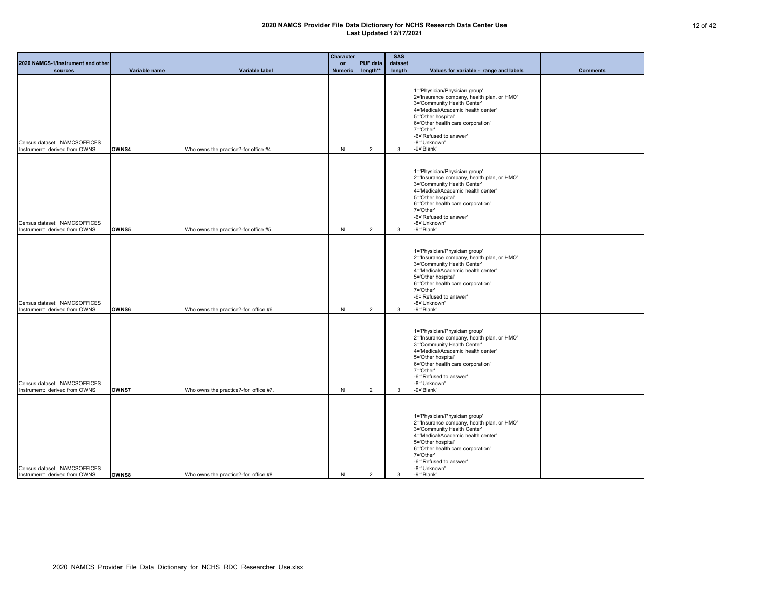| 2020 NAMCS-1/Instrument and other sources | Variable name | Variable label | Character or Numeric | PUF data length** | SAS dataset length | Values for variable - range and labels | Comments |
|---|---|---|---|---|---|---|---|
| Census dataset: NAMCSOFFICES<br>Instrument: derived from OWNS | **OWNS4** | Who owns the practice?-for office #4. | N | 2 | 3 | 1='Physician/Physician group'<br>2='Insurance company, health plan, or HMO'<br>3='Community Health Center'<br>4='Medical/Academic health center'<br>5='Other hospital'<br>6='Other health care corporation'<br>7='Other'<br>-6='Refused to answer'<br>-8='Unknown'<br>-9='Blank' | |
| Census dataset: NAMCSOFFICES<br>Instrument: derived from OWNS | **OWNS5** | Who owns the practice?-for office #5. | N | 2 | 3 | 1='Physician/Physician group'<br>2='Insurance company, health plan, or HMO'<br>3='Community Health Center'<br>4='Medical/Academic health center'<br>5='Other hospital'<br>6='Other health care corporation'<br>7='Other'<br>-6='Refused to answer'<br>-8='Unknown'<br>-9='Blank' | |
| Census dataset: NAMCSOFFICES<br>Instrument: derived from OWNS | **OWNS6** | Who owns the practice?-for office #6. | N | 2 | 3 | 1='Physician/Physician group'<br>2='Insurance company, health plan, or HMO'<br>3='Community Health Center'<br>4='Medical/Academic health center'<br>5='Other hospital'<br>6='Other health care corporation'<br>7='Other'<br>-6='Refused to answer'<br>-8='Unknown'<br>-9='Blank' | |
| Census dataset: NAMCSOFFICES<br>Instrument: derived from OWNS | **OWNS7** | Who owns the practice?-for office #7. | N | 2 | 3 | 1='Physician/Physician group'<br>2='Insurance company, health plan, or HMO'<br>3='Community Health Center'<br>4='Medical/Academic health center'<br>5='Other hospital'<br>6='Other health care corporation'<br>7='Other'<br>-6='Refused to answer'<br>-8='Unknown'<br>-9='Blank' | |
| Census dataset: NAMCSOFFICES<br>Instrument: derived from OWNS | **OWNS8** | Who owns the practice?-for office #8. | N | 2 | 3 | 1='Physician/Physician group'<br>2='Insurance company, health plan, or HMO'<br>3='Community Health Center'<br>4='Medical/Academic health center'<br>5='Other hospital'<br>6='Other health care corporation'<br>7='Other'<br>-6='Refused to answer'<br>-8='Unknown'<br>-9='Blank' | |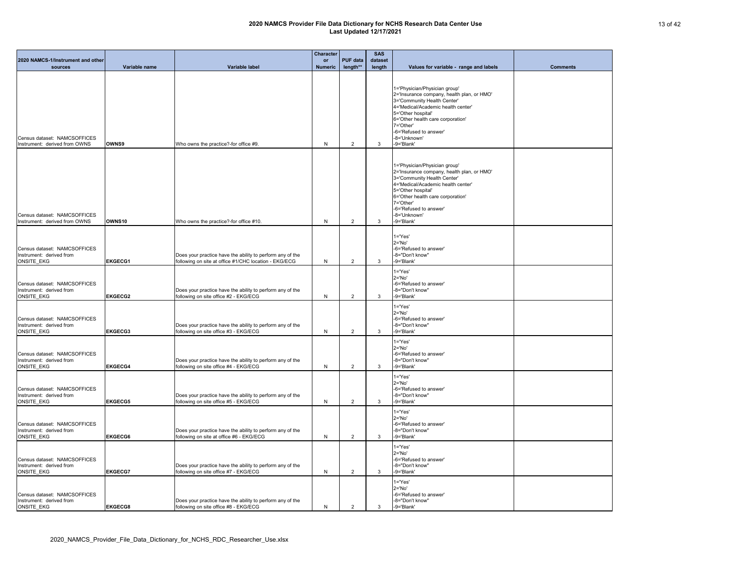| 2020 NAMCS-1/Instrument and other sources | Variable name | Variable label | Character or Numeric | PUF data length** | SAS dataset length | Values for variable - range and labels | Comments |
|---|---|---|---|---|---|---|---|
| Census dataset: NAMCSOFFICES<br>Instrument: derived from OWNS | **OWNS9** | Who owns the practice?-for office #9. | N | 2 | 3 | 1='Physician/Physician group'<br>2='Insurance company, health plan, or HMO'<br>3='Community Health Center'<br>4='Medical/Academic health center'<br>5='Other hospital'<br>6='Other health care corporation'<br>7='Other'<br>-6='Refused to answer'<br>-8='Unknown'<br>-9='Blank' | |
| Census dataset: NAMCSOFFICES<br>Instrument: derived from OWNS | **OWNS10** | Who owns the practice?-for office #10. | N | 2 | 3 | 1='Physician/Physician group'<br>2='Insurance company, health plan, or HMO'<br>3='Community Health Center'<br>4='Medical/Academic health center'<br>5='Other hospital'<br>6='Other health care corporation'<br>7='Other'<br>-6='Refused to answer'<br>-8='Unknown'<br>-9='Blank' | |
| Census dataset: NAMCSOFFICES<br>Instrument: derived from ONSITE_EKG | **EKGECG1** | Does your practice have the ability to perform any of the following on site at office #1/CHC location - EKG/ECG | N | 2 | 3 | 1='Yes'<br>2='No'<br>-6='Refused to answer'<br>-8="Don't know"<br>-9='Blank' | |
| Census dataset: NAMCSOFFICES<br>Instrument: derived from ONSITE_EKG | **EKGECG2** | Does your practice have the ability to perform any of the following on site office #2 - EKG/ECG | N | 2 | 3 | 1='Yes'<br>2='No'<br>-6='Refused to answer'<br>-8="Don't know"<br>-9='Blank' | |
| Census dataset: NAMCSOFFICES<br>Instrument: derived from ONSITE_EKG | **EKGECG3** | Does your practice have the ability to perform any of the following on site office #3 - EKG/ECG | N | 2 | 3 | 1='Yes'<br>2='No'<br>-6='Refused to answer'<br>-8="Don't know"<br>-9='Blank' | |
| Census dataset: NAMCSOFFICES<br>Instrument: derived from ONSITE_EKG | **EKGECG4** | Does your practice have the ability to perform any of the following on site office #4 - EKG/ECG | N | 2 | 3 | 1='Yes'<br>2='No'<br>-6='Refused to answer'<br>-8="Don't know"<br>-9='Blank' | |
| Census dataset: NAMCSOFFICES<br>Instrument: derived from ONSITE_EKG | **EKGECG5** | Does your practice have the ability to perform any of the following on site office #5 - EKG/ECG | N | 2 | 3 | 1='Yes'<br>2='No'<br>-6='Refused to answer'<br>-8="Don't know"<br>-9='Blank' | |
| Census dataset: NAMCSOFFICES<br>Instrument: derived from ONSITE_EKG | **EKGECG6** | Does your practice have the ability to perform any of the following on site at office #6 - EKG/ECG | N | 2 | 3 | 1='Yes'<br>2='No'<br>-6='Refused to answer'<br>-8="Don't know"<br>-9='Blank' | |
| Census dataset: NAMCSOFFICES<br>Instrument: derived from ONSITE_EKG | **EKGECG7** | Does your practice have the ability to perform any of the following on site office #7 - EKG/ECG | N | 2 | 3 | 1='Yes'<br>2='No'<br>-6='Refused to answer'<br>-8="Don't know"<br>-9='Blank' | |
| Census dataset: NAMCSOFFICES<br>Instrument: derived from ONSITE_EKG | **EKGECG8** | Does your practice have the ability to perform any of the following on site office #8 - EKG/ECG | N | 2 | 3 | 1='Yes'<br>2='No'<br>-6='Refused to answer'<br>-8="Don't know"<br>-9='Blank' | |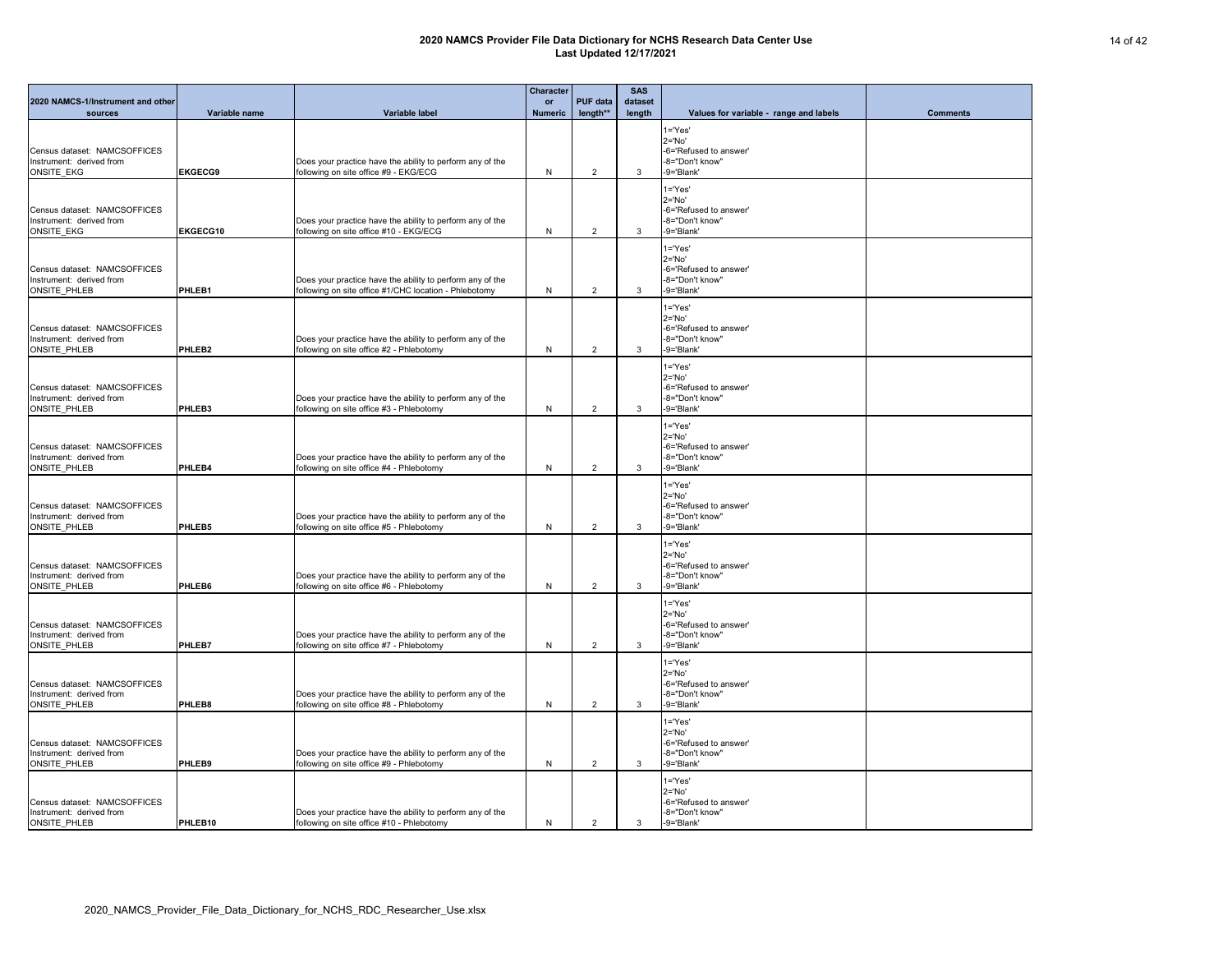| 2020 NAMCS-1/Instrument and other sources | Variable name | Variable label | Character or Numeric | PUF data length** | SAS dataset length | Values for variable - range and labels | Comments |
|---|---|---|---|---|---|---|---|
| Census dataset: NAMCSOFFICES Instrument: derived from ONSITE_EKG | **EKGECG9** | Does your practice have the ability to perform any of the following on site office #9 - EKG/ECG | N | 2 | 3 | 1='Yes' 2='No' -6='Refused to answer' -8="Don't know" -9='Blank' | |
| Census dataset: NAMCSOFFICES Instrument: derived from ONSITE_EKG | **EKGECG10** | Does your practice have the ability to perform any of the following on site office #10 - EKG/ECG | N | 2 | 3 | 1='Yes' 2='No' -6='Refused to answer' -8="Don't know" -9='Blank' | |
| Census dataset: NAMCSOFFICES Instrument: derived from ONSITE_PHLEB | **PHLEB1** | Does your practice have the ability to perform any of the following on site office #1/CHC location - Phlebotomy | N | 2 | 3 | 1='Yes' 2='No' -6='Refused to answer' -8="Don't know" -9='Blank' | |
| Census dataset: NAMCSOFFICES Instrument: derived from ONSITE_PHLEB | **PHLEB2** | Does your practice have the ability to perform any of the following on site office #2 - Phlebotomy | N | 2 | 3 | 1='Yes' 2='No' -6='Refused to answer' -8="Don't know" -9='Blank' | |
| Census dataset: NAMCSOFFICES Instrument: derived from ONSITE_PHLEB | **PHLEB3** | Does your practice have the ability to perform any of the following on site office #3 - Phlebotomy | N | 2 | 3 | 1='Yes' 2='No' -6='Refused to answer' -8="Don't know" -9='Blank' | |
| Census dataset: NAMCSOFFICES Instrument: derived from ONSITE_PHLEB | **PHLEB4** | Does your practice have the ability to perform any of the following on site office #4 - Phlebotomy | N | 2 | 3 | 1='Yes' 2='No' -6='Refused to answer' -8="Don't know" -9='Blank' | |
| Census dataset: NAMCSOFFICES Instrument: derived from ONSITE_PHLEB | **PHLEB5** | Does your practice have the ability to perform any of the following on site office #5 - Phlebotomy | N | 2 | 3 | 1='Yes' 2='No' -6='Refused to answer' -8="Don't know" -9='Blank' | |
| Census dataset: NAMCSOFFICES Instrument: derived from ONSITE_PHLEB | **PHLEB6** | Does your practice have the ability to perform any of the following on site office #6 - Phlebotomy | N | 2 | 3 | 1='Yes' 2='No' -6='Refused to answer' -8="Don't know" -9='Blank' | |
| Census dataset: NAMCSOFFICES Instrument: derived from ONSITE_PHLEB | **PHLEB7** | Does your practice have the ability to perform any of the following on site office #7 - Phlebotomy | N | 2 | 3 | 1='Yes' 2='No' -6='Refused to answer' -8="Don't know" -9='Blank' | |
| Census dataset: NAMCSOFFICES Instrument: derived from ONSITE_PHLEB | **PHLEB8** | Does your practice have the ability to perform any of the following on site office #8 - Phlebotomy | N | 2 | 3 | 1='Yes' 2='No' -6='Refused to answer' -8="Don't know" -9='Blank' | |
| Census dataset: NAMCSOFFICES Instrument: derived from ONSITE_PHLEB | **PHLEB9** | Does your practice have the ability to perform any of the following on site office #9 - Phlebotomy | N | 2 | 3 | 1='Yes' 2='No' -6='Refused to answer' -8="Don't know" -9='Blank' | |
| Census dataset: NAMCSOFFICES Instrument: derived from ONSITE_PHLEB | **PHLEB10** | Does your practice have the ability to perform any of the following on site office #10 - Phlebotomy | N | 2 | 3 | 1='Yes' 2='No' -6='Refused to answer' -8="Don't know" -9='Blank' | |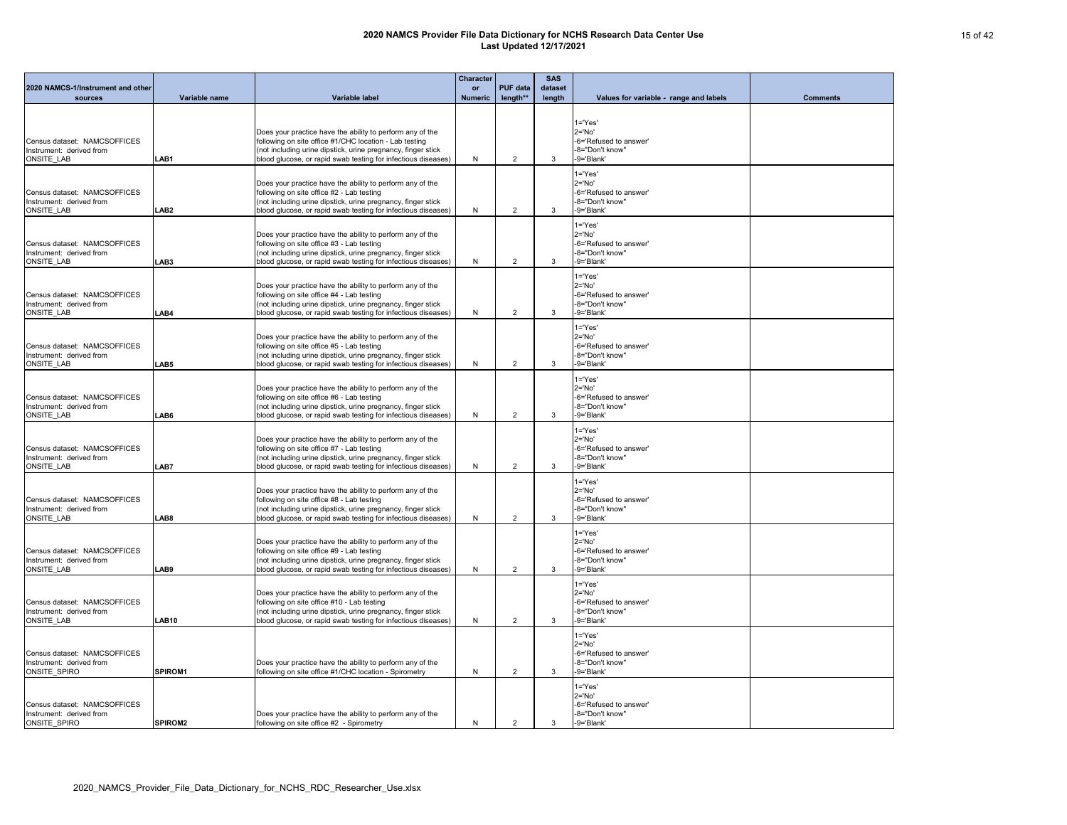**2020 NAMCS Provider File Data Dictionary for NCHS Research Data Center Use**
**Last Updated 12/17/2021**

| 2020 NAMCS-1/Instrument and other sources | Variable name | Variable label | Character or Numeric | PUF data length** | SAS dataset length | Values for variable - range and labels | Comments |
|---|---|---|---|---|---|---|---|
| Census dataset: NAMCSOFFICES Instrument: derived from ONSITE_LAB | LAB1 | Does your practice have the ability to perform any of the following on site office #1/CHC location - Lab testing (not including urine dipstick, urine pregnancy, finger stick blood glucose, or rapid swab testing for infectious diseases) | N | 2 | 3 | 1='Yes' 2='No' -6='Refused to answer' -8="Don't know" -9='Blank' | |
| Census dataset: NAMCSOFFICES Instrument: derived from ONSITE_LAB | LAB2 | Does your practice have the ability to perform any of the following on site office #2 - Lab testing (not including urine dipstick, urine pregnancy, finger stick blood glucose, or rapid swab testing for infectious diseases) | N | 2 | 3 | 1='Yes' 2='No' -6='Refused to answer' -8="Don't know" -9='Blank' | |
| Census dataset: NAMCSOFFICES Instrument: derived from ONSITE_LAB | LAB3 | Does your practice have the ability to perform any of the following on site office #3 - Lab testing (not including urine dipstick, urine pregnancy, finger stick blood glucose, or rapid swab testing for infectious diseases) | N | 2 | 3 | 1='Yes' 2='No' -6='Refused to answer' -8="Don't know" -9='Blank' | |
| Census dataset: NAMCSOFFICES Instrument: derived from ONSITE_LAB | LAB4 | Does your practice have the ability to perform any of the following on site office #4 - Lab testing (not including urine dipstick, urine pregnancy, finger stick blood glucose, or rapid swab testing for infectious diseases) | N | 2 | 3 | 1='Yes' 2='No' -6='Refused to answer' -8="Don't know" -9='Blank' | |
| Census dataset: NAMCSOFFICES Instrument: derived from ONSITE_LAB | LAB5 | Does your practice have the ability to perform any of the following on site office #5 - Lab testing (not including urine dipstick, urine pregnancy, finger stick blood glucose, or rapid swab testing for infectious diseases) | N | 2 | 3 | 1='Yes' 2='No' -6='Refused to answer' -8="Don't know" -9='Blank' | |
| Census dataset: NAMCSOFFICES Instrument: derived from ONSITE_LAB | LAB6 | Does your practice have the ability to perform any of the following on site office #6 - Lab testing (not including urine dipstick, urine pregnancy, finger stick blood glucose, or rapid swab testing for infectious diseases) | N | 2 | 3 | 1='Yes' 2='No' -6='Refused to answer' -8="Don't know" -9='Blank' | |
| Census dataset: NAMCSOFFICES Instrument: derived from ONSITE_LAB | LAB7 | Does your practice have the ability to perform any of the following on site office #7 - Lab testing (not including urine dipstick, urine pregnancy, finger stick blood glucose, or rapid swab testing for infectious diseases) | N | 2 | 3 | 1='Yes' 2='No' -6='Refused to answer' -8="Don't know" -9='Blank' | |
| Census dataset: NAMCSOFFICES Instrument: derived from ONSITE_LAB | LAB8 | Does your practice have the ability to perform any of the following on site office #8 - Lab testing (not including urine dipstick, urine pregnancy, finger stick blood glucose, or rapid swab testing for infectious diseases) | N | 2 | 3 | 1='Yes' 2='No' -6='Refused to answer' -8="Don't know" -9='Blank' | |
| Census dataset: NAMCSOFFICES Instrument: derived from ONSITE_LAB | LAB9 | Does your practice have the ability to perform any of the following on site office #9 - Lab testing (not including urine dipstick, urine pregnancy, finger stick blood glucose, or rapid swab testing for infectious diseases) | N | 2 | 3 | 1='Yes' 2='No' -6='Refused to answer' -8="Don't know" -9='Blank' | |
| Census dataset: NAMCSOFFICES Instrument: derived from ONSITE_LAB | LAB10 | Does your practice have the ability to perform any of the following on site office #10 - Lab testing (not including urine dipstick, urine pregnancy, finger stick blood glucose, or rapid swab testing for infectious diseases) | N | 2 | 3 | 1='Yes' 2='No' -6='Refused to answer' -8="Don't know" -9='Blank' | |
| Census dataset: NAMCSOFFICES Instrument: derived from ONSITE_SPIRO | SPIROM1 | Does your practice have the ability to perform any of the following on site office #1/CHC location - Spirometry | N | 2 | 3 | 1='Yes' 2='No' -6='Refused to answer' -8="Don't know" -9='Blank' | |
| Census dataset: NAMCSOFFICES Instrument: derived from ONSITE_SPIRO | SPIROM2 | Does your practice have the ability to perform any of the following on site office #2 - Spirometry | N | 2 | 3 | 1='Yes' 2='No' -6='Refused to answer' -8="Don't know" -9='Blank' | |

2020_NAMCS_Provider_File_Data_Dictionary_for_NCHS_RDC_Researcher_Use.xlsx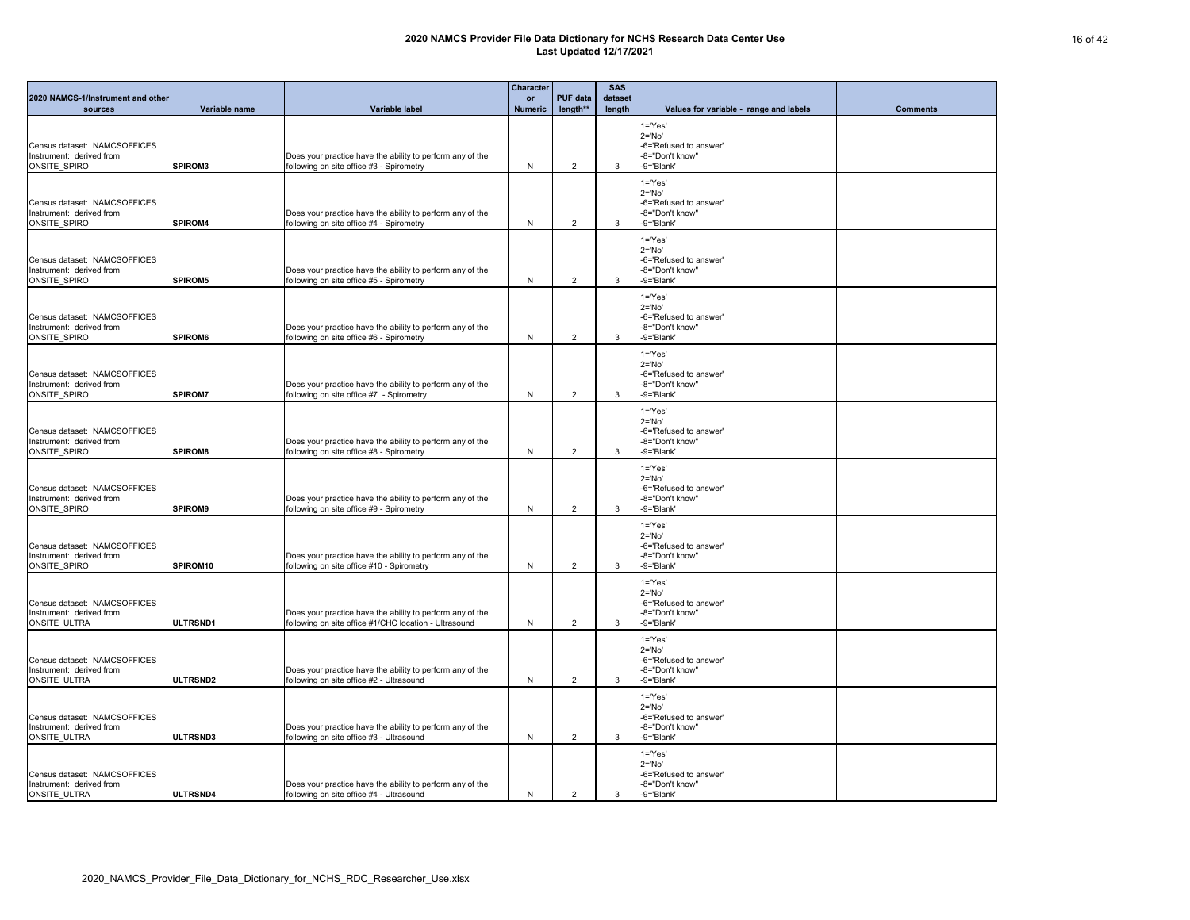| 2020 NAMCS-1/Instrument and other sources | Variable name | Variable label | Character or Numeric | PUF data length** | SAS dataset length | Values for variable - range and labels | Comments |
|---|---|---|---|---|---|---|---|
| Census dataset: NAMCSOFFICES Instrument: derived from ONSITE_SPIRO | **SPIROM3** | Does your practice have the ability to perform any of the following on site office #3 - Spirometry | N | 2 | 3 | 1='Yes' 2='No' -6='Refused to answer' -8="Don't know" -9='Blank' | |
| Census dataset: NAMCSOFFICES Instrument: derived from ONSITE_SPIRO | **SPIROM4** | Does your practice have the ability to perform any of the following on site office #4 - Spirometry | N | 2 | 3 | 1='Yes' 2='No' -6='Refused to answer' -8="Don't know" -9='Blank' | |
| Census dataset: NAMCSOFFICES Instrument: derived from ONSITE_SPIRO | **SPIROM5** | Does your practice have the ability to perform any of the following on site office #5 - Spirometry | N | 2 | 3 | 1='Yes' 2='No' -6='Refused to answer' -8="Don't know" -9='Blank' | |
| Census dataset: NAMCSOFFICES Instrument: derived from ONSITE_SPIRO | **SPIROM6** | Does your practice have the ability to perform any of the following on site office #6 - Spirometry | N | 2 | 3 | 1='Yes' 2='No' -6='Refused to answer' -8="Don't know" -9='Blank' | |
| Census dataset: NAMCSOFFICES Instrument: derived from ONSITE_SPIRO | **SPIROM7** | Does your practice have the ability to perform any of the following on site office #7 - Spirometry | N | 2 | 3 | 1='Yes' 2='No' -6='Refused to answer' -8="Don't know" -9='Blank' | |
| Census dataset: NAMCSOFFICES Instrument: derived from ONSITE_SPIRO | **SPIROM8** | Does your practice have the ability to perform any of the following on site office #8 - Spirometry | N | 2 | 3 | 1='Yes' 2='No' -6='Refused to answer' -8="Don't know" -9='Blank' | |
| Census dataset: NAMCSOFFICES Instrument: derived from ONSITE_SPIRO | **SPIROM9** | Does your practice have the ability to perform any of the following on site office #9 - Spirometry | N | 2 | 3 | 1='Yes' 2='No' -6='Refused to answer' -8="Don't know" -9='Blank' | |
| Census dataset: NAMCSOFFICES Instrument: derived from ONSITE_SPIRO | **SPIROM10** | Does your practice have the ability to perform any of the following on site office #10 - Spirometry | N | 2 | 3 | 1='Yes' 2='No' -6='Refused to answer' -8="Don't know" -9='Blank' | |
| Census dataset: NAMCSOFFICES Instrument: derived from ONSITE_ULTRA | **ULTRSND1** | Does your practice have the ability to perform any of the following on site office #1/CHC location - Ultrasound | N | 2 | 3 | 1='Yes' 2='No' -6='Refused to answer' -8="Don't know" -9='Blank' | |
| Census dataset: NAMCSOFFICES Instrument: derived from ONSITE_ULTRA | **ULTRSND2** | Does your practice have the ability to perform any of the following on site office #2 - Ultrasound | N | 2 | 3 | 1='Yes' 2='No' -6='Refused to answer' -8="Don't know" -9='Blank' | |
| Census dataset: NAMCSOFFICES Instrument: derived from ONSITE_ULTRA | **ULTRSND3** | Does your practice have the ability to perform any of the following on site office #3 - Ultrasound | N | 2 | 3 | 1='Yes' 2='No' -6='Refused to answer' -8="Don't know" -9='Blank' | |
| Census dataset: NAMCSOFFICES Instrument: derived from ONSITE_ULTRA | **ULTRSND4** | Does your practice have the ability to perform any of the following on site office #4 - Ultrasound | N | 2 | 3 | 1='Yes' 2='No' -6='Refused to answer' -8="Don't know" -9='Blank' | |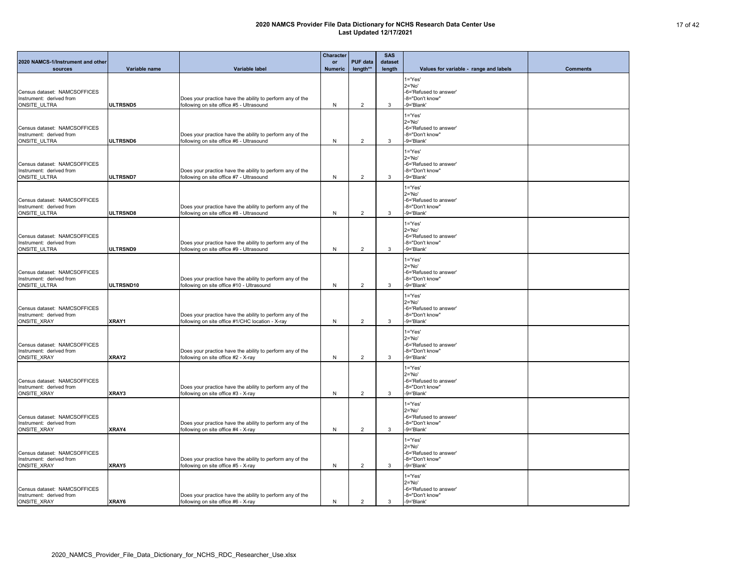| 2020 NAMCS-1/Instrument and other sources | Variable name | Variable label | Character or Numeric | PUF data length** | SAS dataset length | Values for variable - range and labels | Comments |
|---|---|---|---|---|---|---|---|
| Census dataset: NAMCSOFFICES Instrument: derived from ONSITE_ULTRA | ULTRSND5 | Does your practice have the ability to perform any of the following on site office #5 - Ultrasound | N | 2 | 3 | 1='Yes' 2='No' -6='Refused to answer' -8="Don't know" -9='Blank' | |
| Census dataset: NAMCSOFFICES Instrument: derived from ONSITE_ULTRA | ULTRSND6 | Does your practice have the ability to perform any of the following on site office #6 - Ultrasound | N | 2 | 3 | 1='Yes' 2='No' -6='Refused to answer' -8="Don't know" -9='Blank' | |
| Census dataset: NAMCSOFFICES Instrument: derived from ONSITE_ULTRA | ULTRSND7 | Does your practice have the ability to perform any of the following on site office #7 - Ultrasound | N | 2 | 3 | 1='Yes' 2='No' -6='Refused to answer' -8="Don't know" -9='Blank' | |
| Census dataset: NAMCSOFFICES Instrument: derived from ONSITE_ULTRA | ULTRSND8 | Does your practice have the ability to perform any of the following on site office #8 - Ultrasound | N | 2 | 3 | 1='Yes' 2='No' -6='Refused to answer' -8="Don't know" -9='Blank' | |
| Census dataset: NAMCSOFFICES Instrument: derived from ONSITE_ULTRA | ULTRSND9 | Does your practice have the ability to perform any of the following on site office #9 - Ultrasound | N | 2 | 3 | 1='Yes' 2='No' -6='Refused to answer' -8="Don't know" -9='Blank' | |
| Census dataset: NAMCSOFFICES Instrument: derived from ONSITE_ULTRA | ULTRSND10 | Does your practice have the ability to perform any of the following on site office #10 - Ultrasound | N | 2 | 3 | 1='Yes' 2='No' -6='Refused to answer' -8="Don't know" -9='Blank' | |
| Census dataset: NAMCSOFFICES Instrument: derived from ONSITE_XRAY | XRAY1 | Does your practice have the ability to perform any of the following on site office #1/CHC location - X-ray | N | 2 | 3 | 1='Yes' 2='No' -6='Refused to answer' -8="Don't know" -9='Blank' | |
| Census dataset: NAMCSOFFICES Instrument: derived from ONSITE_XRAY | XRAY2 | Does your practice have the ability to perform any of the following on site office #2 - X-ray | N | 2 | 3 | 1='Yes' 2='No' -6='Refused to answer' -8="Don't know" -9='Blank' | |
| Census dataset: NAMCSOFFICES Instrument: derived from ONSITE_XRAY | XRAY3 | Does your practice have the ability to perform any of the following on site office #3 - X-ray | N | 2 | 3 | 1='Yes' 2='No' -6='Refused to answer' -8="Don't know" -9='Blank' | |
| Census dataset: NAMCSOFFICES Instrument: derived from ONSITE_XRAY | XRAY4 | Does your practice have the ability to perform any of the following on site office #4 - X-ray | N | 2 | 3 | 1='Yes' 2='No' -6='Refused to answer' -8="Don't know" -9='Blank' | |
| Census dataset: NAMCSOFFICES Instrument: derived from ONSITE_XRAY | XRAY5 | Does your practice have the ability to perform any of the following on site office #5 - X-ray | N | 2 | 3 | 1='Yes' 2='No' -6='Refused to answer' -8="Don't know" -9='Blank' | |
| Census dataset: NAMCSOFFICES Instrument: derived from ONSITE_XRAY | XRAY6 | Does your practice have the ability to perform any of the following on site office #6 - X-ray | N | 2 | 3 | 1='Yes' 2='No' -6='Refused to answer' -8="Don't know" -9='Blank' | |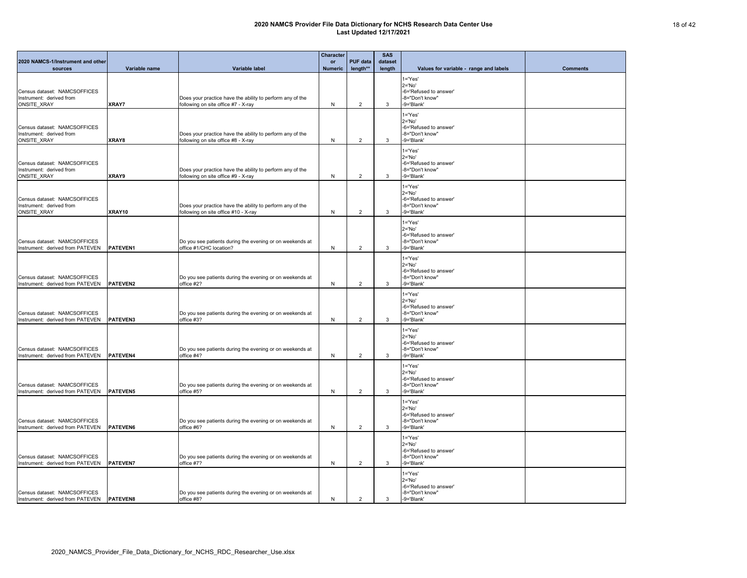| 2020 NAMCS-1/Instrument and other sources | Variable name | Variable label | Character or Numeric | PUF data length** | SAS dataset length | Values for variable - range and labels | Comments |
|---|---|---|---|---|---|---|---|
| Census dataset: NAMCSOFFICES Instrument: derived from ONSITE_XRAY | **XRAY7** | Does your practice have the ability to perform any of the following on site office #7 - X-ray | N | 2 | 3 | 1='Yes'<br>2='No'<br>-6='Refused to answer'<br>-8="Don't know"<br>-9='Blank' | |
| Census dataset: NAMCSOFFICES Instrument: derived from ONSITE_XRAY | **XRAY8** | Does your practice have the ability to perform any of the following on site office #8 - X-ray | N | 2 | 3 | 1='Yes'<br>2='No'<br>-6='Refused to answer'<br>-8="Don't know"<br>-9='Blank' | |
| Census dataset: NAMCSOFFICES Instrument: derived from ONSITE_XRAY | **XRAY9** | Does your practice have the ability to perform any of the following on site office #9 - X-ray | N | 2 | 3 | 1='Yes'<br>2='No'<br>-6='Refused to answer'<br>-8="Don't know"<br>-9='Blank' | |
| Census dataset: NAMCSOFFICES Instrument: derived from ONSITE_XRAY | **XRAY10** | Does your practice have the ability to perform any of the following on site office #10 - X-ray | N | 2 | 3 | 1='Yes'<br>2='No'<br>-6='Refused to answer'<br>-8="Don't know"<br>-9='Blank' | |
| Census dataset: NAMCSOFFICES Instrument: derived from PATEVEN | **PATEVEN1** | Do you see patients during the evening or on weekends at office #1/CHC location? | N | 2 | 3 | 1='Yes'<br>2='No'<br>-6='Refused to answer'<br>-8="Don't know"<br>-9='Blank' | |
| Census dataset: NAMCSOFFICES Instrument: derived from PATEVEN | **PATEVEN2** | Do you see patients during the evening or on weekends at office #2? | N | 2 | 3 | 1='Yes'<br>2='No'<br>-6='Refused to answer'<br>-8="Don't know"<br>-9='Blank' | |
| Census dataset: NAMCSOFFICES Instrument: derived from PATEVEN | **PATEVEN3** | Do you see patients during the evening or on weekends at office #3? | N | 2 | 3 | 1='Yes'<br>2='No'<br>-6='Refused to answer'<br>-8="Don't know"<br>-9='Blank' | |
| Census dataset: NAMCSOFFICES Instrument: derived from PATEVEN | **PATEVEN4** | Do you see patients during the evening or on weekends at office #4? | N | 2 | 3 | 1='Yes'<br>2='No'<br>-6='Refused to answer'<br>-8="Don't know"<br>-9='Blank' | |
| Census dataset: NAMCSOFFICES Instrument: derived from PATEVEN | **PATEVEN5** | Do you see patients during the evening or on weekends at office #5? | N | 2 | 3 | 1='Yes'<br>2='No'<br>-6='Refused to answer'<br>-8="Don't know"<br>-9='Blank' | |
| Census dataset: NAMCSOFFICES Instrument: derived from PATEVEN | **PATEVEN6** | Do you see patients during the evening or on weekends at office #6? | N | 2 | 3 | 1='Yes'<br>2='No'<br>-6='Refused to answer'<br>-8="Don't know"<br>-9='Blank' | |
| Census dataset: NAMCSOFFICES Instrument: derived from PATEVEN | **PATEVEN7** | Do you see patients during the evening or on weekends at office #7? | N | 2 | 3 | 1='Yes'<br>2='No'<br>-6='Refused to answer'<br>-8="Don't know"<br>-9='Blank' | |
| Census dataset: NAMCSOFFICES Instrument: derived from PATEVEN | **PATEVEN8** | Do you see patients during the evening or on weekends at office #8? | N | 2 | 3 | 1='Yes'<br>2='No'<br>-6='Refused to answer'<br>-8="Don't know"<br>-9='Blank' | |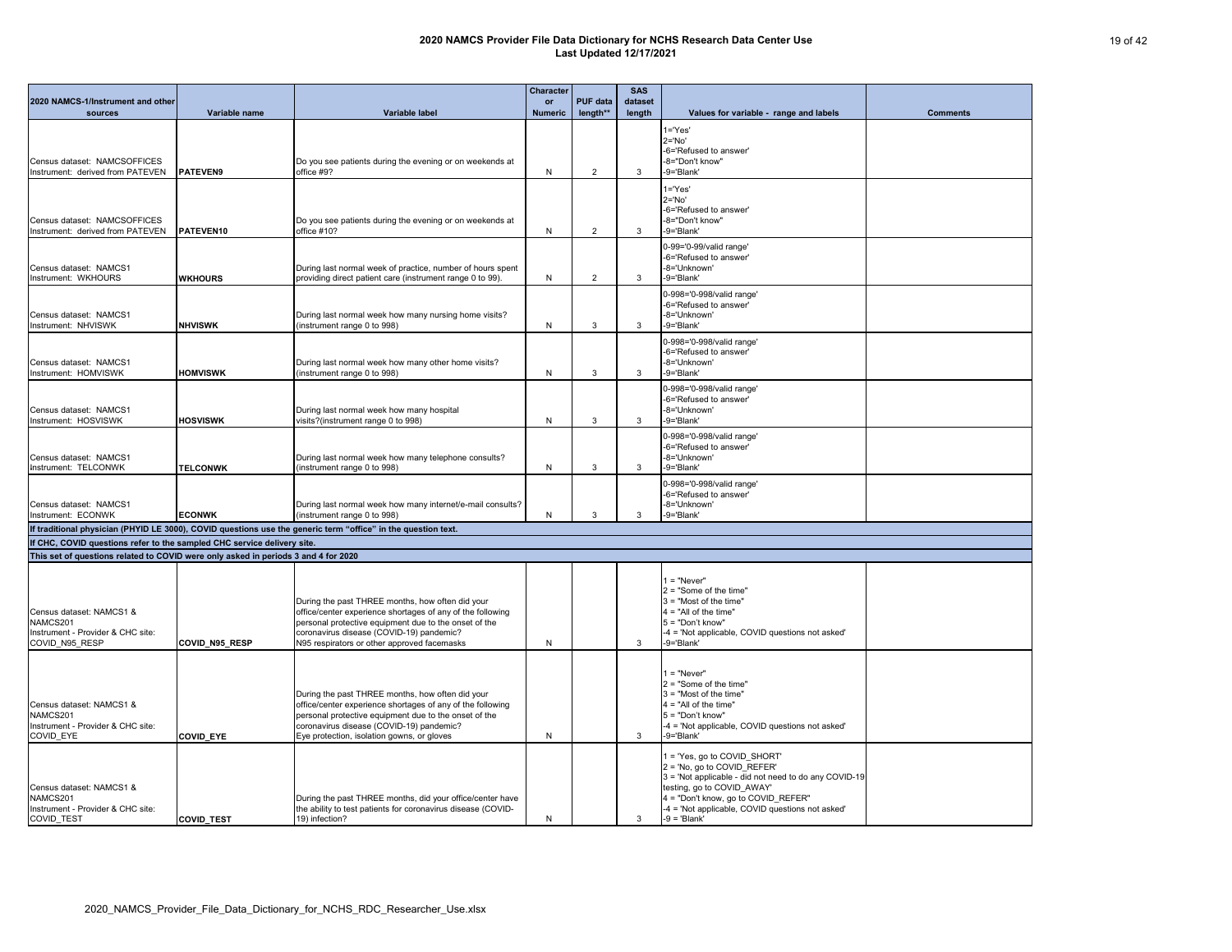| 2020 NAMCS-1/Instrument and other sources | Variable name | Variable label | Character or Numeric | PUF data length** | SAS dataset length | Values for variable - range and labels | Comments |
|---|---|---|---|---|---|---|---|
| Census dataset: NAMCSOFFICES Instrument: derived from PATEVEN | **PATEVEN9** | Do you see patients during the evening or on weekends at office #9? | N | 2 | 3 | 1='Yes' 2='No' -6='Refused to answer' -8="Don't know" -9='Blank' | |
| Census dataset: NAMCSOFFICES Instrument: derived from PATEVEN | **PATEVEN10** | Do you see patients during the evening or on weekends at office #10? | N | 2 | 3 | 1='Yes' 2='No' -6='Refused to answer' -8="Don't know" -9='Blank' | |
| Census dataset: NAMCS1 Instrument: WKHOURS | **WKHOURS** | During last normal week of practice, number of hours spent providing direct patient care (instrument range 0 to 99). | N | 2 | 3 | 0-99='0-99/valid range' -6='Refused to answer' -8='Unknown' -9='Blank' | |
| Census dataset: NAMCS1 Instrument: NHVISWK | **NHVISWK** | During last normal week how many nursing home visits? (instrument range 0 to 998) | N | 3 | 3 | 0-998='0-998/valid range' -6='Refused to answer' -8='Unknown' -9='Blank' | |
| Census dataset: NAMCS1 Instrument: HOMVISWK | **HOMVISWK** | During last normal week how many other home visits? (instrument range 0 to 998) | N | 3 | 3 | 0-998='0-998/valid range' -6='Refused to answer' -8='Unknown' -9='Blank' | |
| Census dataset: NAMCS1 Instrument: HOSVISWK | **HOSVISWK** | During last normal week how many hospital visits?(instrument range 0 to 998) | N | 3 | 3 | 0-998='0-998/valid range' -6='Refused to answer' -8='Unknown' -9='Blank' | |
| Census dataset: NAMCS1 Instrument: TELCONWK | **TELCONWK** | During last normal week how many telephone consults? (instrument range 0 to 998) | N | 3 | 3 | 0-998='0-998/valid range' -6='Refused to answer' -8='Unknown' -9='Blank' | |
| Census dataset: NAMCS1 Instrument: ECONWK | **ECONWK** | During last normal week how many internet/e-mail consults? (instrument range 0 to 998) | N | 3 | 3 | 0-998='0-998/valid range' -6='Refused to answer' -8='Unknown' -9='Blank' | |
| **If traditional physician (PHYID LE 3000), COVID questions use the generic term "office" in the question text.** | | | | | | | |
| **If CHC, COVID questions refer to the sampled CHC service delivery site.** | | | | | | | |
| **This set of questions related to COVID were only asked in periods 3 and 4 for 2020** | | | | | | | |
| Census dataset: NAMCS1 & NAMCS201 Instrument - Provider & CHC site: COVID_N95_RESP | **COVID_N95_RESP** | During the past THREE months, how often did your office/center experience shortages of any of the following personal protective equipment due to the onset of the coronavirus disease (COVID-19) pandemic? N95 respirators or other approved facemasks | N | | 3 | 1 = "Never" 2 = "Some of the time" 3 = "Most of the time" 4 = "All of the time" 5 = "Don't know" -4 = 'Not applicable, COVID questions not asked' -9='Blank' | |
| Census dataset: NAMCS1 & NAMCS201 Instrument - Provider & CHC site: COVID_EYE | **COVID_EYE** | During the past THREE months, how often did your office/center experience shortages of any of the following personal protective equipment due to the onset of the coronavirus disease (COVID-19) pandemic? Eye protection, isolation gowns, or gloves | N | | 3 | 1 = "Never" 2 = "Some of the time" 3 = "Most of the time" 4 = "All of the time" 5 = "Don't know" -4 = 'Not applicable, COVID questions not asked' -9='Blank' | |
| Census dataset: NAMCS1 & NAMCS201 Instrument - Provider & CHC site: COVID_TEST | **COVID_TEST** | During the past THREE months, did your office/center have the ability to test patients for coronavirus disease (COVID-19) infection? | N | | 3 | 1 = 'Yes, go to COVID_SHORT' 2 = 'No, go to COVID_REFER' 3 = 'Not applicable - did not need to do any COVID-19 testing, go to COVID_AWAY' 4 = "Don't know, go to COVID_REFER" -4 = 'Not applicable, COVID questions not asked' -9 = 'Blank' | |

2020_NAMCS_Provider_File_Data_Dictionary_for_NCHS_RDC_Researcher_Use.xlsx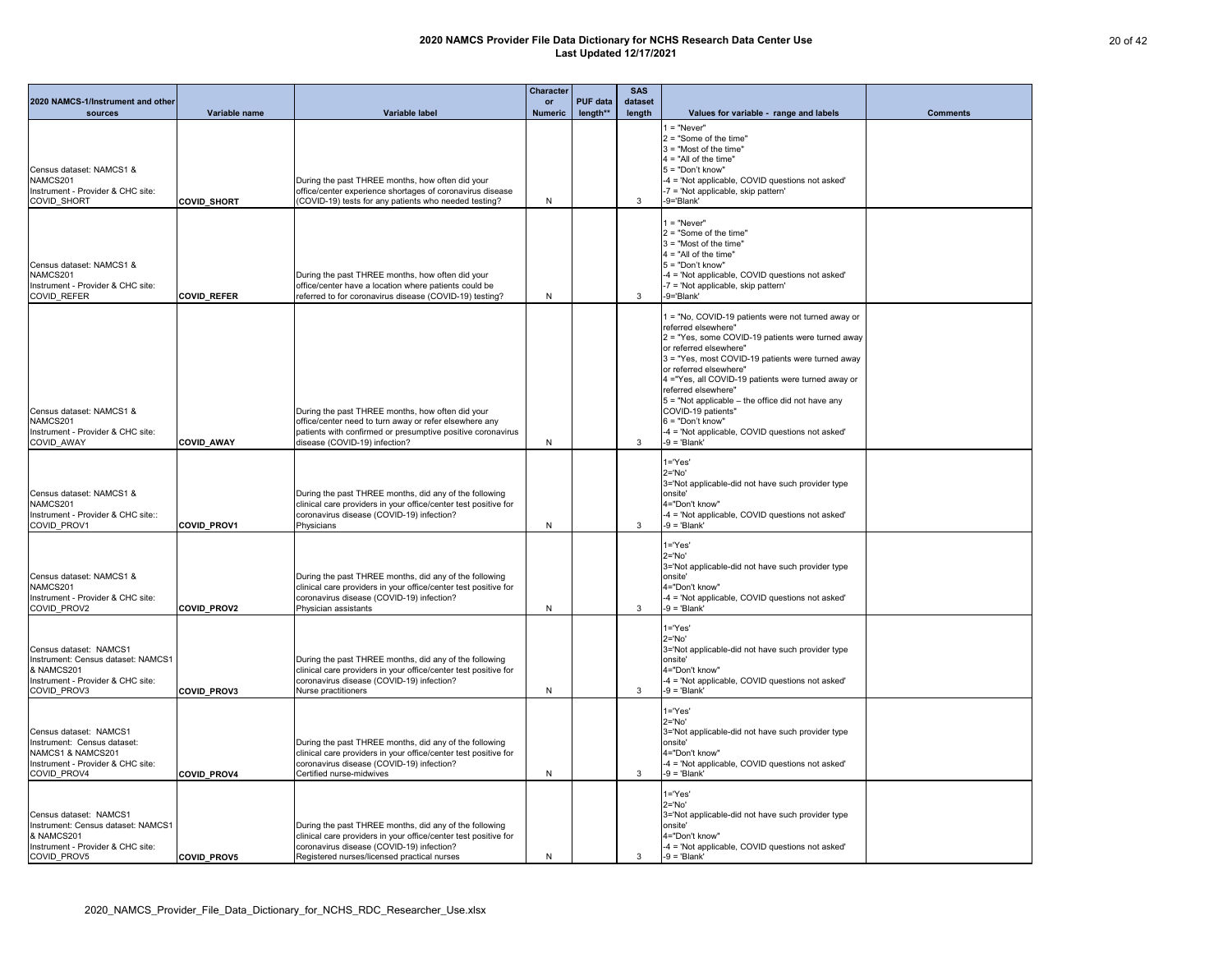| 2020 NAMCS-1/Instrument and other sources | Variable name | Variable label | Character or Numeric | PUF data length** | SAS dataset length | Values for variable - range and labels | Comments |
|---|---|---|---|---|---|---|---|
| Census dataset: NAMCS1 & NAMCS201<br>Instrument - Provider & CHC site: COVID_SHORT | **COVID_SHORT** | During the past THREE months, how often did your office/center experience shortages of coronavirus disease (COVID-19) tests for any patients who needed testing? | N | | 3 | 1 = "Never"<br>2 = "Some of the time"<br>3 = "Most of the time"<br>4 = "All of the time"<br>5 = "Don't know"<br>-4 = 'Not applicable, COVID questions not asked'<br>-7 = 'Not applicable, skip pattern'<br>-9='Blank' | |
| Census dataset: NAMCS1 & NAMCS201<br>Instrument - Provider & CHC site: COVID_REFER | **COVID_REFER** | During the past THREE months, how often did your office/center have a location where patients could be referred to for coronavirus disease (COVID-19) testing? | N | | 3 | 1 = "Never"<br>2 = "Some of the time"<br>3 = "Most of the time"<br>4 = "All of the time"<br>5 = "Don't know"<br>-4 = 'Not applicable, COVID questions not asked'<br>-7 = 'Not applicable, skip pattern'<br>-9='Blank' | |
| Census dataset: NAMCS1 & NAMCS201<br>Instrument - Provider & CHC site: COVID_AWAY | **COVID_AWAY** | During the past THREE months, how often did your office/center need to turn away or refer elsewhere any patients with confirmed or presumptive positive coronavirus disease (COVID-19) infection? | N | | 3 | 1 = "No, COVID-19 patients were not turned away or referred elsewhere"<br>2 = "Yes, some COVID-19 patients were turned away or referred elsewhere"<br>3 = "Yes, most COVID-19 patients were turned away or referred elsewhere"<br>4 ="Yes, all COVID-19 patients were turned away or referred elsewhere"<br>5 = "Not applicable – the office did not have any COVID-19 patients"<br>6 = "Don't know"<br>-4 = 'Not applicable, COVID questions not asked'<br>-9 = 'Blank' | |
| Census dataset: NAMCS1 & NAMCS201<br>Instrument - Provider & CHC site:: COVID_PROV1 | **COVID_PROV1** | During the past THREE months, did any of the following clinical care providers in your office/center test positive for coronavirus disease (COVID-19) infection?<br>Physicians | N | | 3 | 1='Yes'<br>2='No'<br>3='Not applicable-did not have such provider type onsite'<br>4="Don't know"<br>-4 = 'Not applicable, COVID questions not asked'<br>-9 = 'Blank' | |
| Census dataset: NAMCS1 & NAMCS201<br>Instrument - Provider & CHC site: COVID_PROV2 | **COVID_PROV2** | During the past THREE months, did any of the following clinical care providers in your office/center test positive for coronavirus disease (COVID-19) infection?<br>Physician assistants | N | | 3 | 1='Yes'<br>2='No'<br>3='Not applicable-did not have such provider type onsite'<br>4="Don't know"<br>-4 = 'Not applicable, COVID questions not asked'<br>-9 = 'Blank' | |
| Census dataset: NAMCS1<br>Instrument: Census dataset: NAMCS1 & NAMCS201<br>Instrument - Provider & CHC site: COVID_PROV3 | **COVID_PROV3** | During the past THREE months, did any of the following clinical care providers in your office/center test positive for coronavirus disease (COVID-19) infection?<br>Nurse practitioners | N | | 3 | 1='Yes'<br>2='No'<br>3='Not applicable-did not have such provider type onsite'<br>4="Don't know"<br>-4 = 'Not applicable, COVID questions not asked'<br>-9 = 'Blank' | |
| Census dataset: NAMCS1<br>Instrument: Census dataset: NAMCS1 & NAMCS201<br>Instrument - Provider & CHC site: COVID_PROV4 | **COVID_PROV4** | During the past THREE months, did any of the following clinical care providers in your office/center test positive for coronavirus disease (COVID-19) infection?<br>Certified nurse-midwives | N | | 3 | 1='Yes'<br>2='No'<br>3='Not applicable-did not have such provider type onsite'<br>4="Don't know"<br>-4 = 'Not applicable, COVID questions not asked'<br>-9 = 'Blank' | |
| Census dataset: NAMCS1<br>Instrument: Census dataset: NAMCS1 & NAMCS201<br>Instrument - Provider & CHC site: COVID_PROV5 | **COVID_PROV5** | During the past THREE months, did any of the following clinical care providers in your office/center test positive for coronavirus disease (COVID-19) infection?<br>Registered nurses/licensed practical nurses | N | | 3 | 1='Yes'<br>2='No'<br>3='Not applicable-did not have such provider type onsite'<br>4="Don't know"<br>-4 = 'Not applicable, COVID questions not asked'<br>-9 = 'Blank' | |

2020_NAMCS_Provider_File_Data_Dictionary_for_NCHS_RDC_Researcher_Use.xlsx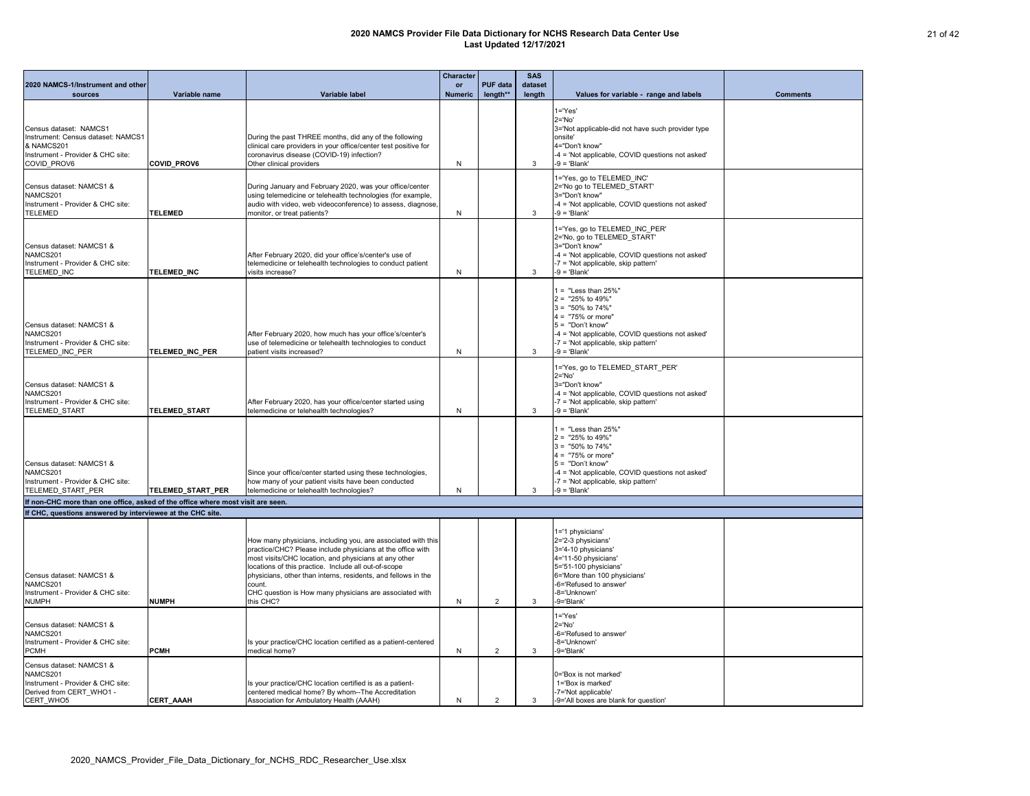| 2020 NAMCS-1/Instrument and other sources | Variable name | Variable label | Character or Numeric | PUF data length** | SAS dataset length | Values for variable - range and labels | Comments |
|---|---|---|---|---|---|---|---|
| Census dataset: NAMCS1 Instrument: Census dataset: NAMCS1 & NAMCS201 Instrument - Provider & CHC site: COVID_PROV6 | COVID_PROV6 | During the past THREE months, did any of the following clinical care providers in your office/center test positive for coronavirus disease (COVID-19) infection? Other clinical providers | N | | 3 | 1='Yes' 2='No' 3='Not applicable-did not have such provider type onsite' 4="Don't know" -4 = 'Not applicable, COVID questions not asked' -9 = 'Blank' | |
| Census dataset: NAMCS1 & NAMCS201 Instrument - Provider & CHC site: TELEMED | TELEMED | During January and February 2020, was your office/center using telemedicine or telehealth technologies (for example, audio with video, web videoconference) to assess, diagnose, monitor, or treat patients? | N | | 3 | 1='Yes, go to TELEMED_INC' 2='No go to TELEMED_START' 3="Don't know" -4 = 'Not applicable, COVID questions not asked' -9 = 'Blank' | |
| Census dataset: NAMCS1 & NAMCS201 Instrument - Provider & CHC site: TELEMED_INC | TELEMED_INC | After February 2020, did your office's/center's use of telemedicine or telehealth technologies to conduct patient visits increase? | N | | 3 | 1='Yes, go to TELEMED_INC_PER' 2='No, go to TELEMED_START' 3="Don't know" -4 = 'Not applicable, COVID questions not asked' -7 = 'Not applicable, skip pattern' -9 = 'Blank' | |
| Census dataset: NAMCS1 & NAMCS201 Instrument - Provider & CHC site: TELEMED_INC_PER | TELEMED_INC_PER | After February 2020, how much has your office's/center's use of telemedicine or telehealth technologies to conduct patient visits increased? | N | | 3 | 1 = "Less than 25%" 2 = "25% to 49%" 3 = "50% to 74%" 4 = "75% or more" 5 = "Don't know" -4 = 'Not applicable, COVID questions not asked' -7 = 'Not applicable, skip pattern' -9 = 'Blank' | |
| Census dataset: NAMCS1 & NAMCS201 Instrument - Provider & CHC site: TELEMED_START | TELEMED_START | After February 2020, has your office/center started using telemedicine or telehealth technologies? | N | | 3 | 1='Yes, go to TELEMED_START_PER' 2='No' 3="Don't know" -4 = 'Not applicable, COVID questions not asked' -7 = 'Not applicable, skip pattern' -9 = 'Blank' | |
| Census dataset: NAMCS1 & NAMCS201 Instrument - Provider & CHC site: TELEMED_START_PER | TELEMED_START_PER | Since your office/center started using these technologies, how many of your patient visits have been conducted telemedicine or telehealth technologies? | N | | 3 | 1 = "Less than 25%" 2 = "25% to 49%" 3 = "50% to 74%" 4 = "75% or more" 5 = "Don't know" -4 = 'Not applicable, COVID questions not asked' -7 = 'Not applicable, skip pattern' -9 = 'Blank' | |
| **If non-CHC more than one office, asked of the office where most visit are seen.** | | | | | | | |
| **If CHC, questions answered by interviewee at the CHC site.** | | | | | | | |
| Census dataset: NAMCS1 & NAMCS201 Instrument - Provider & CHC site: NUMPH | NUMPH | How many physicians, including you, are associated with this practice/CHC? Please include physicians at the office with most visits/CHC location, and physicians at any other locations of this practice. Include all out-of-scope physicians, other than interns, residents, and fellows in the count. CHC question is How many physicians are associated with this CHC? | N | 2 | 3 | 1='1 physicians' 2='2-3 physicians' 3='4-10 physicians' 4='11-50 physicians' 5='51-100 physicians' 6='More than 100 physicians' -6='Refused to answer' -8='Unknown' -9='Blank' | |
| Census dataset: NAMCS1 & NAMCS201 Instrument - Provider & CHC site: PCMH | PCMH | Is your practice/CHC location certified as a patient-centered medical home? | N | 2 | 3 | 1='Yes' 2='No' -6='Refused to answer' -8='Unknown' -9='Blank' | |
| Census dataset: NAMCS1 & NAMCS201 Instrument - Provider & CHC site: Derived from CERT_WHO1 - CERT_WHO5 | CERT_AAAH | Is your practice/CHC location certified is as a patient-centered medical home? By whom--The Accreditation Association for Ambulatory Health (AAAH) | N | 2 | 3 | 0='Box is not marked' 1='Box is marked' -7='Not applicable' -9='All boxes are blank for question' | |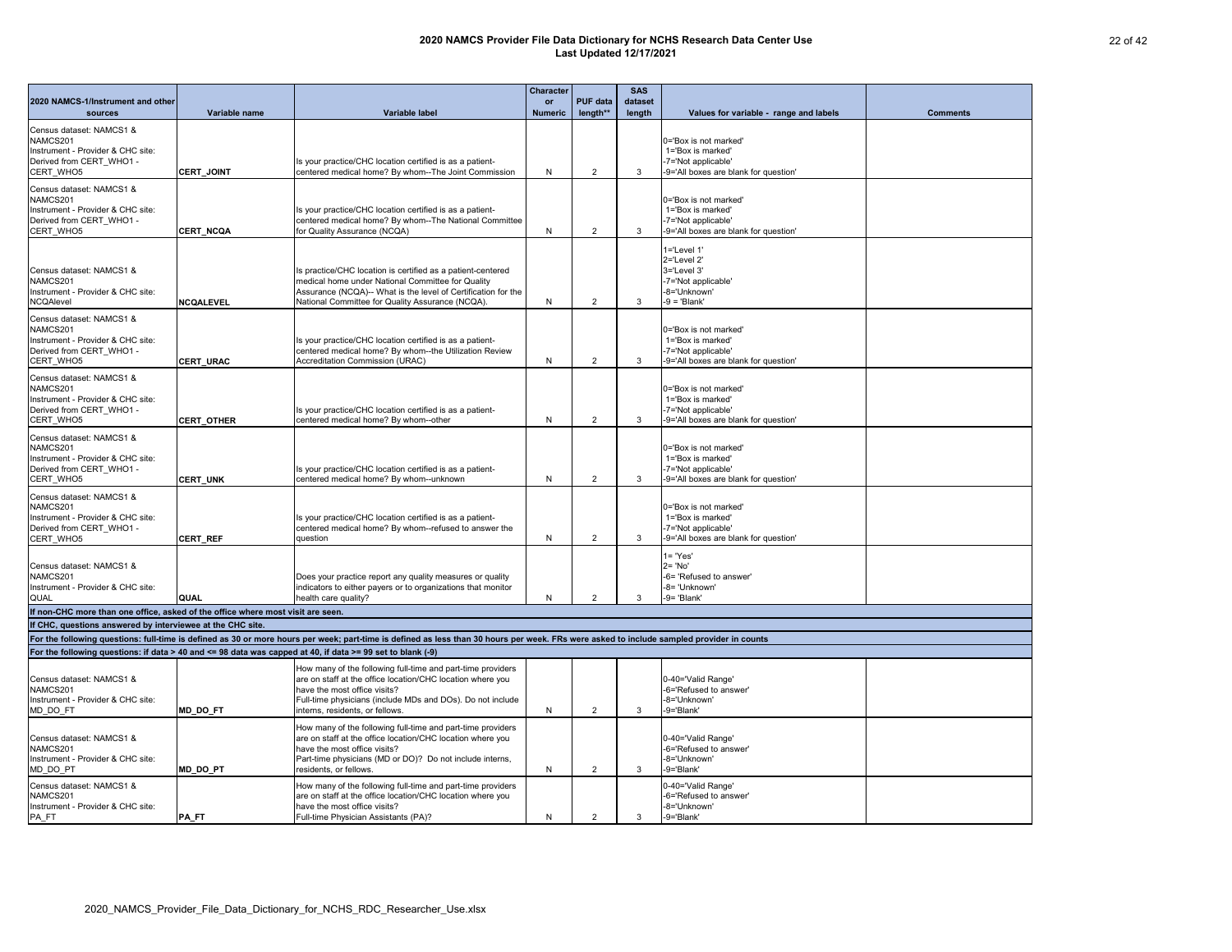# 2020 NAMCS Provider File Data Dictionary for NCHS Research Data Center Use
**Last Updated 12/17/2021**

| 2020 NAMCS-1/Instrument and other sources | Variable name | Variable label | Character or Numeric | PUF data length** | SAS dataset length | Values for variable - range and labels | Comments |
|---|---|---|---|---|---|---|---|
| Census dataset: NAMCS1 & NAMCS201<br>Instrument - Provider & CHC site: Derived from CERT_WHO1 - CERT_WHO5 | **CERT_JOINT** | Is your practice/CHC location certified is as a patient-centered medical home? By whom--The Joint Commission | N | 2 | 3 | 0='Box is not marked'<br>1='Box is marked'<br>-7='Not applicable'<br>-9='All boxes are blank for question' | |
| Census dataset: NAMCS1 & NAMCS201<br>Instrument - Provider & CHC site: Derived from CERT_WHO1 - CERT_WHO5 | **CERT_NCQA** | Is your practice/CHC location certified is as a patient-centered medical home? By whom--The National Committee for Quality Assurance (NCQA) | N | 2 | 3 | 0='Box is not marked'<br>1='Box is marked'<br>-7='Not applicable'<br>-9='All boxes are blank for question' | |
| Census dataset: NAMCS1 & NAMCS201<br>Instrument - Provider & CHC site: NCQAlevel | **NCQALEVEL** | Is practice/CHC location is certified as a patient-centered medical home under National Committee for Quality Assurance (NCQA)-- What is the level of Certification for the National Committee for Quality Assurance (NCQA). | N | 2 | 3 | 1='Level 1'<br>2='Level 2'<br>3='Level 3'<br>-7='Not applicable'<br>-8='Unknown'<br>-9 = 'Blank' | |
| Census dataset: NAMCS1 & NAMCS201<br>Instrument - Provider & CHC site: Derived from CERT_WHO1 - CERT_WHO5 | **CERT_URAC** | Is your practice/CHC location certified is as a patient-centered medical home? By whom--the Utilization Review Accreditation Commission (URAC) | N | 2 | 3 | 0='Box is not marked'<br>1='Box is marked'<br>-7='Not applicable'<br>-9='All boxes are blank for question' | |
| Census dataset: NAMCS1 & NAMCS201<br>Instrument - Provider & CHC site: Derived from CERT_WHO1 - CERT_WHO5 | **CERT_OTHER** | Is your practice/CHC location certified is as a patient-centered medical home? By whom--other | N | 2 | 3 | 0='Box is not marked'<br>1='Box is marked'<br>-7='Not applicable'<br>-9='All boxes are blank for question' | |
| Census dataset: NAMCS1 & NAMCS201<br>Instrument - Provider & CHC site: Derived from CERT_WHO1 - CERT_WHO5 | **CERT_UNK** | Is your practice/CHC location certified is as a patient-centered medical home? By whom--unknown | N | 2 | 3 | 0='Box is not marked'<br>1='Box is marked'<br>-7='Not applicable'<br>-9='All boxes are blank for question' | |
| Census dataset: NAMCS1 & NAMCS201<br>Instrument - Provider & CHC site: Derived from CERT_WHO1 - CERT_WHO5 | **CERT_REF** | Is your practice/CHC location certified is as a patient-centered medical home? By whom--refused to answer the question | N | 2 | 3 | 0='Box is not marked'<br>1='Box is marked'<br>-7='Not applicable'<br>-9='All boxes are blank for question' | |
| Census dataset: NAMCS1 & NAMCS201<br>Instrument - Provider & CHC site: QUAL | **QUAL** | Does your practice report any quality measures or quality indicators to either payers or to organizations that monitor health care quality? | N | 2 | 3 | 1= 'Yes'<br>2= 'No'<br>-6= 'Refused to answer'<br>-8= 'Unknown'<br>-9= 'Blank' | |
| **If non-CHC more than one office, asked of the office where most visit are seen.** | | | | | | | |
| **If CHC, questions answered by interviewee at the CHC site.** | | | | | | | |
| **For the following questions: full-time is defined as 30 or more hours per week; part-time is defined as less than 30 hours per week. FRs were asked to include sampled provider in counts** | | | | | | | |
| **For the following questions: if data > 40 and <= 98 data was capped at 40, if data >= 99 set to blank (-9)** | | | | | | | |
| Census dataset: NAMCS1 & NAMCS201<br>Instrument - Provider & CHC site: MD_DO_FT | **MD_DO_FT** | How many of the following full-time and part-time providers are on staff at the office location/CHC location where you have the most office visits?<br>Full-time physicians (include MDs and DOs). Do not include interns, residents, or fellows. | N | 2 | 3 | 0-40='Valid Range'<br>-6='Refused to answer'<br>-8='Unknown'<br>-9='Blank' | |
| Census dataset: NAMCS1 & NAMCS201<br>Instrument - Provider & CHC site: MD_DO_PT | **MD_DO_PT** | How many of the following full-time and part-time providers are on staff at the office location/CHC location where you have the most office visits?<br>Part-time physicians (MD or DO)? Do not include interns, residents, or fellows. | N | 2 | 3 | 0-40='Valid Range'<br>-6='Refused to answer'<br>-8='Unknown'<br>-9='Blank' | |
| Census dataset: NAMCS1 & NAMCS201<br>Instrument - Provider & CHC site: PA_FT | **PA_FT** | How many of the following full-time and part-time providers are on staff at the office location/CHC location where you have the most office visits?<br>Full-time Physician Assistants (PA)? | N | 2 | 3 | 0-40='Valid Range'<br>-6='Refused to answer'<br>-8='Unknown'<br>-9='Blank' | |

2020_NAMCS_Provider_File_Data_Dictionary_for_NCHS_RDC_Researcher_Use.xlsx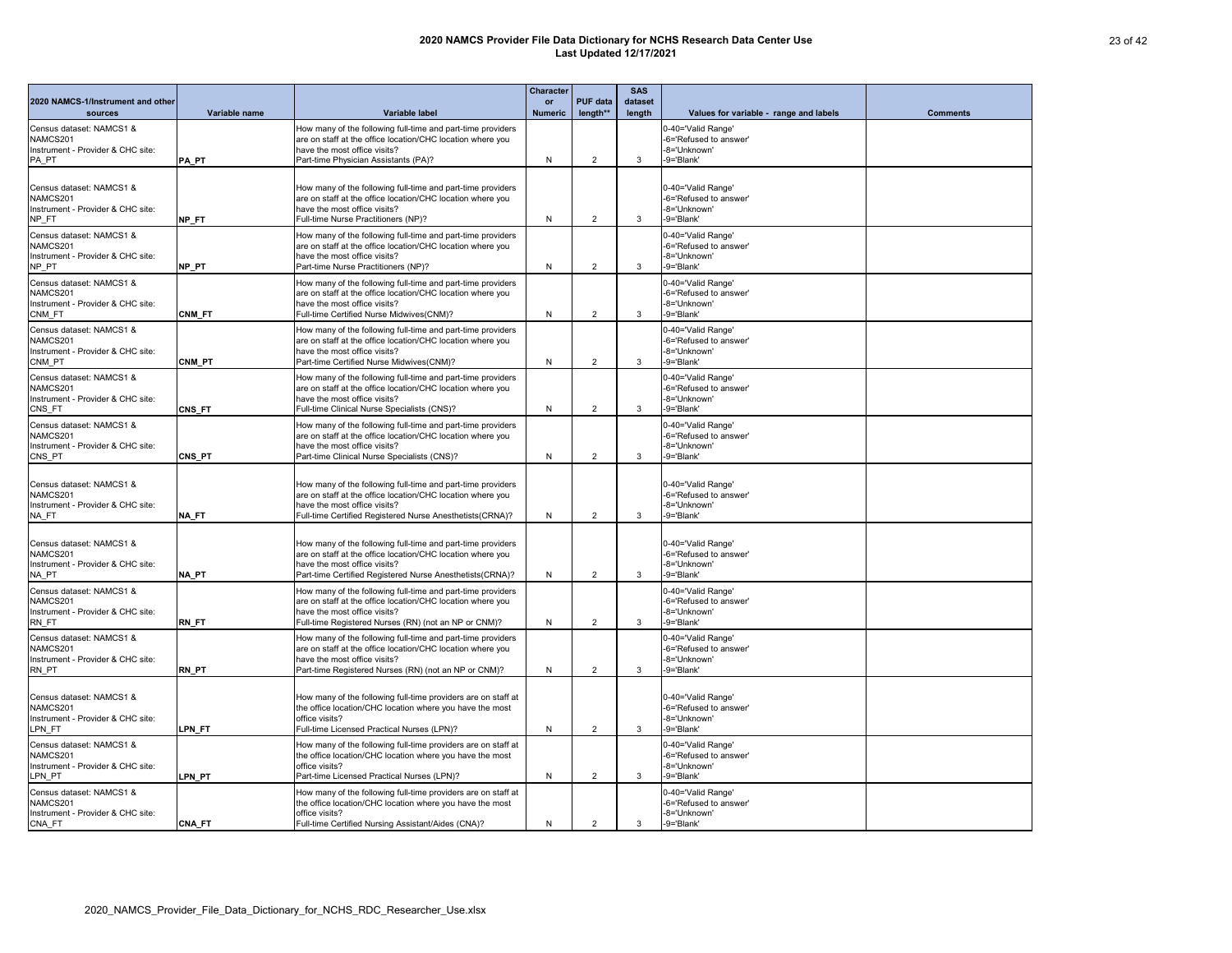| 2020 NAMCS-1/Instrument and other sources | Variable name | Variable label | Character or Numeric | PUF data length** | SAS dataset length | Values for variable - range and labels | Comments |
|---|---|---|---|---|---|---|---|
| Census dataset: NAMCS1 & NAMCS201 Instrument - Provider & CHC site: PA_PT | PA_PT | How many of the following full-time and part-time providers are on staff at the office location/CHC location where you have the most office visits? Part-time Physician Assistants (PA)? | N | 2 | 3 | 0-40='Valid Range' -6='Refused to answer' -8='Unknown' -9='Blank' | |
| Census dataset: NAMCS1 & NAMCS201 Instrument - Provider & CHC site: NP_FT | NP_FT | How many of the following full-time and part-time providers are on staff at the office location/CHC location where you have the most office visits? Full-time Nurse Practitioners (NP)? | N | 2 | 3 | 0-40='Valid Range' -6='Refused to answer' -8='Unknown' -9='Blank' | |
| Census dataset: NAMCS1 & NAMCS201 Instrument - Provider & CHC site: NP_PT | NP_PT | How many of the following full-time and part-time providers are on staff at the office location/CHC location where you have the most office visits? Part-time Nurse Practitioners (NP)? | N | 2 | 3 | 0-40='Valid Range' -6='Refused to answer' -8='Unknown' -9='Blank' | |
| Census dataset: NAMCS1 & NAMCS201 Instrument - Provider & CHC site: CNM_FT | CNM_FT | How many of the following full-time and part-time providers are on staff at the office location/CHC location where you have the most office visits? Full-time Certified Nurse Midwives(CNM)? | N | 2 | 3 | 0-40='Valid Range' -6='Refused to answer' -8='Unknown' -9='Blank' | |
| Census dataset: NAMCS1 & NAMCS201 Instrument - Provider & CHC site: CNM_PT | CNM_PT | How many of the following full-time and part-time providers are on staff at the office location/CHC location where you have the most office visits? Part-time Certified Nurse Midwives(CNM)? | N | 2 | 3 | 0-40='Valid Range' -6='Refused to answer' -8='Unknown' -9='Blank' | |
| Census dataset: NAMCS1 & NAMCS201 Instrument - Provider & CHC site: CNS_FT | CNS_FT | How many of the following full-time and part-time providers are on staff at the office location/CHC location where you have the most office visits? Full-time Clinical Nurse Specialists (CNS)? | N | 2 | 3 | 0-40='Valid Range' -6='Refused to answer' -8='Unknown' -9='Blank' | |
| Census dataset: NAMCS1 & NAMCS201 Instrument - Provider & CHC site: CNS_PT | CNS_PT | How many of the following full-time and part-time providers are on staff at the office location/CHC location where you have the most office visits? Part-time Clinical Nurse Specialists (CNS)? | N | 2 | 3 | 0-40='Valid Range' -6='Refused to answer' -8='Unknown' -9='Blank' | |
| Census dataset: NAMCS1 & NAMCS201 Instrument - Provider & CHC site: NA_FT | NA_FT | How many of the following full-time and part-time providers are on staff at the office location/CHC location where you have the most office visits? Full-time Certified Registered Nurse Anesthetists(CRNA)? | N | 2 | 3 | 0-40='Valid Range' -6='Refused to answer' -8='Unknown' -9='Blank' | |
| Census dataset: NAMCS1 & NAMCS201 Instrument - Provider & CHC site: NA_PT | NA_PT | How many of the following full-time and part-time providers are on staff at the office location/CHC location where you have the most office visits? Part-time Certified Registered Nurse Anesthetists(CRNA)? | N | 2 | 3 | 0-40='Valid Range' -6='Refused to answer' -8='Unknown' -9='Blank' | |
| Census dataset: NAMCS1 & NAMCS201 Instrument - Provider & CHC site: RN_FT | RN_FT | How many of the following full-time and part-time providers are on staff at the office location/CHC location where you have the most office visits? Full-time Registered Nurses (RN) (not an NP or CNM)? | N | 2 | 3 | 0-40='Valid Range' -6='Refused to answer' -8='Unknown' -9='Blank' | |
| Census dataset: NAMCS1 & NAMCS201 Instrument - Provider & CHC site: RN_PT | RN_PT | How many of the following full-time and part-time providers are on staff at the office location/CHC location where you have the most office visits? Part-time Registered Nurses (RN) (not an NP or CNM)? | N | 2 | 3 | 0-40='Valid Range' -6='Refused to answer' -8='Unknown' -9='Blank' | |
| Census dataset: NAMCS1 & NAMCS201 Instrument - Provider & CHC site: LPN_FT | LPN_FT | How many of the following full-time providers are on staff at the office location/CHC location where you have the most office visits? Full-time Licensed Practical Nurses (LPN)? | N | 2 | 3 | 0-40='Valid Range' -6='Refused to answer' -8='Unknown' -9='Blank' | |
| Census dataset: NAMCS1 & NAMCS201 Instrument - Provider & CHC site: LPN_PT | LPN_PT | How many of the following full-time providers are on staff at the office location/CHC location where you have the most office visits? Part-time Licensed Practical Nurses (LPN)? | N | 2 | 3 | 0-40='Valid Range' -6='Refused to answer' -8='Unknown' -9='Blank' | |
| Census dataset: NAMCS1 & NAMCS201 Instrument - Provider & CHC site: CNA_FT | CNA_FT | How many of the following full-time providers are on staff at the office location/CHC location where you have the most office visits? Full-time Certified Nursing Assistant/Aides (CNA)? | N | 2 | 3 | 0-40='Valid Range' -6='Refused to answer' -8='Unknown' -9='Blank' | |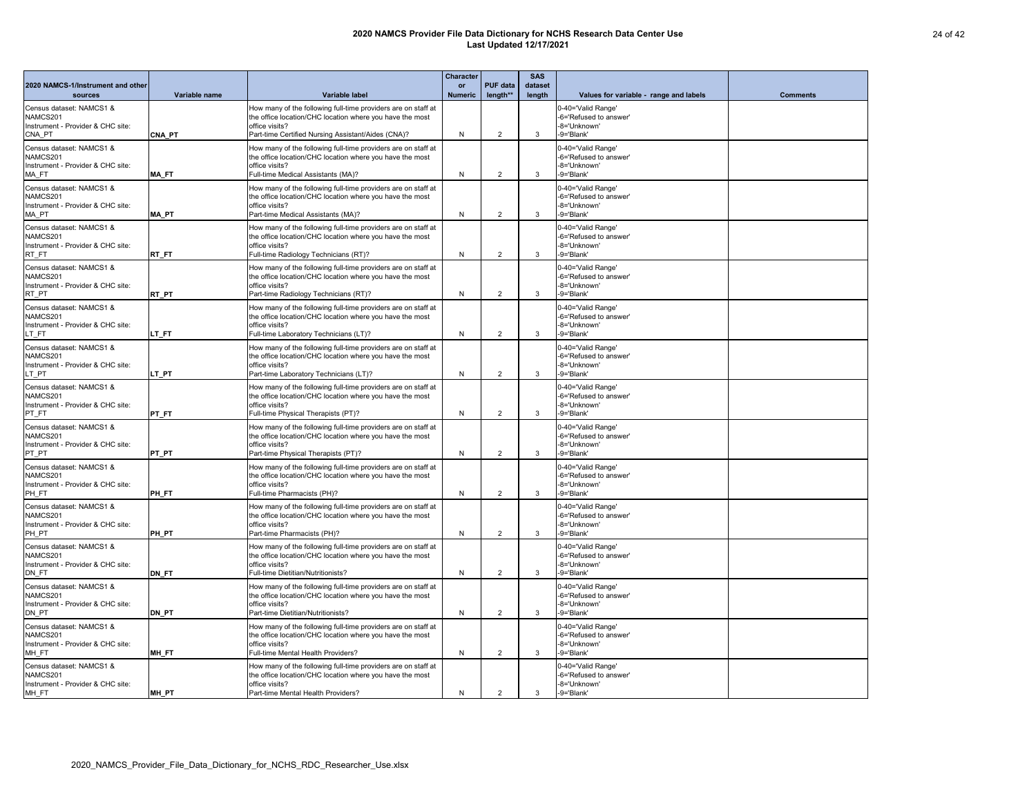| 2020 NAMCS-1/Instrument and other sources | Variable name | Variable label | Character or Numeric | PUF data length** | SAS dataset length | Values for variable - range and labels | Comments |
|---|---|---|---|---|---|---|---|
| Census dataset: NAMCS1 & NAMCS201 Instrument - Provider & CHC site: CNA_PT | CNA_PT | How many of the following full-time providers are on staff at the office location/CHC location where you have the most office visits? Part-time Certified Nursing Assistant/Aides (CNA)? | N | 2 | 3 | 0-40='Valid Range' -6='Refused to answer' -8='Unknown' -9='Blank' | |
| Census dataset: NAMCS1 & NAMCS201 Instrument - Provider & CHC site: MA_FT | MA_FT | How many of the following full-time providers are on staff at the office location/CHC location where you have the most office visits? Full-time Medical Assistants (MA)? | N | 2 | 3 | 0-40='Valid Range' -6='Refused to answer' -8='Unknown' -9='Blank' | |
| Census dataset: NAMCS1 & NAMCS201 Instrument - Provider & CHC site: MA_PT | MA_PT | How many of the following full-time providers are on staff at the office location/CHC location where you have the most office visits? Part-time Medical Assistants (MA)? | N | 2 | 3 | 0-40='Valid Range' -6='Refused to answer' -8='Unknown' -9='Blank' | |
| Census dataset: NAMCS1 & NAMCS201 Instrument - Provider & CHC site: RT_FT | RT_FT | How many of the following full-time providers are on staff at the office location/CHC location where you have the most office visits? Full-time Radiology Technicians (RT)? | N | 2 | 3 | 0-40='Valid Range' -6='Refused to answer' -8='Unknown' -9='Blank' | |
| Census dataset: NAMCS1 & NAMCS201 Instrument - Provider & CHC site: RT_PT | RT_PT | How many of the following full-time providers are on staff at the office location/CHC location where you have the most office visits? Part-time Radiology Technicians (RT)? | N | 2 | 3 | 0-40='Valid Range' -6='Refused to answer' -8='Unknown' -9='Blank' | |
| Census dataset: NAMCS1 & NAMCS201 Instrument - Provider & CHC site: LT_FT | LT_FT | How many of the following full-time providers are on staff at the office location/CHC location where you have the most office visits? Full-time Laboratory Technicians (LT)? | N | 2 | 3 | 0-40='Valid Range' -6='Refused to answer' -8='Unknown' -9='Blank' | |
| Census dataset: NAMCS1 & NAMCS201 Instrument - Provider & CHC site: LT_PT | LT_PT | How many of the following full-time providers are on staff at the office location/CHC location where you have the most office visits? Part-time Laboratory Technicians (LT)? | N | 2 | 3 | 0-40='Valid Range' -6='Refused to answer' -8='Unknown' -9='Blank' | |
| Census dataset: NAMCS1 & NAMCS201 Instrument - Provider & CHC site: PT_FT | PT_FT | How many of the following full-time providers are on staff at the office location/CHC location where you have the most office visits? Full-time Physical Therapists (PT)? | N | 2 | 3 | 0-40='Valid Range' -6='Refused to answer' -8='Unknown' -9='Blank' | |
| Census dataset: NAMCS1 & NAMCS201 Instrument - Provider & CHC site: PT_PT | PT_PT | How many of the following full-time providers are on staff at the office location/CHC location where you have the most office visits? Part-time Physical Therapists (PT)? | N | 2 | 3 | 0-40='Valid Range' -6='Refused to answer' -8='Unknown' -9='Blank' | |
| Census dataset: NAMCS1 & NAMCS201 Instrument - Provider & CHC site: PH_FT | PH_FT | How many of the following full-time providers are on staff at the office location/CHC location where you have the most office visits? Full-time Pharmacists (PH)? | N | 2 | 3 | 0-40='Valid Range' -6='Refused to answer' -8='Unknown' -9='Blank' | |
| Census dataset: NAMCS1 & NAMCS201 Instrument - Provider & CHC site: PH_PT | PH_PT | How many of the following full-time providers are on staff at the office location/CHC location where you have the most office visits? Part-time Pharmacists (PH)? | N | 2 | 3 | 0-40='Valid Range' -6='Refused to answer' -8='Unknown' -9='Blank' | |
| Census dataset: NAMCS1 & NAMCS201 Instrument - Provider & CHC site: DN_FT | DN_FT | How many of the following full-time providers are on staff at the office location/CHC location where you have the most office visits? Full-time Dietitian/Nutritionists? | N | 2 | 3 | 0-40='Valid Range' -6='Refused to answer' -8='Unknown' -9='Blank' | |
| Census dataset: NAMCS1 & NAMCS201 Instrument - Provider & CHC site: DN_PT | DN_PT | How many of the following full-time providers are on staff at the office location/CHC location where you have the most office visits? Part-time Dietitian/Nutritionists? | N | 2 | 3 | 0-40='Valid Range' -6='Refused to answer' -8='Unknown' -9='Blank' | |
| Census dataset: NAMCS1 & NAMCS201 Instrument - Provider & CHC site: MH_FT | MH_FT | How many of the following full-time providers are on staff at the office location/CHC location where you have the most office visits? Full-time Mental Health Providers? | N | 2 | 3 | 0-40='Valid Range' -6='Refused to answer' -8='Unknown' -9='Blank' | |
| Census dataset: NAMCS1 & NAMCS201 Instrument - Provider & CHC site: MH_FT | MH_PT | How many of the following full-time providers are on staff at the office location/CHC location where you have the most office visits? Part-time Mental Health Providers? | N | 2 | 3 | 0-40='Valid Range' -6='Refused to answer' -8='Unknown' -9='Blank' | |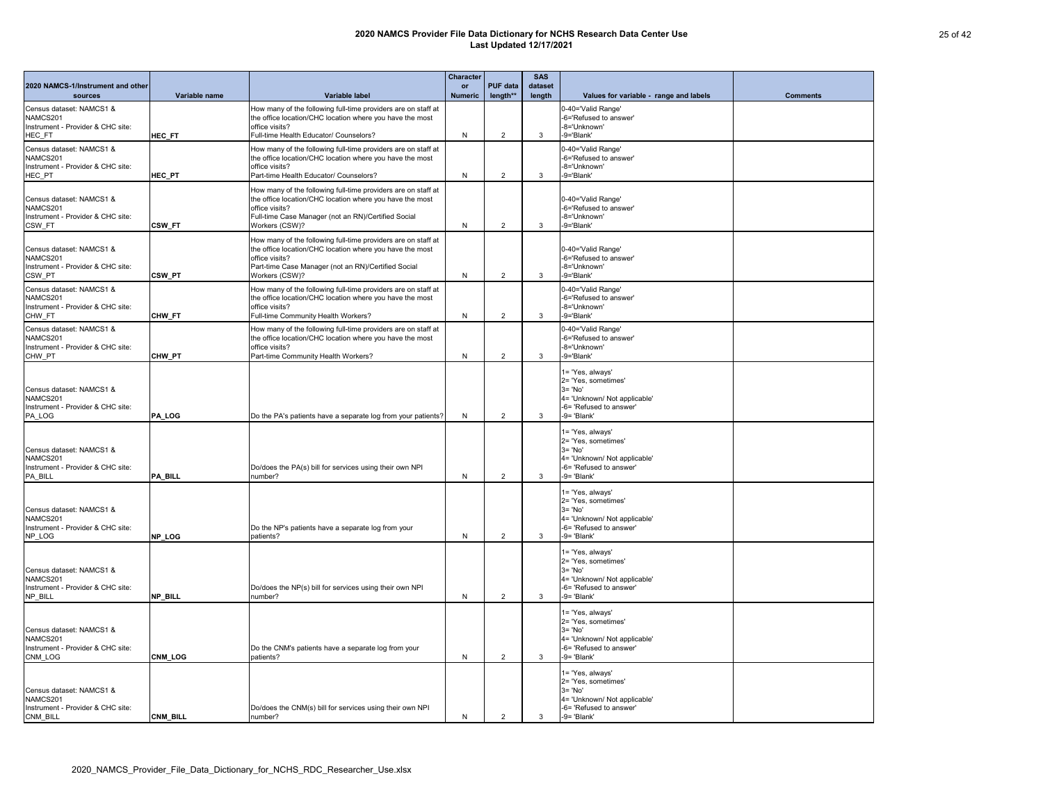| 2020 NAMCS-1/Instrument and other sources | Variable name | Variable label | Character or Numeric | PUF data length** | SAS dataset length | Values for variable - range and labels | Comments |
|---|---|---|---|---|---|---|---|
| Census dataset: NAMCS1 & NAMCS201<br>Instrument - Provider & CHC site: HEC_FT | **HEC_FT** | How many of the following full-time providers are on staff at the office location/CHC location where you have the most office visits?<br>Full-time Health Educator/ Counselors? | N | 2 | 3 | 0-40='Valid Range'<br>-6='Refused to answer'<br>-8='Unknown'<br>-9='Blank' | |
| Census dataset: NAMCS1 & NAMCS201<br>Instrument - Provider & CHC site: HEC_PT | **HEC_PT** | How many of the following full-time providers are on staff at the office location/CHC location where you have the most office visits?<br>Part-time Health Educator/ Counselors? | N | 2 | 3 | 0-40='Valid Range'<br>-6='Refused to answer'<br>-8='Unknown'<br>-9='Blank' | |
| Census dataset: NAMCS1 & NAMCS201<br>Instrument - Provider & CHC site: CSW_FT | **CSW_FT** | How many of the following full-time providers are on staff at the office location/CHC location where you have the most office visits?<br>Full-time Case Manager (not an RN)/Certified Social Workers (CSW)? | N | 2 | 3 | 0-40='Valid Range'<br>-6='Refused to answer'<br>-8='Unknown'<br>-9='Blank' | |
| Census dataset: NAMCS1 & NAMCS201<br>Instrument - Provider & CHC site: CSW_PT | **CSW_PT** | How many of the following full-time providers are on staff at the office location/CHC location where you have the most office visits?<br>Part-time Case Manager (not an RN)/Certified Social Workers (CSW)? | N | 2 | 3 | 0-40='Valid Range'<br>-6='Refused to answer'<br>-8='Unknown'<br>-9='Blank' | |
| Census dataset: NAMCS1 & NAMCS201<br>Instrument - Provider & CHC site: CHW_FT | **CHW_FT** | How many of the following full-time providers are on staff at the office location/CHC location where you have the most office visits?<br>Full-time Community Health Workers? | N | 2 | 3 | 0-40='Valid Range'<br>-6='Refused to answer'<br>-8='Unknown'<br>-9='Blank' | |
| Census dataset: NAMCS1 & NAMCS201<br>Instrument - Provider & CHC site: CHW_PT | **CHW_PT** | How many of the following full-time providers are on staff at the office location/CHC location where you have the most office visits?<br>Part-time Community Health Workers? | N | 2 | 3 | 0-40='Valid Range'<br>-6='Refused to answer'<br>-8='Unknown'<br>-9='Blank' | |
| Census dataset: NAMCS1 & NAMCS201<br>Instrument - Provider & CHC site: PA_LOG | **PA_LOG** | Do the PA's patients have a separate log from your patients? | N | 2 | 3 | 1= 'Yes, always'<br>2= 'Yes, sometimes'<br>3= 'No'<br>4= 'Unknown/ Not applicable'<br>-6= 'Refused to answer'<br>-9= 'Blank' | |
| Census dataset: NAMCS1 & NAMCS201<br>Instrument - Provider & CHC site: PA_BILL | **PA_BILL** | Do/does the PA(s) bill for services using their own NPI number? | N | 2 | 3 | 1= 'Yes, always'<br>2= 'Yes, sometimes'<br>3= 'No'<br>4= 'Unknown/ Not applicable'<br>-6= 'Refused to answer'<br>-9= 'Blank' | |
| Census dataset: NAMCS1 & NAMCS201<br>Instrument - Provider & CHC site: NP_LOG | **NP_LOG** | Do the NP's patients have a separate log from your patients? | N | 2 | 3 | 1= 'Yes, always'<br>2= 'Yes, sometimes'<br>3= 'No'<br>4= 'Unknown/ Not applicable'<br>-6= 'Refused to answer'<br>-9= 'Blank' | |
| Census dataset: NAMCS1 & NAMCS201<br>Instrument - Provider & CHC site: NP_BILL | **NP_BILL** | Do/does the NP(s) bill for services using their own NPI number? | N | 2 | 3 | 1= 'Yes, always'<br>2= 'Yes, sometimes'<br>3= 'No'<br>4= 'Unknown/ Not applicable'<br>-6= 'Refused to answer'<br>-9= 'Blank' | |
| Census dataset: NAMCS1 & NAMCS201<br>Instrument - Provider & CHC site: CNM_LOG | **CNM_LOG** | Do the CNM's patients have a separate log from your patients? | N | 2 | 3 | 1= 'Yes, always'<br>2= 'Yes, sometimes'<br>3= 'No'<br>4= 'Unknown/ Not applicable'<br>-6= 'Refused to answer'<br>-9= 'Blank' | |
| Census dataset: NAMCS1 & NAMCS201<br>Instrument - Provider & CHC site: CNM_BILL | **CNM_BILL** | Do/does the CNM(s) bill for services using their own NPI number? | N | 2 | 3 | 1= 'Yes, always'<br>2= 'Yes, sometimes'<br>3= 'No'<br>4= 'Unknown/ Not applicable'<br>-6= 'Refused to answer'<br>-9= 'Blank' | |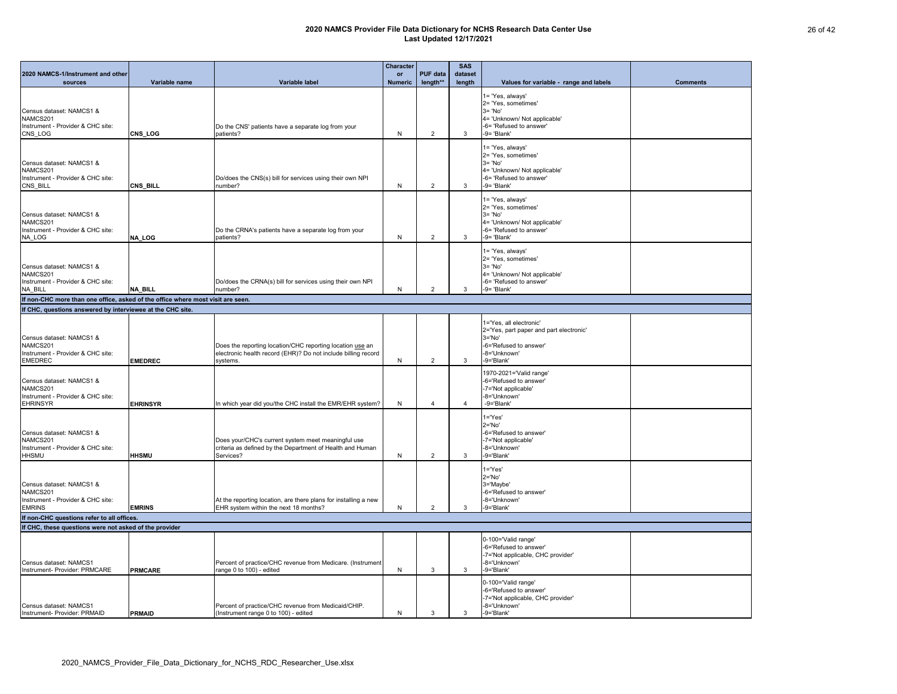| 2020 NAMCS-1/Instrument and other sources | Variable name | Variable label | Character or Numeric | PUF data length** | SAS dataset length | Values for variable - range and labels | Comments |
|---|---|---|---|---|---|---|---|
| Census dataset: NAMCS1 & NAMCS201 Instrument - Provider & CHC site: CNS_LOG | **CNS_LOG** | Do the CNS' patients have a separate log from your patients? | N | 2 | 3 | 1= 'Yes, always' 2= 'Yes, sometimes' 3= 'No' 4= 'Unknown/ Not applicable' -6= 'Refused to answer' -9= 'Blank' | |
| Census dataset: NAMCS1 & NAMCS201 Instrument - Provider & CHC site: CNS_BILL | **CNS_BILL** | Do/does the CNS(s) bill for services using their own NPI number? | N | 2 | 3 | 1= 'Yes, always' 2= 'Yes, sometimes' 3= 'No' 4= 'Unknown/ Not applicable' -6= 'Refused to answer' -9= 'Blank' | |
| Census dataset: NAMCS1 & NAMCS201 Instrument - Provider & CHC site: NA_LOG | **NA_LOG** | Do the CRNA's patients have a separate log from your patients? | N | 2 | 3 | 1= 'Yes, always' 2= 'Yes, sometimes' 3= 'No' 4= 'Unknown/ Not applicable' -6= 'Refused to answer' -9= 'Blank' | |
| Census dataset: NAMCS1 & NAMCS201 Instrument - Provider & CHC site: NA_BILL | **NA_BILL** | Do/does the CRNA(s) bill for services using their own NPI number? | N | 2 | 3 | 1= 'Yes, always' 2= 'Yes, sometimes' 3= 'No' 4= 'Unknown/ Not applicable' -6= 'Refused to answer' -9= 'Blank' | |
| **If non-CHC more than one office, asked of the office where most visit are seen.** | | | | | | | |
| **If CHC, questions answered by interviewee at the CHC site.** | | | | | | | |
| Census dataset: NAMCS1 & NAMCS201 Instrument - Provider & CHC site: EMEDREC | **EMEDREC** | Does the reporting location/CHC reporting location use an electronic health record (EHR)? Do not include billing record systems. | N | 2 | 3 | 1='Yes, all electronic' 2='Yes, part paper and part electronic' 3='No' -6='Refused to answer' -8='Unknown' -9='Blank' | |
| Census dataset: NAMCS1 & NAMCS201 Instrument - Provider & CHC site: EHRINSYR | **EHRINSYR** | In which year did you/the CHC install the EMR/EHR system? | N | 4 | 4 | 1970-2021='Valid range' -6='Refused to answer' -7='Not applicable' -8='Unknown' -9='Blank' | |
| Census dataset: NAMCS1 & NAMCS201 Instrument - Provider & CHC site: HHSMU | **HHSMU** | Does your/CHC's current system meet meaningful use criteria as defined by the Department of Health and Human Services? | N | 2 | 3 | 1='Yes' 2='No' -6='Refused to answer' -7='Not applicable' -8='Unknown' -9='Blank' | |
| Census dataset: NAMCS1 & NAMCS201 Instrument - Provider & CHC site: EMRINS | **EMRINS** | At the reporting location, are there plans for installing a new EHR system within the next 18 months? | N | 2 | 3 | 1='Yes' 2='No' 3='Maybe' -6='Refused to answer' -8='Unknown' -9='Blank' | |
| **If non-CHC questions refer to all offices.** | | | | | | | |
| **If CHC, these questions were not asked of the provider** | | | | | | | |
| Census dataset: NAMCS1 Instrument- Provider: PRMCARE | **PRMCARE** | Percent of practice/CHC revenue from Medicare. (Instrument range 0 to 100) - edited | N | 3 | 3 | 0-100='Valid range' -6='Refused to answer' -7='Not applicable, CHC provider' -8='Unknown' -9='Blank' | |
| Census dataset: NAMCS1 Instrument- Provider: PRMAID | **PRMAID** | Percent of practice/CHC revenue from Medicaid/CHIP. (Instrument range 0 to 100) - edited | N | 3 | 3 | 0-100='Valid range' -6='Refused to answer' -7='Not applicable, CHC provider' -8='Unknown' -9='Blank' | |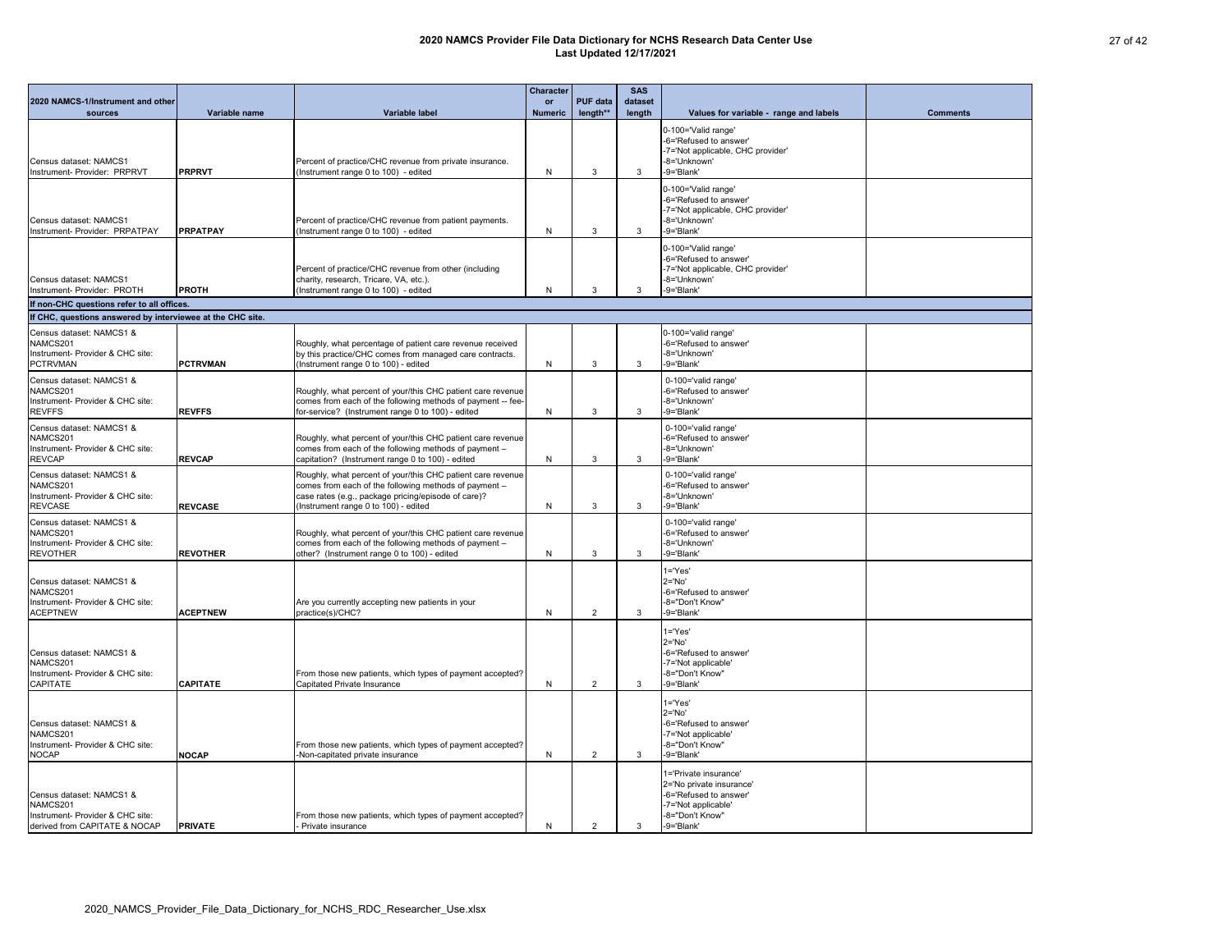| 2020 NAMCS-1/Instrument and other sources | Variable name | Variable label | Character or Numeric | PUF data length** | SAS dataset length | Values for variable - range and labels | Comments |
|---|---|---|---|---|---|---|---|
| Census dataset: NAMCS1 Instrument- Provider: PRPRVT | **PRPRVT** | Percent of practice/CHC revenue from private insurance. (Instrument range 0 to 100) - edited | N | 3 | 3 | 0-100='Valid range' -6='Refused to answer' -7='Not applicable, CHC provider' -8='Unknown' -9='Blank' | |
| Census dataset: NAMCS1 Instrument- Provider: PRPATPAY | **PRPATPAY** | Percent of practice/CHC revenue from patient payments. (Instrument range 0 to 100) - edited | N | 3 | 3 | 0-100='Valid range' -6='Refused to answer' -7='Not applicable, CHC provider' -8='Unknown' -9='Blank' | |
| Census dataset: NAMCS1 Instrument- Provider: PROTH | **PROTH** | Percent of practice/CHC revenue from other (including charity, research, Tricare, VA, etc.). (Instrument range 0 to 100) - edited | N | 3 | 3 | 0-100='Valid range' -6='Refused to answer' -7='Not applicable, CHC provider' -8='Unknown' -9='Blank' | |
| **If non-CHC questions refer to all offices.** | | | | | | | |
| **If CHC, questions answered by interviewee at the CHC site.** | | | | | | | |
| Census dataset: NAMCS1 & NAMCS201 Instrument- Provider & CHC site: PCTRVMAN | **PCTRVMAN** | Roughly, what percentage of patient care revenue received by this practice/CHC comes from managed care contracts. (Instrument range 0 to 100) - edited | N | 3 | 3 | 0-100='valid range' -6='Refused to answer' -8='Unknown' -9='Blank' | |
| Census dataset: NAMCS1 & NAMCS201 Instrument- Provider & CHC site: REVFFS | **REVFFS** | Roughly, what percent of your/this CHC patient care revenue comes from each of the following methods of payment -- fee-for-service? (Instrument range 0 to 100) - edited | N | 3 | 3 | 0-100='valid range' -6='Refused to answer' -8='Unknown' -9='Blank' | |
| Census dataset: NAMCS1 & NAMCS201 Instrument- Provider & CHC site: REVCAP | **REVCAP** | Roughly, what percent of your/this CHC patient care revenue comes from each of the following methods of payment – capitation? (Instrument range 0 to 100) - edited | N | 3 | 3 | 0-100='valid range' -6='Refused to answer' -8='Unknown' -9='Blank' | |
| Census dataset: NAMCS1 & NAMCS201 Instrument- Provider & CHC site: REVCASE | **REVCASE** | Roughly, what percent of your/this CHC patient care revenue comes from each of the following methods of payment – case rates (e.g., package pricing/episode of care)? (Instrument range 0 to 100) - edited | N | 3 | 3 | 0-100='valid range' -6='Refused to answer' -8='Unknown' -9='Blank' | |
| Census dataset: NAMCS1 & NAMCS201 Instrument- Provider & CHC site: REVOTHER | **REVOTHER** | Roughly, what percent of your/this CHC patient care revenue comes from each of the following methods of payment – other? (Instrument range 0 to 100) - edited | N | 3 | 3 | 0-100='valid range' -6='Refused to answer' -8='Unknown' -9='Blank' | |
| Census dataset: NAMCS1 & NAMCS201 Instrument- Provider & CHC site: ACEPTNEW | **ACEPTNEW** | Are you currently accepting new patients in your practice(s)/CHC? | N | 2 | 3 | 1='Yes' 2='No' -6='Refused to answer' -8="Don't Know" -9='Blank' | |
| Census dataset: NAMCS1 & NAMCS201 Instrument- Provider & CHC site: CAPITATE | **CAPITATE** | From those new patients, which types of payment accepted? Capitated Private Insurance | N | 2 | 3 | 1='Yes' 2='No' -6='Refused to answer' -7='Not applicable' -8="Don't Know" -9='Blank' | |
| Census dataset: NAMCS1 & NAMCS201 Instrument- Provider & CHC site: NOCAP | **NOCAP** | From those new patients, which types of payment accepted? -Non-capitated private insurance | N | 2 | 3 | 1='Yes' 2='No' -6='Refused to answer' -7='Not applicable' -8="Don't Know" -9='Blank' | |
| Census dataset: NAMCS1 & NAMCS201 Instrument- Provider & CHC site: derived from CAPITATE & NOCAP | **PRIVATE** | From those new patients, which types of payment accepted? - Private insurance | N | 2 | 3 | 1='Private insurance' 2='No private insurance' -6='Refused to answer' -7='Not applicable' -8="Don't Know" -9='Blank' | |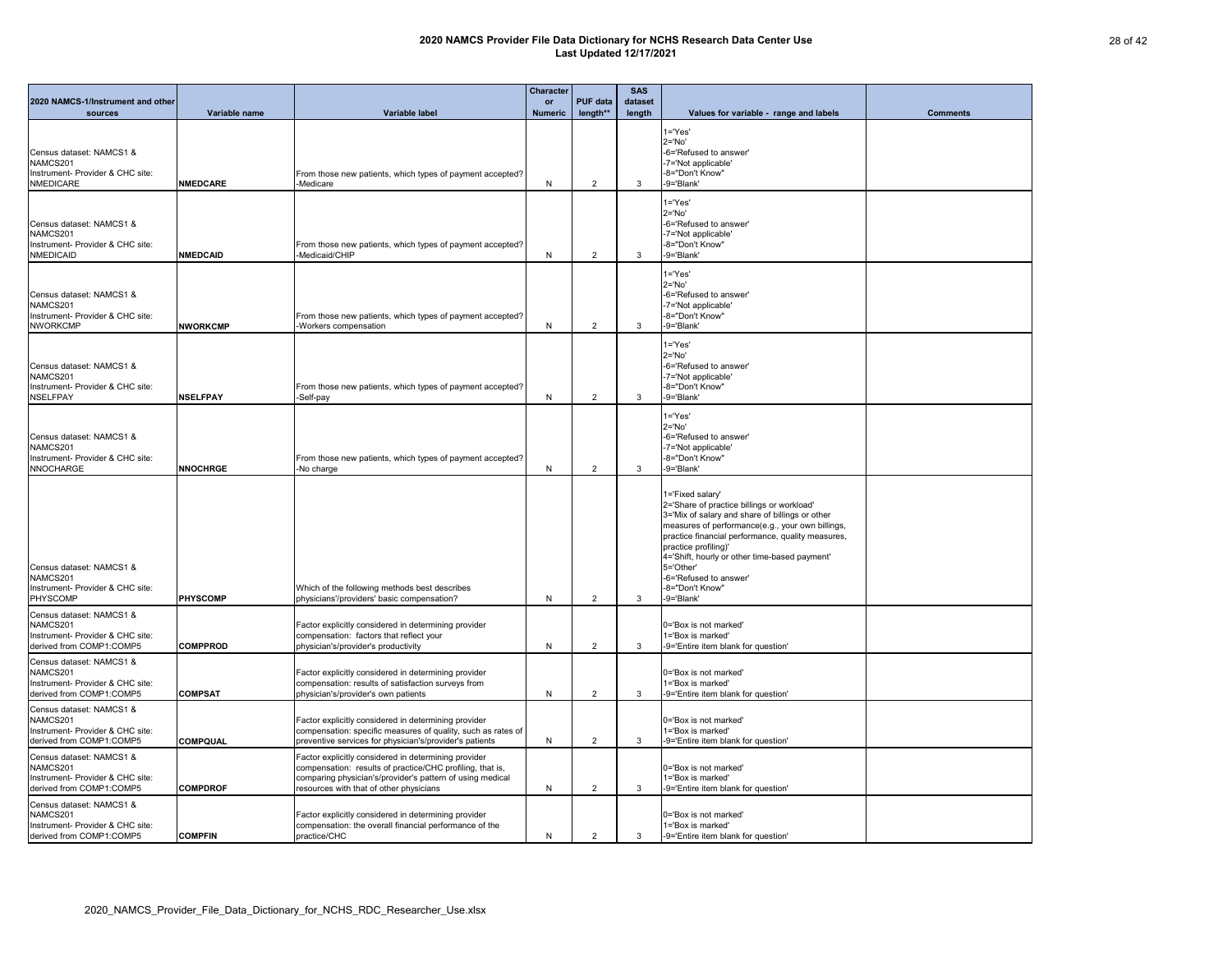| 2020 NAMCS-1/Instrument and other sources | Variable name | Variable label | Character or Numeric | PUF data length** | SAS dataset length | Values for variable - range and labels | Comments |
|---|---|---|---|---|---|---|---|
| Census dataset: NAMCS1 & NAMCS201 Instrument- Provider & CHC site: NMEDICARE | NMEDCARE | From those new patients, which types of payment accepted? -Medicare | N | 2 | 3 | 1='Yes' 2='No' -6='Refused to answer' -7='Not applicable' -8="Don't Know" -9='Blank' | |
| Census dataset: NAMCS1 & NAMCS201 Instrument- Provider & CHC site: NMEDICAID | NMEDCAID | From those new patients, which types of payment accepted? -Medicaid/CHIP | N | 2 | 3 | 1='Yes' 2='No' -6='Refused to answer' -7='Not applicable' -8="Don't Know" -9='Blank' | |
| Census dataset: NAMCS1 & NAMCS201 Instrument- Provider & CHC site: NWORKCMP | NWORKCMP | From those new patients, which types of payment accepted? -Workers compensation | N | 2 | 3 | 1='Yes' 2='No' -6='Refused to answer' -7='Not applicable' -8="Don't Know" -9='Blank' | |
| Census dataset: NAMCS1 & NAMCS201 Instrument- Provider & CHC site: NSELFPAY | NSELFPAY | From those new patients, which types of payment accepted? -Self-pay | N | 2 | 3 | 1='Yes' 2='No' -6='Refused to answer' -7='Not applicable' -8="Don't Know" -9='Blank' | |
| Census dataset: NAMCS1 & NAMCS201 Instrument- Provider & CHC site: NNOCHARGE | NNOCHRGE | From those new patients, which types of payment accepted? -No charge | N | 2 | 3 | 1='Yes' 2='No' -6='Refused to answer' -7='Not applicable' -8="Don't Know" -9='Blank' | |
| Census dataset: NAMCS1 & NAMCS201 Instrument- Provider & CHC site: PHYSCOMP | PHYSCOMP | Which of the following methods best describes physicians'/providers' basic compensation? | N | 2 | 3 | 1='Fixed salary' 2='Share of practice billings or workload' 3='Mix of salary and share of billings or other measures of performance(e.g., your own billings, practice financial performance, quality measures, practice profiling)' 4='Shift, hourly or other time-based payment' 5='Other' -6='Refused to answer' -8="Don't Know" -9='Blank' | |
| Census dataset: NAMCS1 & NAMCS201 Instrument- Provider & CHC site: derived from COMP1:COMP5 | COMPPROD | Factor explicitly considered in determining provider compensation: factors that reflect your physician's/provider's productivity | N | 2 | 3 | 0='Box is not marked' 1='Box is marked' -9='Entire item blank for question' | |
| Census dataset: NAMCS1 & NAMCS201 Instrument- Provider & CHC site: derived from COMP1:COMP5 | COMPSAT | Factor explicitly considered in determining provider compensation: results of satisfaction surveys from physician's/provider's own patients | N | 2 | 3 | 0='Box is not marked' 1='Box is marked' -9='Entire item blank for question' | |
| Census dataset: NAMCS1 & NAMCS201 Instrument- Provider & CHC site: derived from COMP1:COMP5 | COMPQUAL | Factor explicitly considered in determining provider compensation: specific measures of quality, such as rates of preventive services for physician's/provider's patients | N | 2 | 3 | 0='Box is not marked' 1='Box is marked' -9='Entire item blank for question' | |
| Census dataset: NAMCS1 & NAMCS201 Instrument- Provider & CHC site: derived from COMP1:COMP5 | COMPDROF | Factor explicitly considered in determining provider compensation: results of practice/CHC profiling, that is, comparing physician's/provider's pattern of using medical resources with that of other physicians | N | 2 | 3 | 0='Box is not marked' 1='Box is marked' -9='Entire item blank for question' | |
| Census dataset: NAMCS1 & NAMCS201 Instrument- Provider & CHC site: derived from COMP1:COMP5 | COMPFIN | Factor explicitly considered in determining provider compensation: the overall financial performance of the practice/CHC | N | 2 | 3 | 0='Box is not marked' 1='Box is marked' -9='Entire item blank for question' | |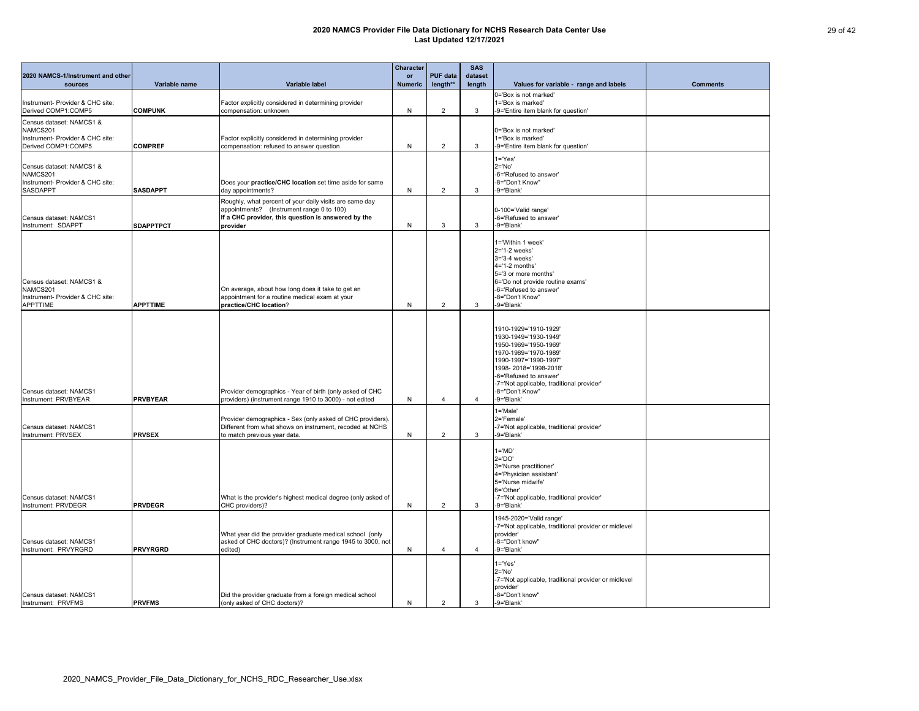| 2020 NAMCS-1/Instrument and other sources | Variable name | Variable label | Character or Numeric | PUF data length** | SAS dataset length | Values for variable - range and labels | Comments |
|---|---|---|---|---|---|---|---|
| Instrument- Provider & CHC site: Derived COMP1:COMP5 | **COMPUNK** | Factor explicitly considered in determining provider compensation: unknown | N | 2 | 3 | 0='Box is not marked'<br>1='Box is marked'<br>-9='Entire item blank for question' | |
| Census dataset: NAMCS1 & NAMCS201<br>Instrument- Provider & CHC site: Derived COMP1:COMP5 | **COMPREF** | Factor explicitly considered in determining provider compensation: refused to answer question | N | 2 | 3 | 0='Box is not marked'<br>1='Box is marked'<br>-9='Entire item blank for question' | |
| Census dataset: NAMCS1 & NAMCS201<br>Instrument- Provider & CHC site: SASDAPPT | **SASDAPPT** | Does your **practice/CHC location** set time aside for same day appointments? | N | 2 | 3 | 1='Yes'<br>2='No'<br>-6='Refused to answer'<br>-8="Don't Know"<br>-9='Blank' | |
| Census dataset: NAMCS1<br>Instrument: SDAPPT | **SDAPPTPCT** | Roughly, what percent of your daily visits are same day appointments? (Instrument range 0 to 100)<br>**If a CHC provider, this question is answered by the provider** | N | 3 | 3 | 0-100='Valid range'<br>-6='Refused to answer'<br>-9='Blank' | |
| Census dataset: NAMCS1 & NAMCS201<br>Instrument- Provider & CHC site: APPTTIME | **APPTTIME** | On average, about how long does it take to get an appointment for a routine medical exam at your **practice/CHC location**? | N | 2 | 3 | 1='Within 1 week'<br>2='1-2 weeks'<br>3='3-4 weeks'<br>4='1-2 months'<br>5='3 or more months'<br>6='Do not provide routine exams'<br>-6='Refused to answer'<br>-8="Don't Know"<br>-9='Blank' | |
| Census dataset: NAMCS1<br>Instrument: PRVBYEAR | **PRVBYEAR** | Provider demographics - Year of birth (only asked of CHC providers) (instrument range 1910 to 3000) - not edited | N | 4 | 4 | 1910-1929='1910-1929'<br>1930-1949='1930-1949'<br>1950-1969='1950-1969'<br>1970-1989='1970-1989'<br>1990-1997='1990-1997'<br>1998- 2018='1998-2018'<br>-6='Refused to answer'<br>-7='Not applicable, traditional provider'<br>-8="Don't Know"<br>-9='Blank' | |
| Census dataset: NAMCS1<br>Instrument: PRVSEX | **PRVSEX** | Provider demographics - Sex (only asked of CHC providers). Different from what shows on instrument, recoded at NCHS to match previous year data. | N | 2 | 3 | 1='Male'<br>2='Female'<br>-7='Not applicable, traditional provider'<br>-9='Blank' | |
| Census dataset: NAMCS1<br>Instrument: PRVDEGR | **PRVDEGR** | What is the provider's highest medical degree (only asked of CHC providers)? | N | 2 | 3 | 1='MD'<br>2='DO'<br>3='Nurse practitioner'<br>4='Physician assistant'<br>5='Nurse midwife'<br>6='Other'<br>-7='Not applicable, traditional provider'<br>-9='Blank' | |
| Census dataset: NAMCS1<br>Instrument: PRVYRGRD | **PRVYRGRD** | What year did the provider graduate medical school (only asked of CHC doctors)? (Instrument range 1945 to 3000, not edited) | N | 4 | 4 | 1945-2020='Valid range'<br>-7='Not applicable, traditional provider or midlevel provider'<br>-8="Don't know"<br>-9='Blank' | |
| Census dataset: NAMCS1<br>Instrument: PRVFMS | **PRVFMS** | Did the provider graduate from a foreign medical school (only asked of CHC doctors)? | N | 2 | 3 | 1='Yes'<br>2='No'<br>-7='Not applicable, traditional provider or midlevel provider'<br>-8="Don't know"<br>-9='Blank' | |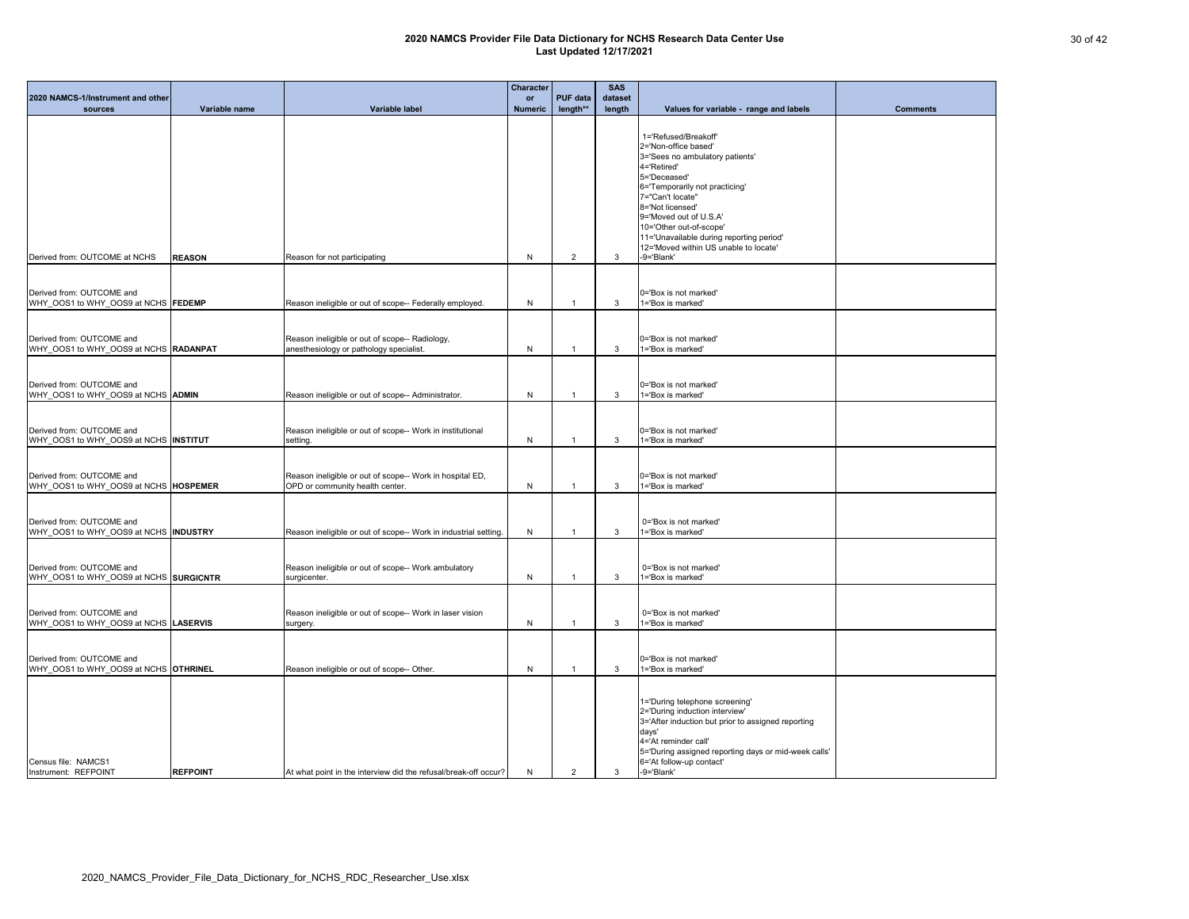| 2020 NAMCS-1/Instrument and other sources | Variable name | Variable label | Character or Numeric | PUF data length** | SAS dataset length | Values for variable - range and labels | Comments |
|---|---|---|---|---|---|---|---|
| Derived from: OUTCOME at NCHS | **REASON** | Reason for not participating | N | 2 | 3 | 1='Refused/Breakoff'<br>2='Non-office based'<br>3='Sees no ambulatory patients'<br>4='Retired'<br>5='Deceased'<br>6='Temporarily not practicing'<br>7="Can't locate"<br>8='Not licensed'<br>9='Moved out of U.S.A'<br>10='Other out-of-scope'<br>11='Unavailable during reporting period'<br>12='Moved within US unable to locate'<br>-9='Blank' | |
| Derived from: OUTCOME and WHY_OOS1 to WHY_OOS9 at NCHS | **FEDEMP** | Reason ineligible or out of scope-- Federally employed. | N | 1 | 3 | 0='Box is not marked'<br>1='Box is marked' | |
| Derived from: OUTCOME and WHY_OOS1 to WHY_OOS9 at NCHS | **RADANPAT** | Reason ineligible or out of scope-- Radiology, anesthesiology or pathology specialist. | N | 1 | 3 | 0='Box is not marked'<br>1='Box is marked' | |
| Derived from: OUTCOME and WHY_OOS1 to WHY_OOS9 at NCHS | **ADMIN** | Reason ineligible or out of scope-- Administrator. | N | 1 | 3 | 0='Box is not marked'<br>1='Box is marked' | |
| Derived from: OUTCOME and WHY_OOS1 to WHY_OOS9 at NCHS | **INSTITUT** | Reason ineligible or out of scope-- Work in institutional setting. | N | 1 | 3 | 0='Box is not marked'<br>1='Box is marked' | |
| Derived from: OUTCOME and WHY_OOS1 to WHY_OOS9 at NCHS | **HOSPEMER** | Reason ineligible or out of scope-- Work in hospital ED, OPD or community health center. | N | 1 | 3 | 0='Box is not marked'<br>1='Box is marked' | |
| Derived from: OUTCOME and WHY_OOS1 to WHY_OOS9 at NCHS | **INDUSTRY** | Reason ineligible or out of scope-- Work in industrial setting. | N | 1 | 3 | 0='Box is not marked'<br>1='Box is marked' | |
| Derived from: OUTCOME and WHY_OOS1 to WHY_OOS9 at NCHS | **SURGICNTR** | Reason ineligible or out of scope-- Work ambulatory surgicenter. | N | 1 | 3 | 0='Box is not marked'<br>1='Box is marked' | |
| Derived from: OUTCOME and WHY_OOS1 to WHY_OOS9 at NCHS | **LASERVIS** | Reason ineligible or out of scope-- Work in laser vision surgery. | N | 1 | 3 | 0='Box is not marked'<br>1='Box is marked' | |
| Derived from: OUTCOME and WHY_OOS1 to WHY_OOS9 at NCHS | **OTHRINEL** | Reason ineligible or out of scope-- Other. | N | 1 | 3 | 0='Box is not marked'<br>1='Box is marked' | |
| Census file: NAMCS1<br>Instrument: REFPOINT | **REFPOINT** | At what point in the interview did the refusal/break-off occur? | N | 2 | 3 | 1='During telephone screening'<br>2='During induction interview'<br>3='After induction but prior to assigned reporting days'<br>4='At reminder call'<br>5='During assigned reporting days or mid-week calls'<br>6='At follow-up contact'<br>-9='Blank' | |

2020_NAMCS_Provider_File_Data_Dictionary_for_NCHS_RDC_Researcher_Use.xlsx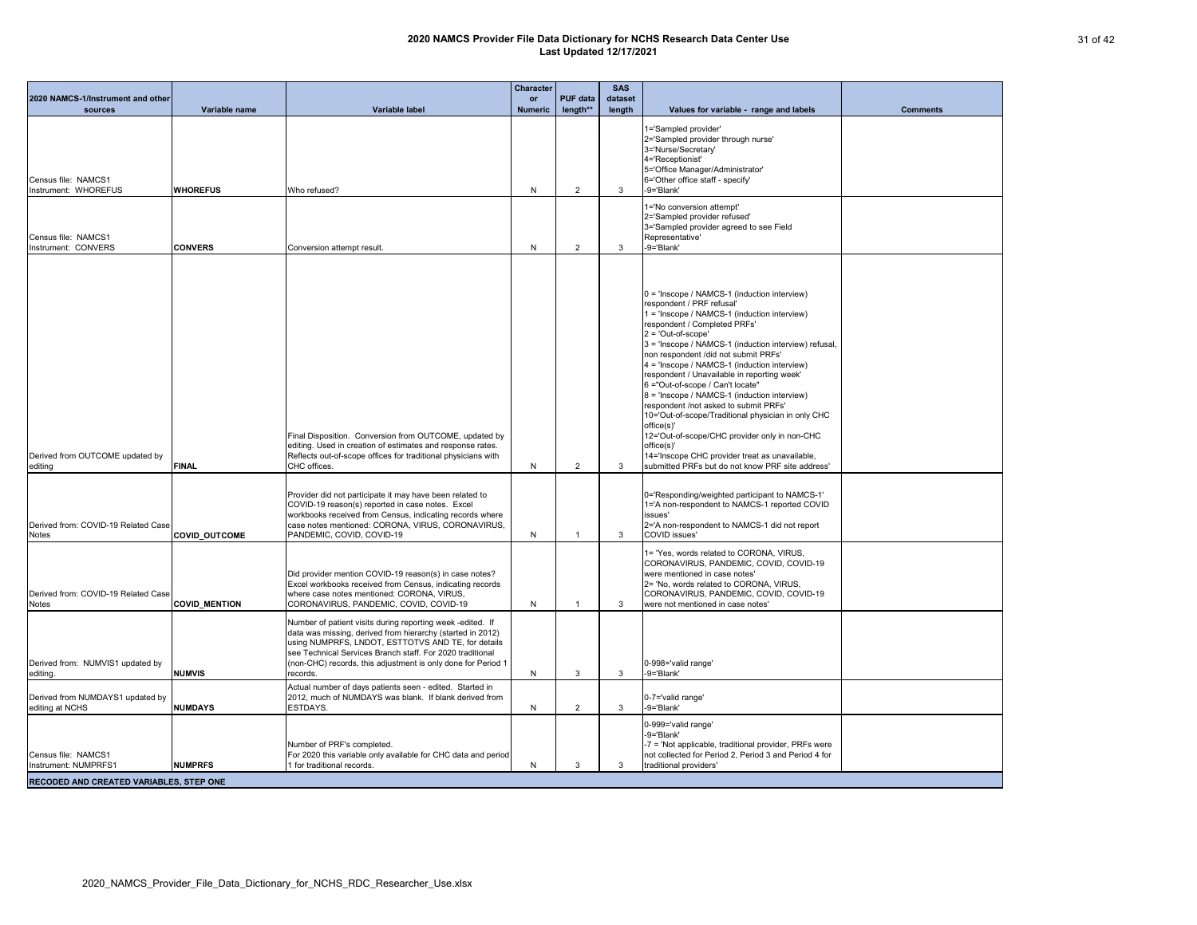| 2020 NAMCS-1/Instrument and other sources | Variable name | Variable label | Character or Numeric | PUF data length** | SAS dataset length | Values for variable - range and labels | Comments |
|---|---|---|---|---|---|---|---|
| Census file: NAMCS1 Instrument: WHOREFUS | **WHOREFUS** | Who refused? | N | 2 | 3 | 1='Sampled provider' 2='Sampled provider through nurse' 3='Nurse/Secretary' 4='Receptionist' 5='Office Manager/Administrator' 6='Other office staff - specify' -9='Blank' | |
| Census file: NAMCS1 Instrument: CONVERS | **CONVERS** | Conversion attempt result. | N | 2 | 3 | 1='No conversion attempt' 2='Sampled provider refused' 3='Sampled provider agreed to see Field Representative' -9='Blank' | |
| Derived from OUTCOME updated by editing | **FINAL** | Final Disposition. Conversion from OUTCOME, updated by editing. Used in creation of estimates and response rates. Reflects out-of-scope offices for traditional physicians with CHC offices. | N | 2 | 3 | 0 = 'Inscope / NAMCS-1 (induction interview) respondent / PRF refusal' 1 = 'Inscope / NAMCS-1 (induction interview) respondent / Completed PRFs' 2 = 'Out-of-scope' 3 = 'Inscope / NAMCS-1 (induction interview) refusal, non respondent /did not submit PRFs' 4 = 'Inscope / NAMCS-1 (induction interview) respondent / Unavailable in reporting week' 6 ="Out-of-scope / Can't locate" 8 = 'Inscope / NAMCS-1 (induction interview) respondent /not asked to submit PRFs' 10='Out-of-scope/Traditional physician in only CHC office(s)' 12='Out-of-scope/CHC provider only in non-CHC office(s)' 14='Inscope CHC provider treat as unavailable, submitted PRFs but do not know PRF site address' | |
| Derived from: COVID-19 Related Case Notes | **COVID_OUTCOME** | Provider did not participate it may have been related to COVID-19 reason(s) reported in case notes. Excel workbooks received from Census, indicating records where case notes mentioned: CORONA, VIRUS, CORONAVIRUS, PANDEMIC, COVID, COVID-19 | N | 1 | 3 | 0='Responding/weighted participant to NAMCS-1' 1='A non-respondent to NAMCS-1 reported COVID issues' 2='A non-respondent to NAMCS-1 did not report COVID issues' | |
| Derived from: COVID-19 Related Case Notes | **COVID_MENTION** | Did provider mention COVID-19 reason(s) in case notes? Excel workbooks received from Census, indicating records where case notes mentioned: CORONA, VIRUS, CORONAVIRUS, PANDEMIC, COVID, COVID-19 | N | 1 | 3 | 1= 'Yes, words related to CORONA, VIRUS, CORONAVIRUS, PANDEMIC, COVID, COVID-19 were mentioned in case notes' 2= 'No, words related to CORONA, VIRUS, CORONAVIRUS, PANDEMIC, COVID, COVID-19 were not mentioned in case notes' | |
| Derived from: NUMVIS1 updated by editing. | **NUMVIS** | Number of patient visits during reporting week -edited. If data was missing, derived from hierarchy (started in 2012) using NUMPRFS, LNDOT, ESTTOTVS AND TE, for details see Technical Services Branch staff. For 2020 traditional (non-CHC) records, this adjustment is only done for Period 1 records. | N | 3 | 3 | 0-998='valid range' -9='Blank' | |
| Derived from NUMDAYS1 updated by editing at NCHS | **NUMDAYS** | Actual number of days patients seen - edited. Started in 2012, much of NUMDAYS was blank. If blank derived from ESTDAYS. | N | 2 | 3 | 0-7='valid range' -9='Blank' | |
| Census file: NAMCS1 Instrument: NUMPRFS1 | **NUMPRFS** | Number of PRF's completed. For 2020 this variable only available for CHC data and period 1 for traditional records. | N | 3 | 3 | 0-999='valid range' -9='Blank' -7 = 'Not applicable, traditional provider, PRFs were not collected for Period 2, Period 3 and Period 4 for traditional providers' | |
| **RECODED AND CREATED VARIABLES, STEP ONE** | | | | | | | |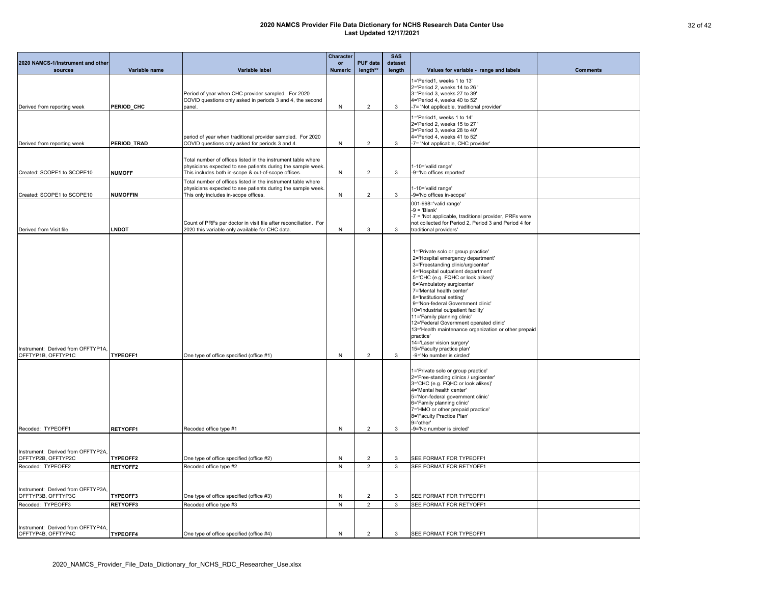| 2020 NAMCS-1/Instrument and other sources | Variable name | Variable label | Character or Numeric | PUF data length** | SAS dataset length | Values for variable - range and labels | Comments |
|---|---|---|---|---|---|---|---|
| Derived from reporting week | **PERIOD_CHC** | Period of year when CHC provider sampled. For 2020 COVID questions only asked in periods 3 and 4, the second panel. | N | 2 | 3 | 1='Period1, weeks 1 to 13'<br>2='Period 2, weeks 14 to 26 '<br>3='Period 3, weeks 27 to 39'<br>4='Period 4, weeks 40 to 52'<br>-7= 'Not applicable, traditional provider' | |
| Derived from reporting week | **PERIOD_TRAD** | period of year when traditional provider sampled. For 2020 COVID questions only asked for periods 3 and 4. | N | 2 | 3 | 1='Period1, weeks 1 to 14'<br>2='Period 2, weeks 15 to 27 '<br>3='Period 3, weeks 28 to 40'<br>4='Period 4, weeks 41 to 52'<br>-7= 'Not applicable, CHC provider' | |
| Created: SCOPE1 to SCOPE10 | **NUMOFF** | Total number of offices listed in the instrument table where physicians expected to see patients during the sample week. This includes both in-scope & out-of-scope offices. | N | 2 | 3 | 1-10='valid range'<br>-9='No offices reported' | |
| Created: SCOPE1 to SCOPE10 | **NUMOFFIN** | Total number of offices listed in the instrument table where physicians expected to see patients during the sample week. This only includes in-scope offices. | N | 2 | 3 | 1-10='valid range'<br>-9='No offices in-scope' | |
| Derived from Visit file | **LNDOT** | Count of PRFs per doctor in visit file after reconciliation. For 2020 this variable only available for CHC data. | N | 3 | 3 | 001-998='valid range'<br>-9 = 'Blank'<br>-7 = 'Not applicable, traditional provider, PRFs were not collected for Period 2, Period 3 and Period 4 for traditional providers' | |
| Instrument: Derived from OFFTYP1A, OFFTYP1B, OFFTYP1C | **TYPEOFF1** | One type of office specified (office #1) | N | 2 | 3 | 1='Private solo or group practice'<br>2='Hospital emergency department'<br>3='Freestanding clinic/urgicenter'<br>4='Hospital outpatient department'<br>5='CHC (e.g. FQHC or look alikes)'<br>6='Ambulatory surgicenter'<br>7='Mental health center'<br>8='Institutional setting'<br>9='Non-federal Government clinic'<br>10='Industrial outpatient facility'<br>11='Family planning clinic'<br>12='Federal Government operated clinic'<br>13='Health maintenance organization or other prepaid practice'<br>14='Laser vision surgery'<br>15='Faculty practice plan'<br>-9='No number is circled' | |
| Recoded: TYPEOFF1 | **RETYOFF1** | Recoded office type #1 | N | 2 | 3 | 1='Private solo or group practice'<br>2='Free-standing clinics / urgicenter'<br>3='CHC (e.g. FQHC or look alikes)'<br>4='Mental health center'<br>5='Non-federal government clinic'<br>6='Family planning clinic'<br>7='HMO or other prepaid practice'<br>8='Faculty Practice Plan'<br>9='other'<br>-9='No number is circled' | |
| Instrument: Derived from OFFTYP2A, OFFTYP2B, OFFTYP2C | **TYPEOFF2** | One type of office specified (office #2) | N | 2 | 3 | SEE FORMAT FOR TYPEOFF1 | |
| Recoded: TYPEOFF2 | **RETYOFF2** | Recoded office type #2 | N | 2 | 3 | SEE FORMAT FOR RETYOFF1 | |
| Instrument: Derived from OFFTYP3A, OFFTYP3B, OFFTYP3C | **TYPEOFF3** | One type of office specified (office #3) | N | 2 | 3 | SEE FORMAT FOR TYPEOFF1 | |
| Recoded: TYPEOFF3 | **RETYOFF3** | Recoded office type #3 | N | 2 | 3 | SEE FORMAT FOR RETYOFF1 | |
| Instrument: Derived from OFFTYP4A, OFFTYP4B, OFFTYP4C | **TYPEOFF4** | One type of office specified (office #4) | N | 2 | 3 | SEE FORMAT FOR TYPEOFF1 | |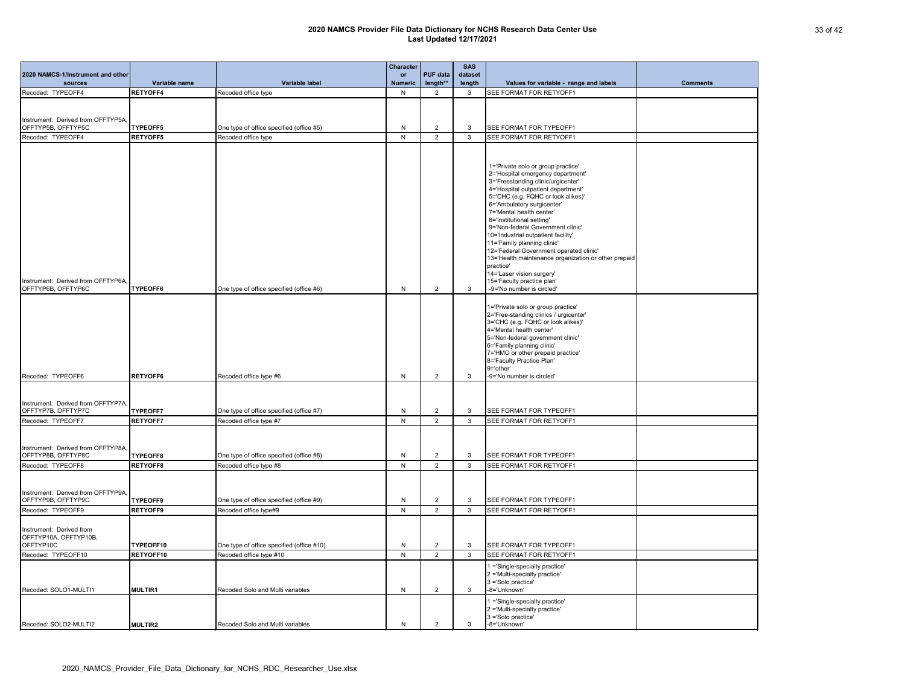| 2020 NAMCS-1/Instrument and other sources | Variable name | Variable label | Character or Numeric | PUF data length** | SAS dataset length | Values for variable - range and labels | Comments |
|---|---|---|---|---|---|---|---|
| Recoded: TYPEOFF4 | **RETYOFF4** | Recoded office type | N | 2 | 3 | SEE FORMAT FOR RETYOFF1 | |
| Instrument: Derived from OFFTYP5A, OFFTYP5B, OFFTYP5C | **TYPEOFF5** | One type of office specified (office #5) | N | 2 | 3 | SEE FORMAT FOR TYPEOFF1 | |
| Recoded: TYPEOFF4 | **RETYOFF5** | Recoded office type | N | 2 | 3 | SEE FORMAT FOR RETYOFF1 | |
| Instrument: Derived from OFFTYP6A, OFFTYP6B, OFFTYP6C | **TYPEOFF6** | One type of office specified (office #6) | N | 2 | 3 | 1='Private solo or group practice'<br>2='Hospital emergency department'<br>3='Freestanding clinic/urgicenter'<br>4='Hospital outpatient department'<br>5='CHC (e.g. FQHC or look alikes)'<br>6='Ambulatory surgicenter'<br>7='Mental health center'<br>8='Institutional setting'<br>9='Non-federal Government clinic'<br>10='Industrial outpatient facility'<br>11='Family planning clinic'<br>12='Federal Government operated clinic'<br>13='Health maintenance organization or other prepaid practice'<br>14='Laser vision surgery'<br>15='Faculty practice plan'<br>-9='No number is circled' | |
| Recoded: TYPEOFF6 | **RETYOFF6** | Recoded office type #6 | N | 2 | 3 | 1='Private solo or group practice'<br>2='Free-standing clinics / urgicenter'<br>3='CHC (e.g. FQHC or look alikes)'<br>4='Mental health center'<br>5='Non-federal government clinic'<br>6='Family planning clinic'<br>7='HMO or other prepaid practice'<br>8='Faculty Practice Plan'<br>9='other'<br>-9='No number is circled' | |
| Instrument: Derived from OFFTYP7A, OFFTYP7B, OFFTYP7C | **TYPEOFF7** | One type of office specified (office #7) | N | 2 | 3 | SEE FORMAT FOR TYPEOFF1 | |
| Recoded: TYPEOFF7 | **RETYOFF7** | Recoded office type #7 | N | 2 | 3 | SEE FORMAT FOR RETYOFF1 | |
| Instrument: Derived from OFFTYP8A, OFFTYP8B, OFFTYP8C | **TYPEOFF8** | One type of office specified (office #8) | N | 2 | 3 | SEE FORMAT FOR TYPEOFF1 | |
| Recoded: TYPEOFF8 | **RETYOFF8** | Recoded office type #8 | N | 2 | 3 | SEE FORMAT FOR RETYOFF1 | |
| Instrument: Derived from OFFTYP9A, OFFTYP9B, OFFTYP9C | **TYPEOFF9** | One type of office specified (office #9) | N | 2 | 3 | SEE FORMAT FOR TYPEOFF1 | |
| Recoded: TYPEOFF9 | **RETYOFF9** | Recoded office type#9 | N | 2 | 3 | SEE FORMAT FOR RETYOFF1 | |
| Instrument: Derived from OFFTYP10A, OFFTYP10B, OFFTYP10C | **TYPEOFF10** | One type of office specified (office #10) | N | 2 | 3 | SEE FORMAT FOR TYPEOFF1 | |
| Recoded: TYPEOFF10 | **RETYOFF10** | Recoded office type #10 | N | 2 | 3 | SEE FORMAT FOR RETYOFF1 | |
| Recoded: SOLO1-MULTI1 | **MULTIR1** | Recoded Solo and Multi variables | N | 2 | 3 | 1 ='Single-specialty practice'<br>2 ='Multi-specialty practice'<br>3 ='Solo practice'<br>-8='Unknown' | |
| Recoded: SOLO2-MULTI2 | **MULTIR2** | Recoded Solo and Multi variables | N | 2 | 3 | 1 ='Single-specialty practice'<br>2 ='Multi-specialty practice'<br>3 ='Solo practice'<br>-8='Unknown' | |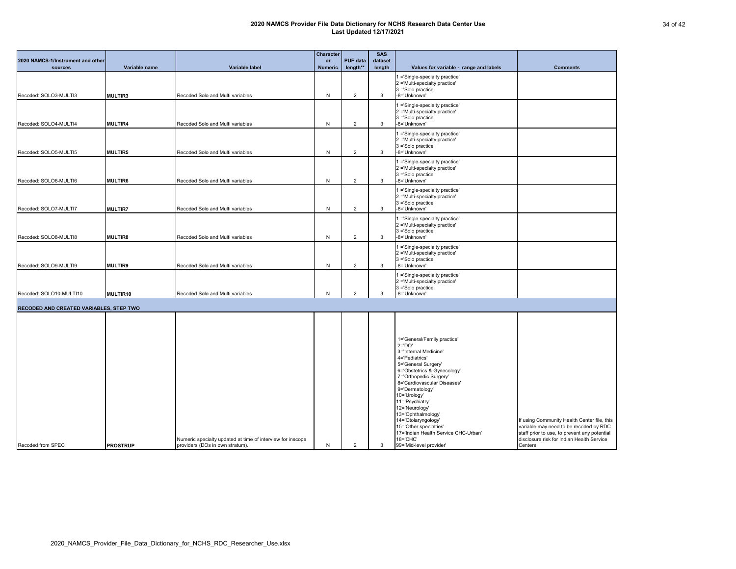| 2020 NAMCS-1/Instrument and other sources | Variable name | Variable label | Character or Numeric | PUF data length** | SAS dataset length | Values for variable - range and labels | Comments |
|---|---|---|---|---|---|---|---|
| Recoded: SOLO3-MULTI3 | **MULTIR3** | Recoded Solo and Multi variables | N | 2 | 3 | 1 ='Single-specialty practice'<br>2 ='Multi-specialty practice'<br>3 ='Solo practice'<br>-8='Unknown' | |
| Recoded: SOLO4-MULTI4 | **MULTIR4** | Recoded Solo and Multi variables | N | 2 | 3 | 1 ='Single-specialty practice'<br>2 ='Multi-specialty practice'<br>3 ='Solo practice'<br>-8='Unknown' | |
| Recoded: SOLO5-MULTI5 | **MULTIR5** | Recoded Solo and Multi variables | N | 2 | 3 | 1 ='Single-specialty practice'<br>2 ='Multi-specialty practice'<br>3 ='Solo practice'<br>-8='Unknown' | |
| Recoded: SOLO6-MULTI6 | **MULTIR6** | Recoded Solo and Multi variables | N | 2 | 3 | 1 ='Single-specialty practice'<br>2 ='Multi-specialty practice'<br>3 ='Solo practice'<br>-8='Unknown' | |
| Recoded: SOLO7-MULTI7 | **MULTIR7** | Recoded Solo and Multi variables | N | 2 | 3 | 1 ='Single-specialty practice'<br>2 ='Multi-specialty practice'<br>3 ='Solo practice'<br>-8='Unknown' | |
| Recoded: SOLO8-MULTI8 | **MULTIR8** | Recoded Solo and Multi variables | N | 2 | 3 | 1 ='Single-specialty practice'<br>2 ='Multi-specialty practice'<br>3 ='Solo practice'<br>-8='Unknown' | |
| Recoded: SOLO9-MULTI9 | **MULTIR9** | Recoded Solo and Multi variables | N | 2 | 3 | 1 ='Single-specialty practice'<br>2 ='Multi-specialty practice'<br>3 ='Solo practice'<br>-8='Unknown' | |
| Recoded: SOLO10-MULTI10 | **MULTIR10** | Recoded Solo and Multi variables | N | 2 | 3 | 1 ='Single-specialty practice'<br>2 ='Multi-specialty practice'<br>3 ='Solo practice'<br>-8='Unknown' | |
| **RECODED AND CREATED VARIABLES, STEP TWO** | | | | | | | |
| Recoded from SPEC | **PROSTRUP** | Numeric specialty updated at time of interview for inscope providers (DOs in own stratum). | N | 2 | 3 | 1='General/Family practice'<br>2='DO'<br>3='Internal Medicine'<br>4='Pediatrics'<br>5='General Surgery'<br>6='Obstetrics & Gynecology'<br>7='Orthopedic Surgery'<br>8='Cardiovascular Diseases'<br>9='Dermatology'<br>10='Urology'<br>11='Psychiatry'<br>12='Neurology'<br>13='Ophthalmology'<br>14='Otolaryngology'<br>15='Other specialties'<br>17='Indian Health Service CHC-Urban'<br>18='CHC'<br>99='Mid-level provider' | If using Community Health Center file, this variable may need to be recoded by RDC staff prior to use, to prevent any potential disclosure risk for Indian Health Service Centers |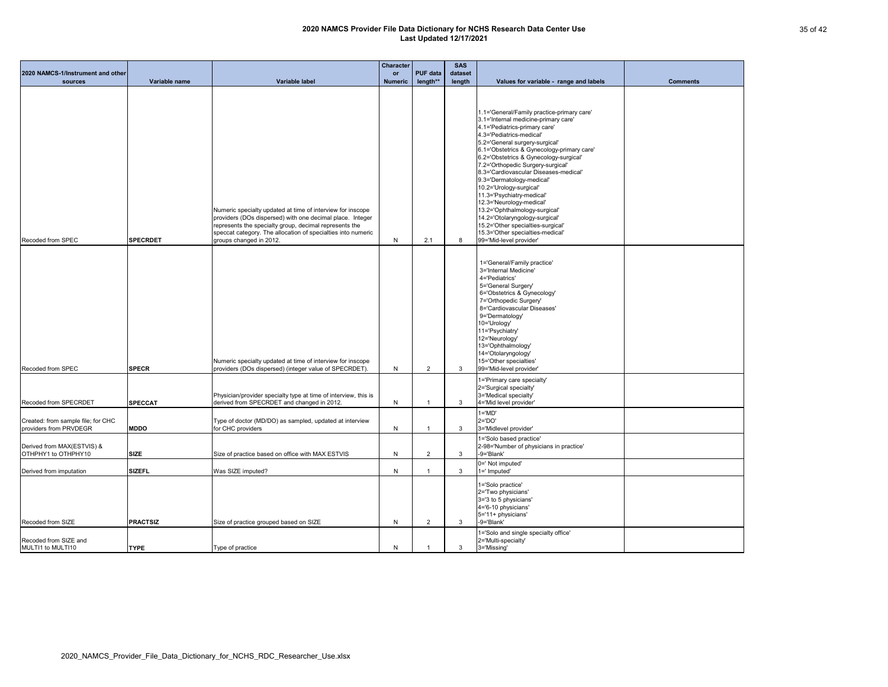| 2020 NAMCS-1/Instrument and other sources | Variable name | Variable label | Character or Numeric | PUF data length** | SAS dataset length | Values for variable - range and labels | Comments |
|---|---|---|---|---|---|---|---|
| Recoded from SPEC | **SPECRDET** | Numeric specialty updated at time of interview for inscope providers (DOs dispersed) with one decimal place. Integer represents the specialty group, decimal represents the speccat category. The allocation of specialties into numeric groups changed in 2012. | N | 2.1 | 8 | 1.1='General/Family practice-primary care'<br>3.1='Internal medicine-primary care'<br>4.1='Pediatrics-primary care'<br>4.3='Pediatrics-medical'<br>5.2='General surgery-surgical'<br>6.1='Obstetrics & Gynecology-primary care'<br>6.2='Obstetrics & Gynecology-surgical'<br>7.2='Orthopedic Surgery-surgical'<br>8.3='Cardiovascular Diseases-medical'<br>9.3='Dermatology-medical'<br>10.2='Urology-surgical'<br>11.3='Psychiatry-medical'<br>12.3='Neurology-medical'<br>13.2='Ophthalmology-surgical'<br>14.2='Otolaryngology-surgical'<br>15.2='Other specialties-surgical'<br>15.3='Other specialties-medical'<br>99='Mid-level provider' | |
| Recoded from SPEC | **SPECR** | Numeric specialty updated at time of interview for inscope providers (DOs dispersed) (integer value of SPECRDET). | N | 2 | 3 | 1='General/Family practice'<br>3='Internal Medicine'<br>4='Pediatrics'<br>5='General Surgery'<br>6='Obstetrics & Gynecology'<br>7='Orthopedic Surgery'<br>8='Cardiovascular Diseases'<br>9='Dermatology'<br>10='Urology'<br>11='Psychiatry'<br>12='Neurology'<br>13='Ophthalmology'<br>14='Otolaryngology'<br>15='Other specialties'<br>99='Mid-level provider' | |
| Recoded from SPECRDET | **SPECCAT** | Physician/provider specialty type at time of interview, this is derived from SPECRDET and changed in 2012. | N | 1 | 3 | 1='Primary care specialty'<br>2='Surgical specialty'<br>3='Medical specialty'<br>4='Mid level provider' | |
| Created: from sample file; for CHC providers from PRVDEGR | **MDDO** | Type of doctor (MD/DO) as sampled, updated at interview for CHC providers | N | 1 | 3 | 1='MD'<br>2='DO'<br>3='Midlevel provider' | |
| Derived from MAX(ESTVIS) & OTHPHY1 to OTHPHY10 | **SIZE** | Size of practice based on office with MAX ESTVIS | N | 2 | 3 | 1='Solo based practice'<br>2-98='Number of physicians in practice'<br>-9='Blank' | |
| Derived from imputation | **SIZEFL** | Was SIZE imputed? | N | 1 | 3 | 0=' Not imputed'<br>1=' Imputed' | |
| Recoded from SIZE | **PRACTSIZ** | Size of practice grouped based on SIZE | N | 2 | 3 | 1='Solo practice'<br>2='Two physicians'<br>3='3 to 5 physicians'<br>4='6-10 physicians'<br>5='11+ physicians'<br>-9='Blank' | |
| Recoded from SIZE and MULTI1 to MULTI10 | **TYPE** | Type of practice | N | 1 | 3 | 1='Solo and single specialty office'<br>2='Multi-specialty'<br>3='Missing' | |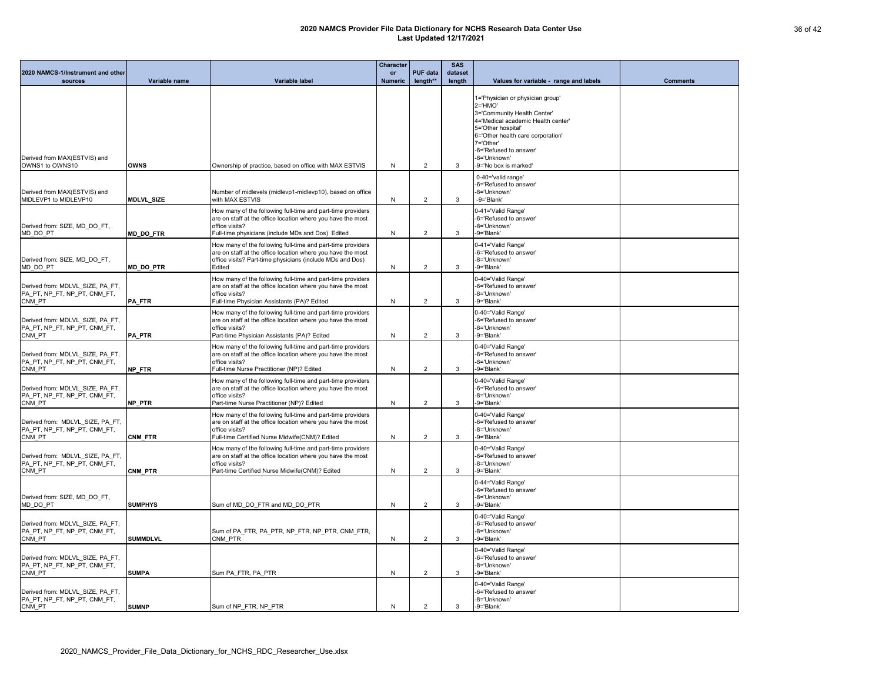| 2020 NAMCS-1/Instrument and other sources | Variable name | Variable label | Character or Numeric | PUF data length** | SAS dataset length | Values for variable - range and labels | Comments |
|---|---|---|---|---|---|---|---|
| Derived from MAX(ESTVIS) and OWNS1 to OWNS10 | **OWNS** | Ownership of practice, based on office with MAX ESTVIS | N | 2 | 3 | 1='Physician or physician group'<br>2='HMO'<br>3='Community Health Center'<br>4='Medical academic Health center'<br>5='Other hospital'<br>6='Other health care corporation'<br>7='Other'<br>-6='Refused to answer'<br>-8='Unknown'<br>-9='No box is marked' | |
| Derived from MAX(ESTVIS) and MIDLEVP1 to MIDLEVP10 | **MDLVL_SIZE** | Number of midlevels (midlevp1-midlevp10), based on office with MAX ESTVIS | N | 2 | 3 | 0-40='valid range'<br>-6='Refused to answer'<br>-8='Unknown'<br>-9='Blank' | |
| Derived from: SIZE, MD_DO_FT, MD_DO_PT | **MD_DO_FTR** | How many of the following full-time and part-time providers are on staff at the office location where you have the most office visits?<br>Full-time physicians (include MDs and Dos) Edited | N | 2 | 3 | 0-41='Valid Range'<br>-6='Refused to answer'<br>-8='Unknown'<br>-9='Blank' | |
| Derived from: SIZE, MD_DO_FT, MD_DO_PT | **MD_DO_PTR** | How many of the following full-time and part-time providers are on staff at the office location where you have the most office visits? Part-time physicians (include MDs and Dos) Edited | N | 2 | 3 | 0-41='Valid Range'<br>-6='Refused to answer'<br>-8='Unknown'<br>-9='Blank' | |
| Derived from: MDLVL_SIZE, PA_FT, PA_PT, NP_FT, NP_PT, CNM_FT, CNM_PT | **PA_FTR** | How many of the following full-time and part-time providers are on staff at the office location where you have the most office visits?<br>Full-time Physician Assistants (PA)? Edited | N | 2 | 3 | 0-40='Valid Range'<br>-6='Refused to answer'<br>-8='Unknown'<br>-9='Blank' | |
| Derived from: MDLVL_SIZE, PA_FT, PA_PT, NP_FT, NP_PT, CNM_FT, CNM_PT | **PA_PTR** | How many of the following full-time and part-time providers are on staff at the office location where you have the most office visits?<br>Part-time Physician Assistants (PA)? Edited | N | 2 | 3 | 0-40='Valid Range'<br>-6='Refused to answer'<br>-8='Unknown'<br>-9='Blank' | |
| Derived from: MDLVL_SIZE, PA_FT, PA_PT, NP_FT, NP_PT, CNM_FT, CNM_PT | **NP_FTR** | How many of the following full-time and part-time providers are on staff at the office location where you have the most office visits?<br>Full-time Nurse Practitioner (NP)? Edited | N | 2 | 3 | 0-40='Valid Range'<br>-6='Refused to answer'<br>-8='Unknown'<br>-9='Blank' | |
| Derived from: MDLVL_SIZE, PA_FT, PA_PT, NP_FT, NP_PT, CNM_FT, CNM_PT | **NP_PTR** | How many of the following full-time and part-time providers are on staff at the office location where you have the most office visits?<br>Part-time Nurse Practitioner (NP)? Edited | N | 2 | 3 | 0-40='Valid Range'<br>-6='Refused to answer'<br>-8='Unknown'<br>-9='Blank' | |
| Derived from: MDLVL_SIZE, PA_FT, PA_PT, NP_FT, NP_PT, CNM_FT, CNM_PT | **CNM_FTR** | How many of the following full-time and part-time providers are on staff at the office location where you have the most office visits?<br>Full-time Certified Nurse Midwife(CNM)? Edited | N | 2 | 3 | 0-40='Valid Range'<br>-6='Refused to answer'<br>-8='Unknown'<br>-9='Blank' | |
| Derived from: MDLVL_SIZE, PA_FT, PA_PT, NP_FT, NP_PT, CNM_FT, CNM_PT | **CNM_PTR** | How many of the following full-time and part-time providers are on staff at the office location where you have the most office visits?<br>Part-time Certified Nurse Midwife(CNM)? Edited | N | 2 | 3 | 0-40='Valid Range'<br>-6='Refused to answer'<br>-8='Unknown'<br>-9='Blank' | |
| Derived from: SIZE, MD_DO_FT, MD_DO_PT | **SUMPHYS** | Sum of MD_DO_FTR and MD_DO_PTR | N | 2 | 3 | 0-44='Valid Range'<br>-6='Refused to answer'<br>-8='Unknown'<br>-9='Blank' | |
| Derived from: MDLVL_SIZE, PA_FT, PA_PT, NP_FT, NP_PT, CNM_FT, CNM_PT | **SUMMDLVL** | Sum of PA_FTR, PA_PTR, NP_FTR, NP_PTR, CNM_FTR, CNM_PTR | N | 2 | 3 | 0-40='Valid Range'<br>-6='Refused to answer'<br>-8='Unknown'<br>-9='Blank' | |
| Derived from: MDLVL_SIZE, PA_FT, PA_PT, NP_FT, NP_PT, CNM_FT, CNM_PT | **SUMPA** | Sum PA_FTR, PA_PTR | N | 2 | 3 | 0-40='Valid Range'<br>-6='Refused to answer'<br>-8='Unknown'<br>-9='Blank' | |
| Derived from: MDLVL_SIZE, PA_FT, PA_PT, NP_FT, NP_PT, CNM_FT, CNM_PT | **SUMNP** | Sum of NP_FTR, NP_PTR | N | 2 | 3 | 0-40='Valid Range'<br>-6='Refused to answer'<br>-8='Unknown'<br>-9='Blank' | |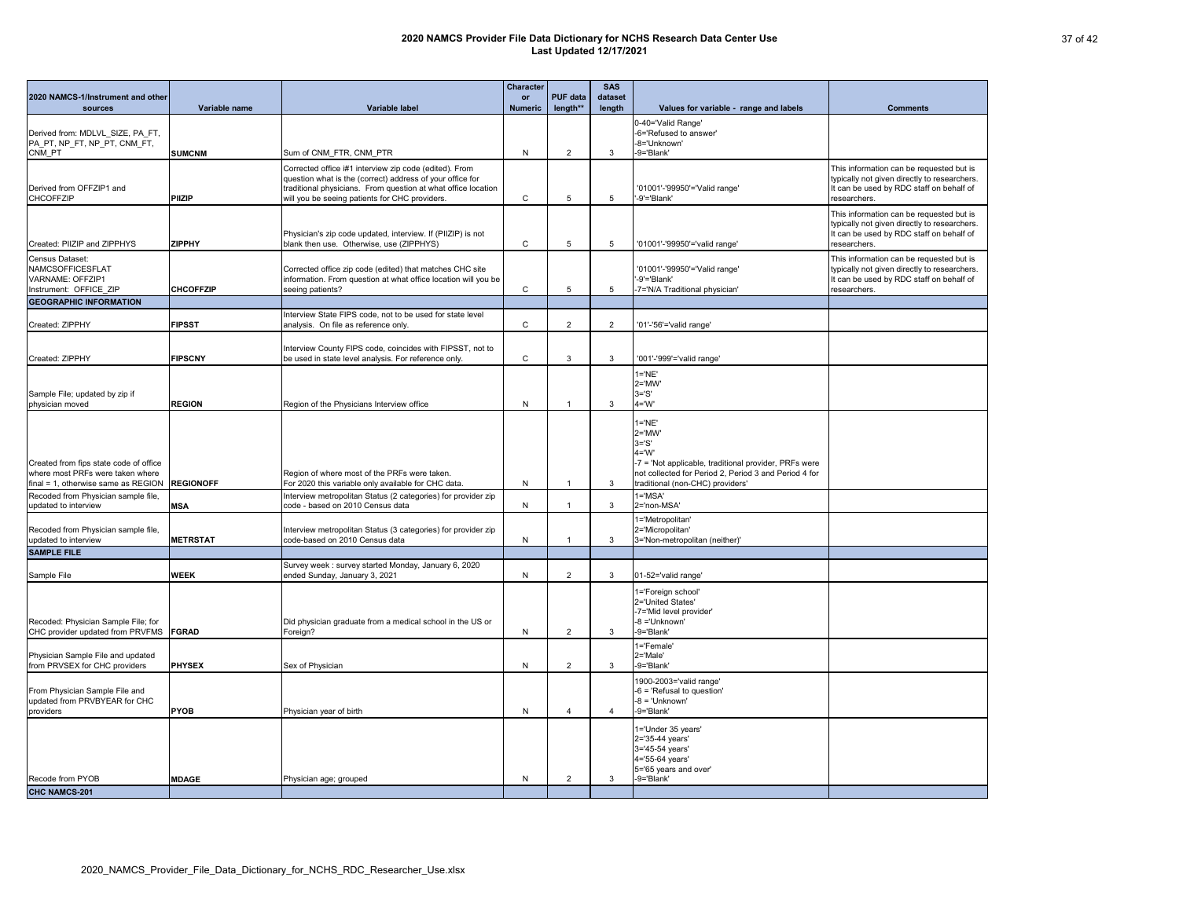| 2020 NAMCS-1/Instrument and other sources | Variable name | Variable label | Character or Numeric | PUF data length** | SAS dataset length | Values for variable - range and labels | Comments |
|---|---|---|---|---|---|---|---|
| Derived from: MDLVL_SIZE, PA_FT, PA_PT, NP_FT, NP_PT, CNM_FT, CNM_PT | **SUMCNM** | Sum of CNM_FTR, CNM_PTR | N | 2 | 3 | 0-40='Valid Range'<br>-6='Refused to answer'<br>-8='Unknown'<br>-9='Blank' | |
| Derived from OFFZIP1 and CHCOFFZIP | **PIIZIP** | Corrected office i#1 interview zip code (edited). From question what is the (correct) address of your office for traditional physicians. From question at what office location will you be seeing patients for CHC providers. | C | 5 | 5 | '01001'-'99950'='Valid range'<br>'-9'='Blank' | This information can be requested but is typically not given directly to researchers. It can be used by RDC staff on behalf of researchers. |
| Created: PIIZIP and ZIPPHYS | **ZIPPHY** | Physician's zip code updated, interview. If (PIIZIP) is not blank then use. Otherwise, use (ZIPPHYS) | C | 5 | 5 | '01001'-'99950'='valid range' | This information can be requested but is typically not given directly to researchers. It can be used by RDC staff on behalf of researchers. |
| Census Dataset: NAMCSOFFICESFLAT VARNAME: OFFZIP1 Instrument: OFFICE_ZIP | **CHCOFFZIP** | Corrected office zip code (edited) that matches CHC site information. From question at what office location will you be seeing patients? | C | 5 | 5 | '01001'-'99950'='Valid range'<br>'-9'='Blank'<br>-7='N/A Traditional physician' | This information can be requested but is typically not given directly to researchers. It can be used by RDC staff on behalf of researchers. |
| **GEOGRAPHIC INFORMATION** | | | | | | | |
| Created: ZIPPHY | **FIPSST** | Interview State FIPS code, not to be used for state level analysis. On file as reference only. | C | 2 | 2 | '01'-'56'='valid range' | |
| Created: ZIPPHY | **FIPSCNY** | Interview County FIPS code, coincides with FIPSST, not to be used in state level analysis. For reference only. | C | 3 | 3 | '001'-'999'='valid range' | |
| Sample File; updated by zip if physician moved | **REGION** | Region of the Physicians Interview office | N | 1 | 3 | 1='NE'<br>2='MW'<br>3='S'<br>4='W' | |
| Created from fips state code of office where most PRFs were taken where final = 1, otherwise same as REGION | **REGIONOFF** | Region of where most of the PRFs were taken. For 2020 this variable only available for CHC data. | N | 1 | 3 | 1='NE'<br>2='MW'<br>3='S'<br>4='W'<br>-7 = 'Not applicable, traditional provider, PRFs were not collected for Period 2, Period 3 and Period 4 for traditional (non-CHC) providers' | |
| Recoded from Physician sample file, updated to interview | **MSA** | Interview metropolitan Status (2 categories) for provider zip code - based on 2010 Census data | N | 1 | 3 | 1='MSA'<br>2='non-MSA' | |
| Recoded from Physician sample file, updated to interview | **METRSTAT** | Interview metropolitan Status (3 categories) for provider zip code-based on 2010 Census data | N | 1 | 3 | 1='Metropolitan'<br>2='Micropolitan'<br>3='Non-metropolitan (neither)' | |
| **SAMPLE FILE** | | | | | | | |
| Sample File | **WEEK** | Survey week : survey started Monday, January 6, 2020 ended Sunday, January 3, 2021 | N | 2 | 3 | 01-52='valid range' | |
| Recoded: Physician Sample File; for CHC provider updated from PRVFMS | **FGRAD** | Did physician graduate from a medical school in the US or Foreign? | N | 2 | 3 | 1='Foreign school'<br>2='United States'<br>-7='Mid level provider'<br>-8 ='Unknown'<br>-9='Blank' | |
| Physician Sample File and updated from PRVSEX for CHC providers | **PHYSEX** | Sex of Physician | N | 2 | 3 | 1='Female'<br>2='Male'<br>-9='Blank' | |
| From Physician Sample File and updated from PRVBYEAR for CHC providers | **PYOB** | Physician year of birth | N | 4 | 4 | 1900-2003='valid range'<br>-6 = 'Refusal to question'<br>-8 = 'Unknown'<br>-9='Blank' | |
| Recode from PYOB | **MDAGE** | Physician age; grouped | N | 2 | 3 | 1='Under 35 years'<br>2='35-44 years'<br>3='45-54 years'<br>4='55-64 years'<br>5='65 years and over'<br>-9='Blank' | |
| **CHC NAMCS-201** | | | | | | | |

2020_NAMCS_Provider_File_Data_Dictionary_for_NCHS_RDC_Researcher_Use.xlsx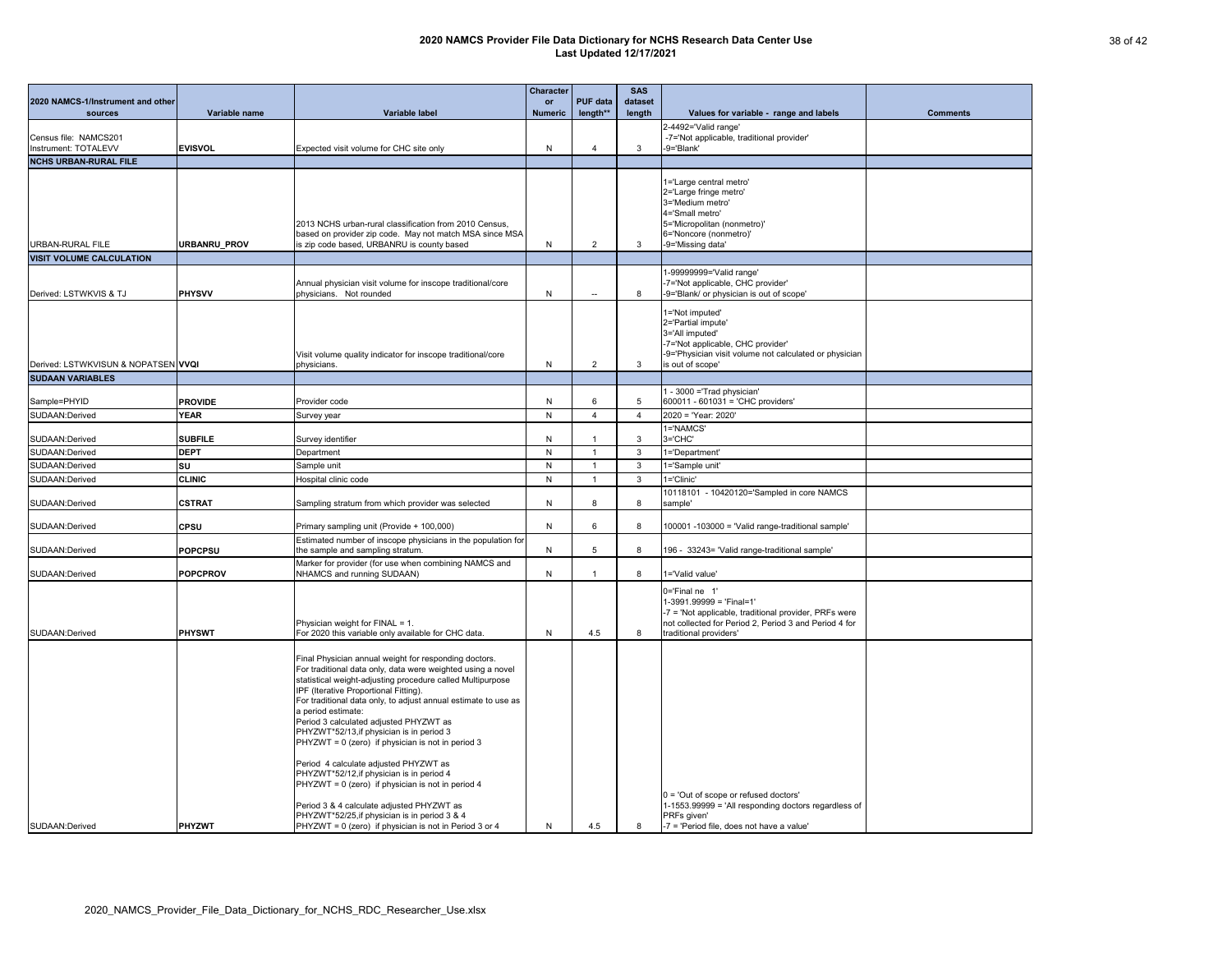# 2020 NAMCS Provider File Data Dictionary for NCHS Research Data Center Use
**Last Updated 12/17/2021**

| 2020 NAMCS-1/Instrument and other sources | Variable name | Variable label | Character or Numeric | PUF data length** | SAS dataset length | Values for variable - range and labels | Comments |
|---|---|---|---|---|---|---|---|
| Census file: NAMCS201 Instrument: TOTALEVV | **EVISVOL** | Expected visit volume for CHC site only | N | 4 | 3 | 2-4492='Valid range' -7='Not applicable, traditional provider' -9='Blank' | |
| **NCHS URBAN-RURAL FILE** | | | | | | | |
| URBAN-RURAL FILE | **URBANRU_PROV** | 2013 NCHS urban-rural classification from 2010 Census, based on provider zip code. May not match MSA since MSA is zip code based, URBANRU is county based | N | 2 | 3 | 1='Large central metro' 2='Large fringe metro' 3='Medium metro' 4='Small metro' 5='Micropolitan (nonmetro)' 6='Noncore (nonmetro)' -9='Missing data' | |
| **VISIT VOLUME CALCULATION** | | | | | | | |
| Derived: LSTWKVIS & TJ | **PHYSVV** | Annual physician visit volume for inscope traditional/core physicians. Not rounded | N | -- | 8 | 1-99999999='Valid range' -7='Not applicable, CHC provider' -9='Blank/ or physician is out of scope' | |
| Derived: LSTWKVISUN & NOPATSEN | **VVQI** | Visit volume quality indicator for inscope traditional/core physicians. | N | 2 | 3 | 1='Not imputed' 2='Partial impute' 3='All imputed' -7='Not applicable, CHC provider' -9='Physician visit volume not calculated or physician is out of scope' | |
| **SUDAAN VARIABLES** | | | | | | | |
| Sample=PHYID | **PROVIDE** | Provider code | N | 6 | 5 | 1 - 3000 ='Trad physician' 600011 - 601031 = 'CHC providers' | |
| SUDAAN:Derived | **YEAR** | Survey year | N | 4 | 4 | 2020 = 'Year: 2020' | |
| SUDAAN:Derived | **SUBFILE** | Survey identifier | N | 1 | 3 | 1='NAMCS' 3='CHC' | |
| SUDAAN:Derived | **DEPT** | Department | N | 1 | 3 | 1='Department' | |
| SUDAAN:Derived | **SU** | Sample unit | N | 1 | 3 | 1='Sample unit' | |
| SUDAAN:Derived | **CLINIC** | Hospital clinic code | N | 1 | 3 | 1='Clinic' | |
| SUDAAN:Derived | **CSTRAT** | Sampling stratum from which provider was selected | N | 8 | 8 | 10118101 - 10420120='Sampled in core NAMCS sample' | |
| SUDAAN:Derived | **CPSU** | Primary sampling unit (Provide + 100,000) | N | 6 | 8 | 100001 -103000 = 'Valid range-traditional sample' | |
| SUDAAN:Derived | **POPCPSU** | Estimated number of inscope physicians in the population for the sample and sampling stratum. | N | 5 | 8 | 196 - 33243= 'Valid range-traditional sample' | |
| SUDAAN:Derived | **POPCPROV** | Marker for provider (for use when combining NAMCS and NHAMCS and running SUDAAN) | N | 1 | 8 | 1='Valid value' | |
| SUDAAN:Derived | **PHYSWT** | Physician weight for FINAL = 1. For 2020 this variable only available for CHC data. | N | 4.5 | 8 | 0='Final ne 1' 1-3991.99999 = 'Final=1' -7 = 'Not applicable, traditional provider, PRFs were not collected for Period 2, Period 3 and Period 4 for traditional providers' | |
| SUDAAN:Derived | **PHYZWT** | Final Physician annual weight for responding doctors. For traditional data only, data were weighted using a novel statistical weight-adjusting procedure called Multipurpose IPF (Iterative Proportional Fitting). For traditional data only, to adjust annual estimate to use as a period estimate: Period 3 calculated adjusted PHYZWT as PHYZWT*52/13,if physician is in period 3 PHYZWT = 0 (zero) if physician is not in period 3 Period 4 calculate adjusted PHYZWT as PHYZWT*52/12,if physician is in period 4 PHYZWT = 0 (zero) if physician is not in period 4 Period 3 & 4 calculate adjusted PHYZWT as PHYZWT*52/25,if physician is in period 3 & 4 PHYZWT = 0 (zero) if physician is not in Period 3 or 4 | N | 4.5 | 8 | 0 = 'Out of scope or refused doctors' 1-1553.99999 = 'All responding doctors regardless of PRFs given' -7 = 'Period file, does not have a value' | |

2020_NAMCS_Provider_File_Data_Dictionary_for_NCHS_RDC_Researcher_Use.xlsx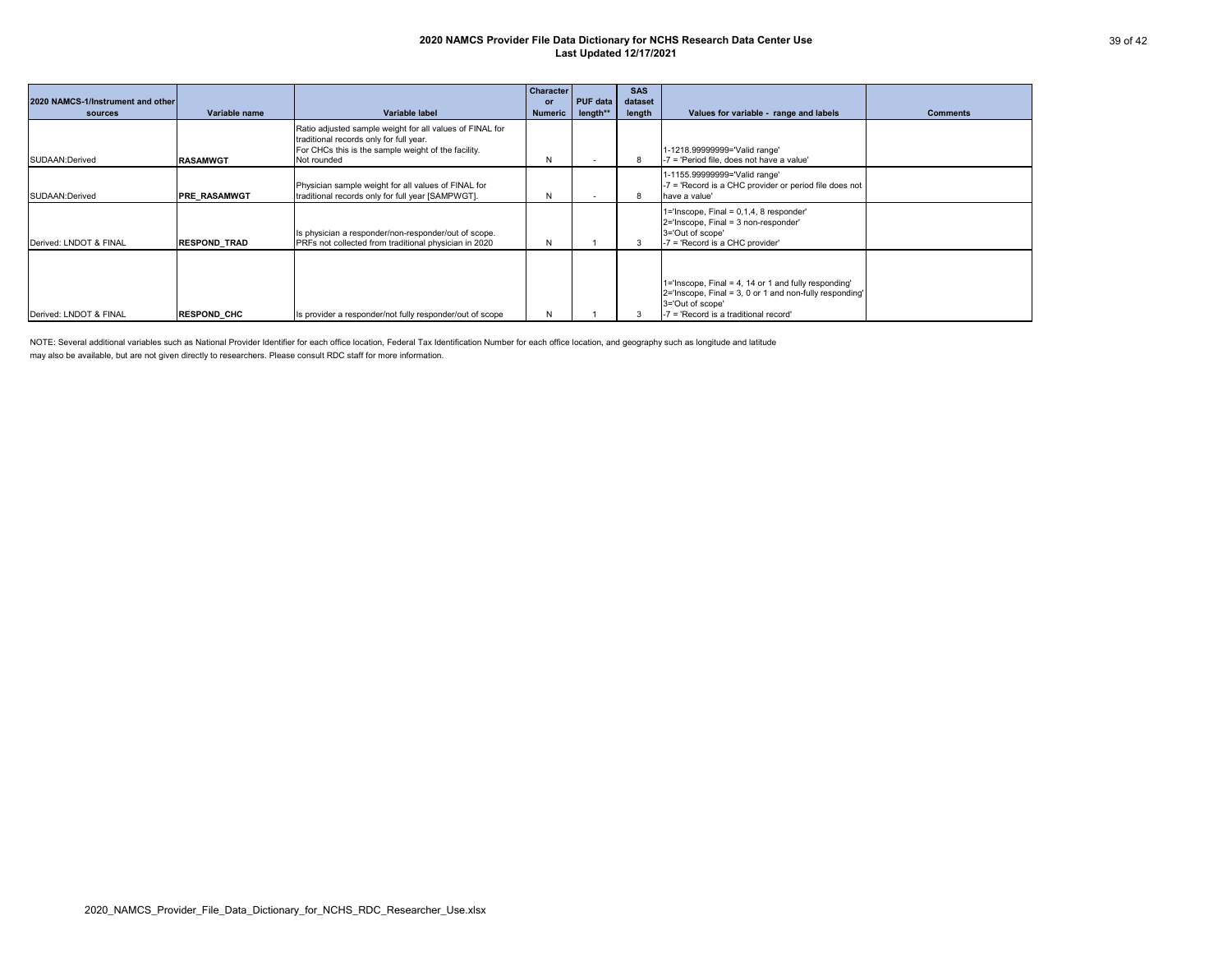| 2020 NAMCS-1/Instrument and other sources | Variable name | Variable label | Character or Numeric | PUF data length** | SAS dataset length | Values for variable - range and labels | Comments |
|---|---|---|---|---|---|---|---|
| SUDAAN:Derived | **RASAMWGT** | Ratio adjusted sample weight for all values of FINAL for traditional records only for full year. For CHCs this is the sample weight of the facility. Not rounded | N | - | 8 | 1-1218.99999999='Valid range' -7 = 'Period file, does not have a value' | |
| SUDAAN:Derived | **PRE_RASAMWGT** | Physician sample weight for all values of FINAL for traditional records only for full year [SAMPWGT]. | N | - | 8 | 1-1155.99999999='Valid range' -7 = 'Record is a CHC provider or period file does not have a value' | |
| Derived: LNDOT & FINAL | **RESPOND_TRAD** | Is physician a responder/non-responder/out of scope. PRFs not collected from traditional physician in 2020 | N | 1 | 3 | 1='Inscope, Final = 0,1,4, 8 responder' 2='Inscope, Final = 3 non-responder' 3='Out of scope' -7 = 'Record is a CHC provider' | |
| Derived: LNDOT & FINAL | **RESPOND_CHC** | Is provider a responder/not fully responder/out of scope | N | 1 | 3 | 1='Inscope, Final = 4, 14 or 1 and fully responding' 2='Inscope, Final = 3, 0 or 1 and non-fully responding' 3='Out of scope' -7 = 'Record is a traditional record' | |

NOTE: Several additional variables such as National Provider Identifier for each office location, Federal Tax Identification Number for each office location, and geography such as longitude and latitude may also be available, but are not given directly to researchers. Please consult RDC staff for more information.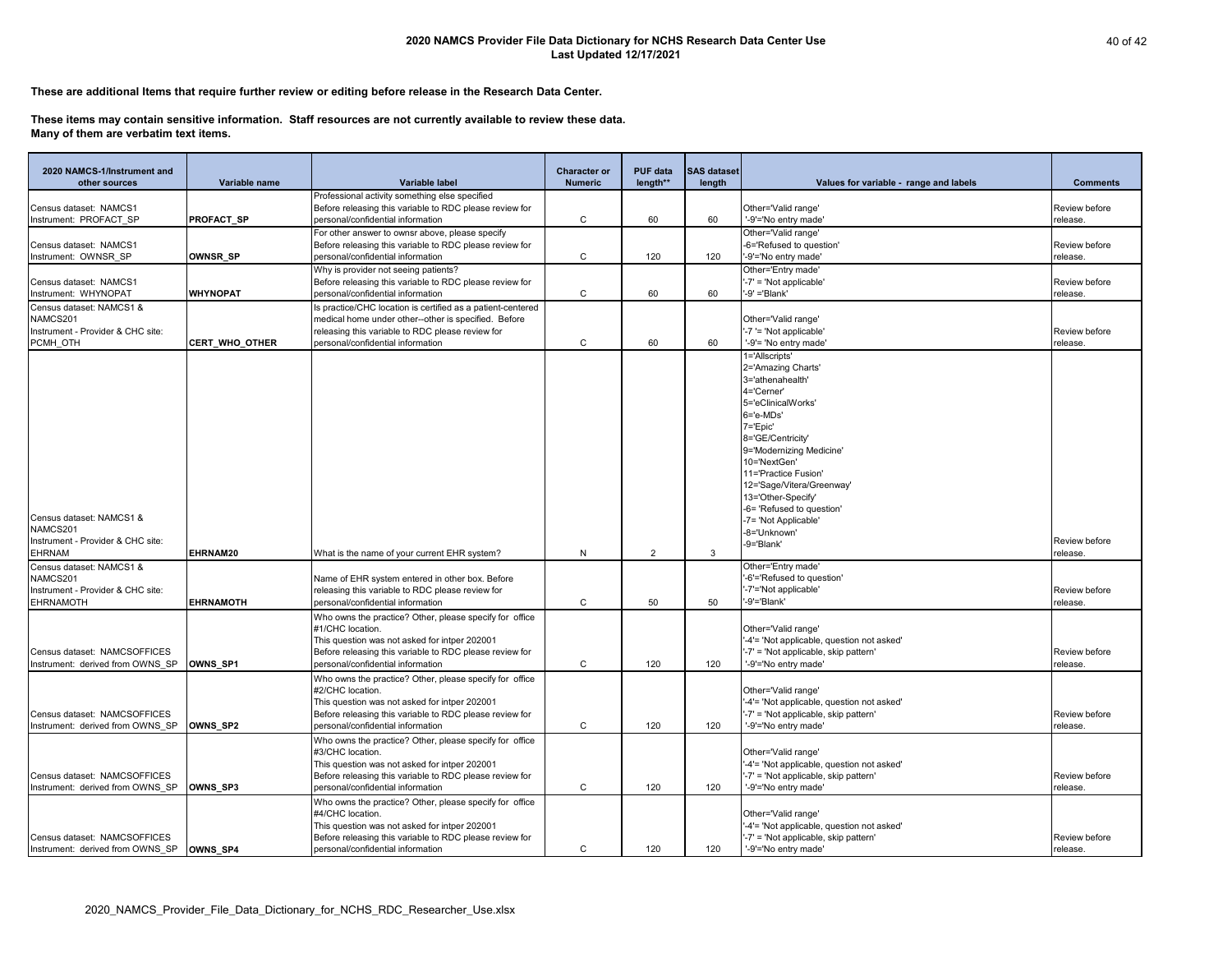These are additional Items that require further review or editing before release in the Research Data Center.

These items may contain sensitive information. Staff resources are not currently available to review these data.
Many of them are verbatim text items.

| 2020 NAMCS-1/Instrument and other sources | Variable name | Variable label | Character or Numeric | PUF data length** | SAS dataset length | Values for variable - range and labels | Comments |
|---|---|---|---|---|---|---|---|
| Census dataset: NAMCS1<br>Instrument: PROFACT_SP | **PROFACT_SP** | Professional activity something else specified<br>Before releasing this variable to RDC please review for personal/confidential information | C | 60 | 60 | Other='Valid range'<br>'-9'='No entry made' | Review before release. |
| Census dataset: NAMCS1<br>Instrument: OWNSR_SP | **OWNSR_SP** | For other answer to ownsr above, please specify<br>Before releasing this variable to RDC please review for personal/confidential information | C | 120 | 120 | Other='Valid range'<br>-6='Refused to question'<br>'-9'='No entry made' | Review before release. |
| Census dataset: NAMCS1<br>Instrument: WHYNOPAT | **WHYNOPAT** | Why is provider not seeing patients?<br>Before releasing this variable to RDC please review for personal/confidential information | C | 60 | 60 | Other='Entry made'<br>'-7' = 'Not applicable'<br>'-9' ='Blank' | Review before release. |
| Census dataset: NAMCS1 & NAMCS201<br>Instrument - Provider & CHC site: PCMH_OTH | **CERT_WHO_OTHER** | Is practice/CHC location is certified as a patient-centered medical home under other--other is specified. Before releasing this variable to RDC please review for personal/confidential information | C | 60 | 60 | Other='Valid range'<br>'-7 '= 'Not applicable'<br>'-9'= 'No entry made' | Review before release. |
| Census dataset: NAMCS1 & NAMCS201<br>Instrument - Provider & CHC site: EHRNAM | **EHRNAM20** | What is the name of your current EHR system? | N | 2 | 3 | 1='Allscripts'<br>2='Amazing Charts'<br>3='athenahealth'<br>4='Cerner'<br>5='eClinicalWorks'<br>6='e-MDs'<br>7='Epic'<br>8='GE/Centricity'<br>9='Modernizing Medicine'<br>10='NextGen'<br>11='Practice Fusion'<br>12='Sage/Vitera/Greenway'<br>13='Other-Specify'<br>-6= 'Refused to question'<br>-7= 'Not Applicable'<br>-8='Unknown'<br>-9='Blank' | Review before release. |
| Census dataset: NAMCS1 & NAMCS201<br>Instrument - Provider & CHC site: EHRNAMOTH | **EHRNAMOTH** | Name of EHR system entered in other box. Before releasing this variable to RDC please review for personal/confidential information | C | 50 | 50 | Other='Entry made'<br>'-6'='Refused to question'<br>'-7'='Not applicable'<br>'-9'='Blank' | Review before release. |
| Census dataset: NAMCSOFFICES<br>Instrument: derived from OWNS_SP | **OWNS_SP1** | Who owns the practice? Other, please specify for office #1/CHC location.<br>This question was not asked for intper 202001<br>Before releasing this variable to RDC please review for personal/confidential information | C | 120 | 120 | Other='Valid range'<br>'-4'= 'Not applicable, question not asked'<br>'-7' = 'Not applicable, skip pattern'<br>'-9'='No entry made' | Review before release. |
| Census dataset: NAMCSOFFICES<br>Instrument: derived from OWNS_SP | **OWNS_SP2** | Who owns the practice? Other, please specify for office #2/CHC location.<br>This question was not asked for intper 202001<br>Before releasing this variable to RDC please review for personal/confidential information | C | 120 | 120 | Other='Valid range'<br>'-4'= 'Not applicable, question not asked'<br>'-7' = 'Not applicable, skip pattern'<br>'-9'='No entry made' | Review before release. |
| Census dataset: NAMCSOFFICES<br>Instrument: derived from OWNS_SP | **OWNS_SP3** | Who owns the practice? Other, please specify for office #3/CHC location.<br>This question was not asked for intper 202001<br>Before releasing this variable to RDC please review for personal/confidential information | C | 120 | 120 | Other='Valid range'<br>'-4'= 'Not applicable, question not asked'<br>'-7' = 'Not applicable, skip pattern'<br>'-9'='No entry made' | Review before release. |
| Census dataset: NAMCSOFFICES<br>Instrument: derived from OWNS_SP | **OWNS_SP4** | Who owns the practice? Other, please specify for office #4/CHC location.<br>This question was not asked for intper 202001<br>Before releasing this variable to RDC please review for personal/confidential information | C | 120 | 120 | Other='Valid range'<br>'-4'= 'Not applicable, question not asked'<br>'-7' = 'Not applicable, skip pattern'<br>'-9'='No entry made' | Review before release. |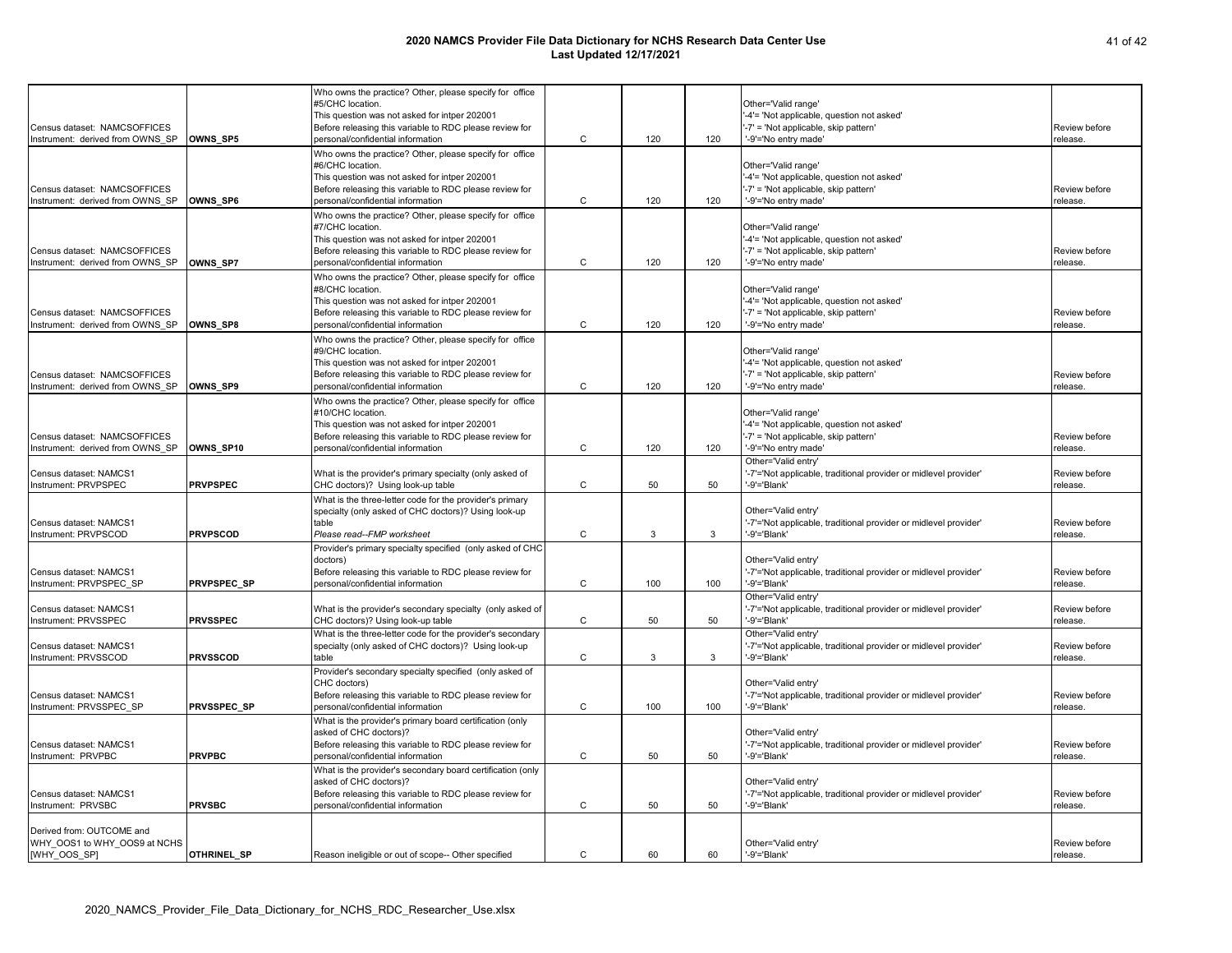| | | | | | | | |
|---|---|---|---|---|---|---|---|
| Census dataset: NAMCSOFFICES Instrument: derived from OWNS_SP | **OWNS_SP5** | Who owns the practice? Other, please specify for office #5/CHC location. This question was not asked for intper 202001 Before releasing this variable to RDC please review for personal/confidential information | C | 120 | 120 | Other='Valid range' '-4'= 'Not applicable, question not asked' '-7' = 'Not applicable, skip pattern' '-9'='No entry made' | Review before release. |
| Census dataset: NAMCSOFFICES Instrument: derived from OWNS_SP | **OWNS_SP6** | Who owns the practice? Other, please specify for office #6/CHC location. This question was not asked for intper 202001 Before releasing this variable to RDC please review for personal/confidential information | C | 120 | 120 | Other='Valid range' '-4'= 'Not applicable, question not asked' '-7' = 'Not applicable, skip pattern' '-9'='No entry made' | Review before release. |
| Census dataset: NAMCSOFFICES Instrument: derived from OWNS_SP | **OWNS_SP7** | Who owns the practice? Other, please specify for office #7/CHC location. This question was not asked for intper 202001 Before releasing this variable to RDC please review for personal/confidential information | C | 120 | 120 | Other='Valid range' '-4'= 'Not applicable, question not asked' '-7' = 'Not applicable, skip pattern' '-9'='No entry made' | Review before release. |
| Census dataset: NAMCSOFFICES Instrument: derived from OWNS_SP | **OWNS_SP8** | Who owns the practice? Other, please specify for office #8/CHC location. This question was not asked for intper 202001 Before releasing this variable to RDC please review for personal/confidential information | C | 120 | 120 | Other='Valid range' '-4'= 'Not applicable, question not asked' '-7' = 'Not applicable, skip pattern' '-9'='No entry made' | Review before release. |
| Census dataset: NAMCSOFFICES Instrument: derived from OWNS_SP | **OWNS_SP9** | Who owns the practice? Other, please specify for office #9/CHC location. This question was not asked for intper 202001 Before releasing this variable to RDC please review for personal/confidential information | C | 120 | 120 | Other='Valid range' '-4'= 'Not applicable, question not asked' '-7' = 'Not applicable, skip pattern' '-9'='No entry made' | Review before release. |
| Census dataset: NAMCSOFFICES Instrument: derived from OWNS_SP | **OWNS_SP10** | Who owns the practice? Other, please specify for office #10/CHC location. This question was not asked for intper 202001 Before releasing this variable to RDC please review for personal/confidential information | C | 120 | 120 | Other='Valid range' '-4'= 'Not applicable, question not asked' '-7' = 'Not applicable, skip pattern' '-9'='No entry made' | Review before release. |
| Census dataset: NAMCS1 Instrument: PRVPSPEC | **PRVPSPEC** | What is the provider's primary specialty (only asked of CHC doctors)? Using look-up table | C | 50 | 50 | Other='Valid entry' '-7'='Not applicable, traditional provider or midlevel provider' '-9'='Blank' | Review before release. |
| Census dataset: NAMCS1 Instrument: PRVPSCOD | **PRVPSCOD** | What is the three-letter code for the provider's primary specialty (only asked of CHC doctors)? Using look-up table *Please read--FMP worksheet* | C | 3 | 3 | Other='Valid entry' '-7'='Not applicable, traditional provider or midlevel provider' '-9'='Blank' | Review before release. |
| Census dataset: NAMCS1 Instrument: PRVPSPEC_SP | **PRVPSPEC_SP** | Provider's primary specialty specified (only asked of CHC doctors) Before releasing this variable to RDC please review for personal/confidential information | C | 100 | 100 | Other='Valid entry' '-7'='Not applicable, traditional provider or midlevel provider' '-9'='Blank' | Review before release. |
| Census dataset: NAMCS1 Instrument: PRVSSPEC | **PRVSSPEC** | What is the provider's secondary specialty (only asked of CHC doctors)? Using look-up table | C | 50 | 50 | Other='Valid entry' '-7'='Not applicable, traditional provider or midlevel provider' '-9'='Blank' | Review before release. |
| Census dataset: NAMCS1 Instrument: PRVSSCOD | **PRVSSCOD** | What is the three-letter code for the provider's secondary specialty (only asked of CHC doctors)? Using look-up table | C | 3 | 3 | Other='Valid entry' '-7'='Not applicable, traditional provider or midlevel provider' '-9'='Blank' | Review before release. |
| Census dataset: NAMCS1 Instrument: PRVSSPEC_SP | **PRVSSPEC_SP** | Provider's secondary specialty specified (only asked of CHC doctors) Before releasing this variable to RDC please review for personal/confidential information | C | 100 | 100 | Other='Valid entry' '-7'='Not applicable, traditional provider or midlevel provider' '-9'='Blank' | Review before release. |
| Census dataset: NAMCS1 Instrument: PRVPBC | **PRVPBC** | What is the provider's primary board certification (only asked of CHC doctors)? Before releasing this variable to RDC please review for personal/confidential information | C | 50 | 50 | Other='Valid entry' '-7'='Not applicable, traditional provider or midlevel provider' '-9'='Blank' | Review before release. |
| Census dataset: NAMCS1 Instrument: PRVSBC | **PRVSBC** | What is the provider's secondary board certification (only asked of CHC doctors)? Before releasing this variable to RDC please review for personal/confidential information | C | 50 | 50 | Other='Valid entry' '-7'='Not applicable, traditional provider or midlevel provider' '-9'='Blank' | Review before release. |
| Derived from: OUTCOME and WHY_OOS1 to WHY_OOS9 at NCHS [WHY_OOS_SP] | **OTHRINEL_SP** | Reason ineligible or out of scope-- Other specified | C | 60 | 60 | Other='Valid entry' '-9'='Blank' | Review before release. |

2020_NAMCS_Provider_File_Data_Dictionary_for_NCHS_RDC_Researcher_Use.xlsx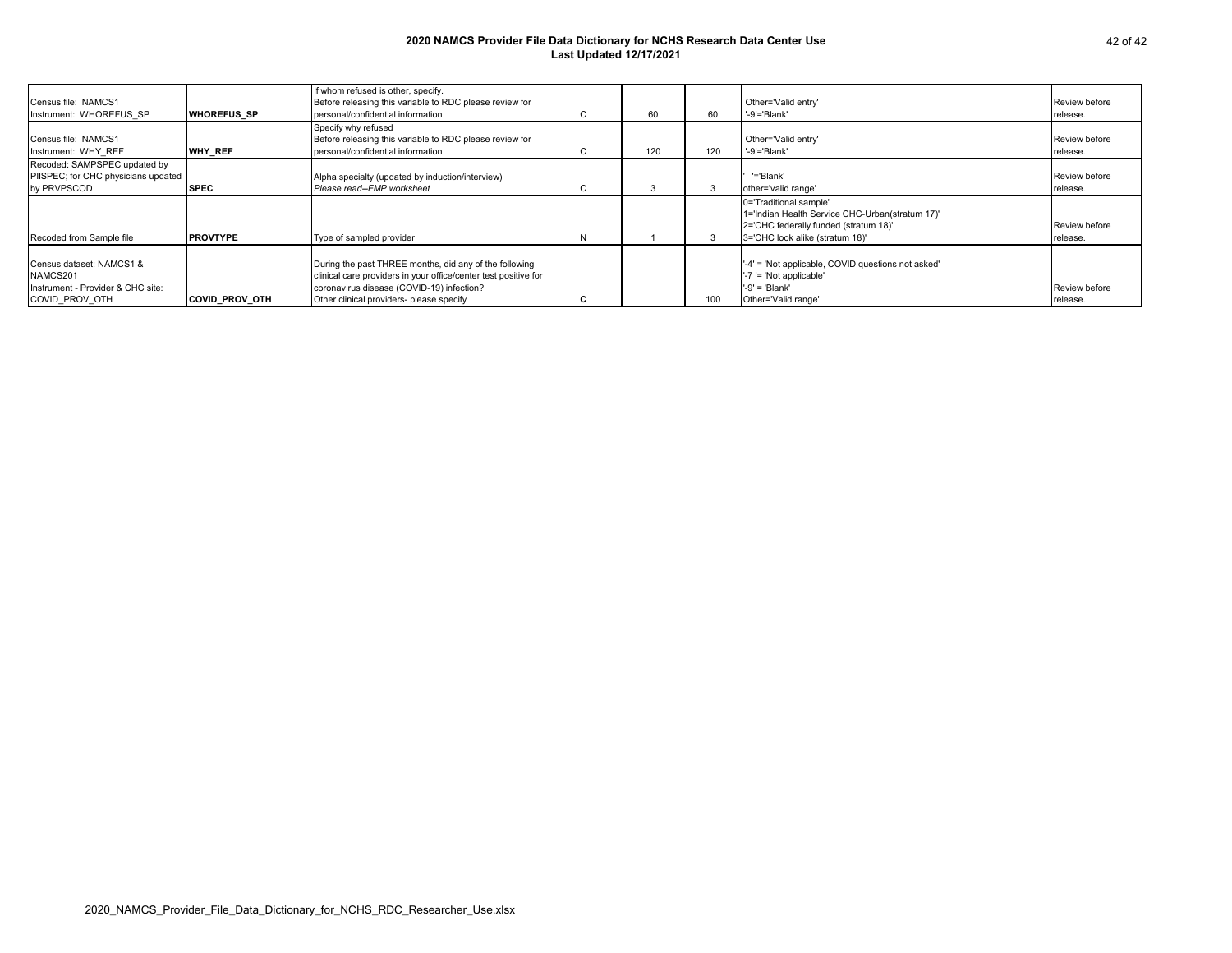| | | | | | | | |
|---|---|---|---|---|---|---|---|
| Census file: NAMCS1<br>Instrument: WHOREFUS_SP | **WHOREFUS_SP** | If whom refused is other, specify.<br>Before releasing this variable to RDC please review for personal/confidential information | C | 60 | 60 | Other='Valid entry'<br>'-9'='Blank' | Review before release. |
| Census file: NAMCS1<br>Instrument: WHY_REF | **WHY_REF** | Specify why refused<br>Before releasing this variable to RDC please review for personal/confidential information | C | 120 | 120 | Other='Valid entry'<br>'-9'='Blank' | Review before release. |
| Recoded: SAMPSPEC updated by PIISPEC; for CHC physicians updated by PRVPSCOD | **SPEC** | Alpha specialty (updated by induction/interview)<br>*Please read--FMP worksheet* | C | 3 | 3 | ' '='Blank'<br>other='valid range' | Review before release. |
| Recoded from Sample file | **PROVTYPE** | Type of sampled provider | N | 1 | 3 | 0='Traditional sample'<br>1='Indian Health Service CHC-Urban(stratum 17)'<br>2='CHC federally funded (stratum 18)'<br>3='CHC look alike (stratum 18)' | Review before release. |
| Census dataset: NAMCS1 & NAMCS201<br>Instrument - Provider & CHC site: COVID_PROV_OTH | **COVID_PROV_OTH** | During the past THREE months, did any of the following clinical care providers in your office/center test positive for coronavirus disease (COVID-19) infection?<br>Other clinical providers- please specify | **C** | | 100 | '-4' = 'Not applicable, COVID questions not asked'<br>'-7 '= 'Not applicable'<br>'-9' = 'Blank'<br>Other='Valid range' | Review before release. |

2020_NAMCS_Provider_File_Data_Dictionary_for_NCHS_RDC_Researcher_Use.xlsx